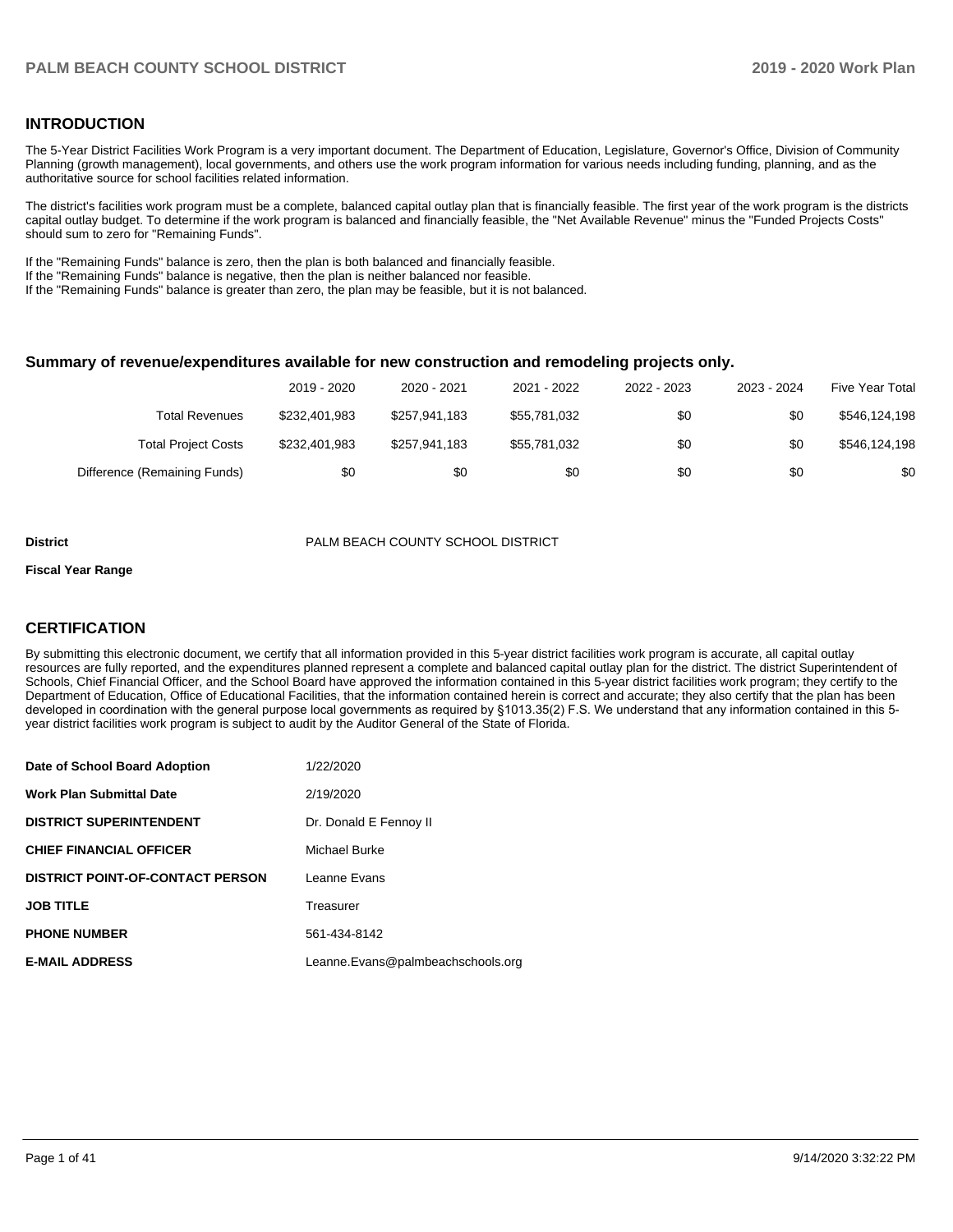## INTRODUCTION

The 5-Year District Facilities Work Program is a very important document. The Department of Education, Legislature, Governor's Office, Division of Community Planning (growth management), local governments, and others use the work program information for various needs including funding, planning, and as the authoritative source for school facilities related information.

The district's facilities work program must be a complete, balanced capital outlay plan that is financially feasible. The first year of the work program is the districts capital outlay budget. To determine if the work program is balanced and financially feasible, the "Net Available Revenue" minus the "Funded Projects Costs" should sum to zero for "Remaining Funds".

If the "Remaining Funds" balance is zero, then the plan is both balanced and financially feasible.
If the "Remaining Funds" balance is negative, then the plan is neither balanced nor feasible.
If the "Remaining Funds" balance is greater than zero, the plan may be feasible, but it is not balanced.

### Summary of revenue/expenditures available for new construction and remodeling projects only.

| | 2019 - 2020 | 2020 - 2021 | 2021 - 2022 | 2022 - 2023 | 2023 - 2024 | Five Year Total |
|---|---|---|---|---|---|---|
| Total Revenues | $232,401,983 | $257,941,183 | $55,781,032 | $0 | $0 | $546,124,198 |
| Total Project Costs | $232,401,983 | $257,941,183 | $55,781,032 | $0 | $0 | $546,124,198 |
| Difference (Remaining Funds) | $0 | $0 | $0 | $0 | $0 | $0 |

**District** PALM BEACH COUNTY SCHOOL DISTRICT

**Fiscal Year Range**

## CERTIFICATION

By submitting this electronic document, we certify that all information provided in this 5-year district facilities work program is accurate, all capital outlay resources are fully reported, and the expenditures planned represent a complete and balanced capital outlay plan for the district. The district Superintendent of Schools, Chief Financial Officer, and the School Board have approved the information contained in this 5-year district facilities work program; they certify to the Department of Education, Office of Educational Facilities, that the information contained herein is correct and accurate; they also certify that the plan has been developed in coordination with the general purpose local governments as required by §1013.35(2) F.S. We understand that any information contained in this 5-year district facilities work program is subject to audit by the Auditor General of the State of Florida.

| | |
|---|---|
| **Date of School Board Adoption** | 1/22/2020 |
| **Work Plan Submittal Date** | 2/19/2020 |
| **DISTRICT SUPERINTENDENT** | Dr. Donald E Fennoy II |
| **CHIEF FINANCIAL OFFICER** | Michael Burke |
| **DISTRICT POINT-OF-CONTACT PERSON** | Leanne Evans |
| **JOB TITLE** | Treasurer |
| **PHONE NUMBER** | 561-434-8142 |
| **E-MAIL ADDRESS** | Leanne.Evans@palmbeachschools.org |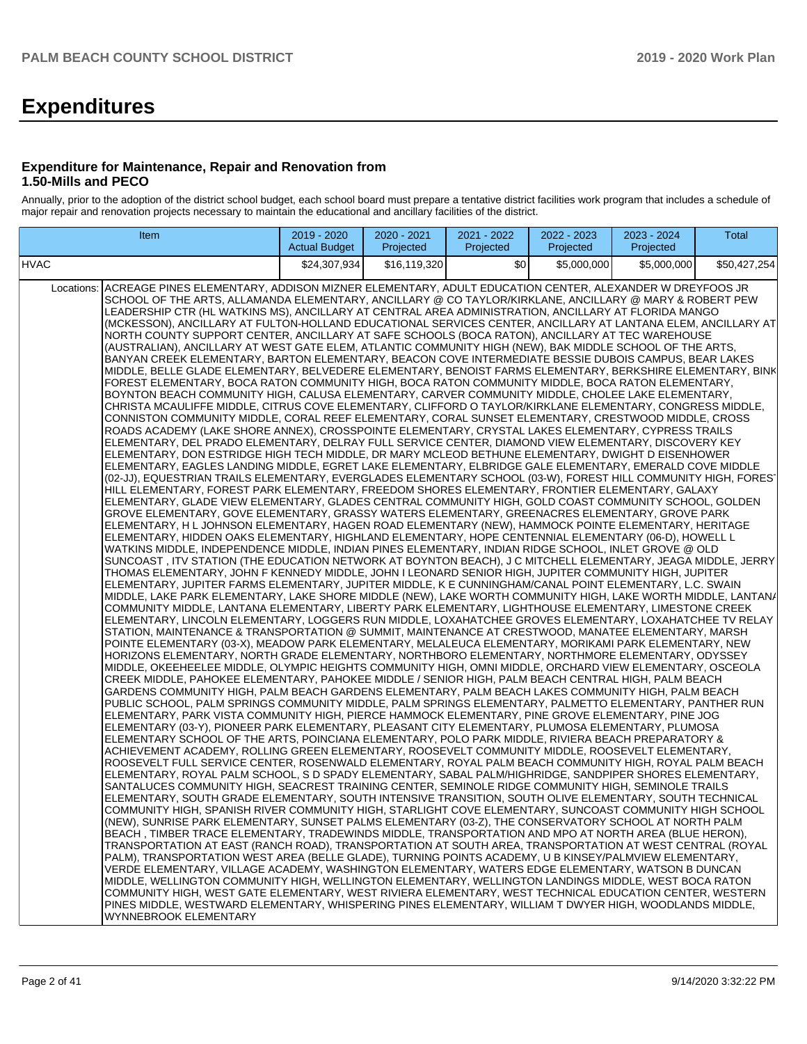# Expenditures

### Expenditure for Maintenance, Repair and Renovation from 1.50-Mills and PECO

Annually, prior to the adoption of the district school budget, each school board must prepare a tentative district facilities work program that includes a schedule of major repair and renovation projects necessary to maintain the educational and ancillary facilities of the district.

| Item | | 2019 - 2020 Actual Budget | 2020 - 2021 Projected | 2021 - 2022 Projected | 2022 - 2023 Projected | 2023 - 2024 Projected | Total |
|---|---|---|---|---|---|---|---|
| HVAC | | $24,307,934 | $16,119,320 | $0 | $5,000,000 | $5,000,000 | $50,427,254 |
| Locations: | ACREAGE PINES ELEMENTARY, ADDISON MIZNER ELEMENTARY, ADULT EDUCATION CENTER, ALEXANDER W DREYFOOS JR SCHOOL OF THE ARTS, ALLAMANDA ELEMENTARY, ANCILLARY @ CO TAYLOR/KIRKLANE, ANCILLARY @ MARY & ROBERT PEW LEADERSHIP CTR (HL WATKINS MS), ANCILLARY AT CENTRAL AREA ADMINISTRATION, ANCILLARY AT FLORIDA MANGO (MCKESSON), ANCILLARY AT FULTON-HOLLAND EDUCATIONAL SERVICES CENTER, ANCILLARY AT LANTANA ELEM, ANCILLARY AT NORTH COUNTY SUPPORT CENTER, ANCILLARY AT SAFE SCHOOLS (BOCA RATON), ANCILLARY AT TEC WAREHOUSE (AUSTRALIAN), ANCILLARY AT WEST GATE ELEM, ATLANTIC COMMUNITY HIGH (NEW), BAK MIDDLE SCHOOL OF THE ARTS, BANYAN CREEK ELEMENTARY, BARTON ELEMENTARY, BEACON COVE INTERMEDIATE BESSIE DUBOIS CAMPUS, BEAR LAKES MIDDLE, BELLE GLADE ELEMENTARY, BELVEDERE ELEMENTARY, BENOIST FARMS ELEMENTARY, BERKSHIRE ELEMENTARY, BINK FOREST ELEMENTARY, BOCA RATON COMMUNITY HIGH, BOCA RATON COMMUNITY MIDDLE, BOCA RATON ELEMENTARY, BOYNTON BEACH COMMUNITY HIGH, CALUSA ELEMENTARY, CARVER COMMUNITY MIDDLE, CHOLEE LAKE ELEMENTARY, CHRISTA MCAULIFFE MIDDLE, CITRUS COVE ELEMENTARY, CLIFFORD O TAYLOR/KIRKLANE ELEMENTARY, CONGRESS MIDDLE, CONNISTON COMMUNITY MIDDLE, CORAL REEF ELEMENTARY, CORAL SUNSET ELEMENTARY, CRESTWOOD MIDDLE, CROSS ROADS ACADEMY (LAKE SHORE ANNEX), CROSSPOINTE ELEMENTARY, CRYSTAL LAKES ELEMENTARY, CYPRESS TRAILS ELEMENTARY, DEL PRADO ELEMENTARY, DELRAY FULL SERVICE CENTER, DIAMOND VIEW ELEMENTARY, DISCOVERY KEY ELEMENTARY, DON ESTRIDGE HIGH TECH MIDDLE, DR MARY MCLEOD BETHUNE ELEMENTARY, DWIGHT D EISENHOWER ELEMENTARY, EAGLES LANDING MIDDLE, EGRET LAKE ELEMENTARY, ELBRIDGE GALE ELEMENTARY, EMERALD COVE MIDDLE (02-JJ), EQUESTRIAN TRAILS ELEMENTARY, EVERGLADES ELEMENTARY SCHOOL (03-W), FOREST HILL COMMUNITY HIGH, FOREST HILL ELEMENTARY, FOREST PARK ELEMENTARY, FREEDOM SHORES ELEMENTARY, FRONTIER ELEMENTARY, GALAXY ELEMENTARY, GLADE VIEW ELEMENTARY, GLADES CENTRAL COMMUNITY HIGH, GOLD COAST COMMUNITY SCHOOL, GOLDEN GROVE ELEMENTARY, GOVE ELEMENTARY, GRASSY WATERS ELEMENTARY, GREENACRES ELEMENTARY, GROVE PARK ELEMENTARY, H L JOHNSON ELEMENTARY, HAGEN ROAD ELEMENTARY (NEW), HAMMOCK POINTE ELEMENTARY, HERITAGE ELEMENTARY, HIDDEN OAKS ELEMENTARY, HIGHLAND ELEMENTARY, HOPE CENTENNIAL ELEMENTARY (06-D), HOWELL L WATKINS MIDDLE, INDEPENDENCE MIDDLE, INDIAN PINES ELEMENTARY, INDIAN RIDGE SCHOOL, INLET GROVE @ OLD SUNCOAST , ITV STATION (THE EDUCATION NETWORK AT BOYNTON BEACH), J C MITCHELL ELEMENTARY, JEAGA MIDDLE, JERRY THOMAS ELEMENTARY, JOHN F KENNEDY MIDDLE, JOHN I LEONARD SENIOR HIGH, JUPITER COMMUNITY HIGH, JUPITER ELEMENTARY, JUPITER FARMS ELEMENTARY, JUPITER MIDDLE, K E CUNNINGHAM/CANAL POINT ELEMENTARY, L.C. SWAIN MIDDLE, LAKE PARK ELEMENTARY, LAKE SHORE MIDDLE (NEW), LAKE WORTH COMMUNITY HIGH, LAKE WORTH MIDDLE, LANTANA COMMUNITY MIDDLE, LANTANA ELEMENTARY, LIBERTY PARK ELEMENTARY, LIGHTHOUSE ELEMENTARY, LIMESTONE CREEK ELEMENTARY, LINCOLN ELEMENTARY, LOGGERS RUN MIDDLE, LOXAHATCHEE GROVES ELEMENTARY, LOXAHATCHEE TV RELAY STATION, MAINTENANCE & TRANSPORTATION @ SUMMIT, MAINTENANCE AT CRESTWOOD, MANATEE ELEMENTARY, MARSH POINTE ELEMENTARY (03-X), MEADOW PARK ELEMENTARY, MELALEUCA ELEMENTARY, MORIKAMI PARK ELEMENTARY, NEW HORIZONS ELEMENTARY, NORTH GRADE ELEMENTARY, NORTHBORO ELEMENTARY, NORTHMORE ELEMENTARY, ODYSSEY MIDDLE, OKEEHEELEE MIDDLE, OLYMPIC HEIGHTS COMMUNITY HIGH, OMNI MIDDLE, ORCHARD VIEW ELEMENTARY, OSCEOLA CREEK MIDDLE, PAHOKEE ELEMENTARY, PAHOKEE MIDDLE / SENIOR HIGH, PALM BEACH CENTRAL HIGH, PALM BEACH GARDENS COMMUNITY HIGH, PALM BEACH GARDENS ELEMENTARY, PALM BEACH LAKES COMMUNITY HIGH, PALM BEACH PUBLIC SCHOOL, PALM SPRINGS COMMUNITY MIDDLE, PALM SPRINGS ELEMENTARY, PALMETTO ELEMENTARY, PANTHER RUN ELEMENTARY, PARK VISTA COMMUNITY HIGH, PIERCE HAMMOCK ELEMENTARY, PINE GROVE ELEMENTARY, PINE JOG ELEMENTARY (03-Y), PIONEER PARK ELEMENTARY, PLEASANT CITY ELEMENTARY, PLUMOSA ELEMENTARY, PLUMOSA ELEMENTARY SCHOOL OF THE ARTS, POINCIANA ELEMENTARY, POLO PARK MIDDLE, RIVIERA BEACH PREPARATORY & ACHIEVEMENT ACADEMY, ROLLING GREEN ELEMENTARY, ROOSEVELT COMMUNITY MIDDLE, ROOSEVELT ELEMENTARY, ROOSEVELT FULL SERVICE CENTER, ROSENWALD ELEMENTARY, ROYAL PALM BEACH COMMUNITY HIGH, ROYAL PALM BEACH ELEMENTARY, ROYAL PALM SCHOOL, S D SPADY ELEMENTARY, SABAL PALM/HIGHRIDGE, SANDPIPER SHORES ELEMENTARY, SANTALUCES COMMUNITY HIGH, SEACREST TRAINING CENTER, SEMINOLE RIDGE COMMUNITY HIGH, SEMINOLE TRAILS ELEMENTARY, SOUTH GRADE ELEMENTARY, SOUTH INTENSIVE TRANSITION, SOUTH OLIVE ELEMENTARY, SOUTH TECHNICAL COMMUNITY HIGH, SPANISH RIVER COMMUNITY HIGH, STARLIGHT COVE ELEMENTARY, SUNCOAST COMMUNITY HIGH SCHOOL (NEW), SUNRISE PARK ELEMENTARY, SUNSET PALMS ELEMENTARY (03-Z), THE CONSERVATORY SCHOOL AT NORTH PALM BEACH , TIMBER TRACE ELEMENTARY, TRADEWINDS MIDDLE, TRANSPORTATION AND MPO AT NORTH AREA (BLUE HERON), TRANSPORTATION AT EAST (RANCH ROAD), TRANSPORTATION AT SOUTH AREA, TRANSPORTATION AT WEST CENTRAL (ROYAL PALM), TRANSPORTATION WEST AREA (BELLE GLADE), TURNING POINTS ACADEMY, U B KINSEY/PALMVIEW ELEMENTARY, VERDE ELEMENTARY, VILLAGE ACADEMY, WASHINGTON ELEMENTARY, WATERS EDGE ELEMENTARY, WATSON B DUNCAN MIDDLE, WELLINGTON COMMUNITY HIGH, WELLINGTON ELEMENTARY, WELLINGTON LANDINGS MIDDLE, WEST BOCA RATON COMMUNITY HIGH, WEST GATE ELEMENTARY, WEST RIVIERA ELEMENTARY, WEST TECHNICAL EDUCATION CENTER, WESTERN PINES MIDDLE, WESTWARD ELEMENTARY, WHISPERING PINES ELEMENTARY, WILLIAM T DWYER HIGH, WOODLANDS MIDDLE, WYNNEBROOK ELEMENTARY | | | | | | |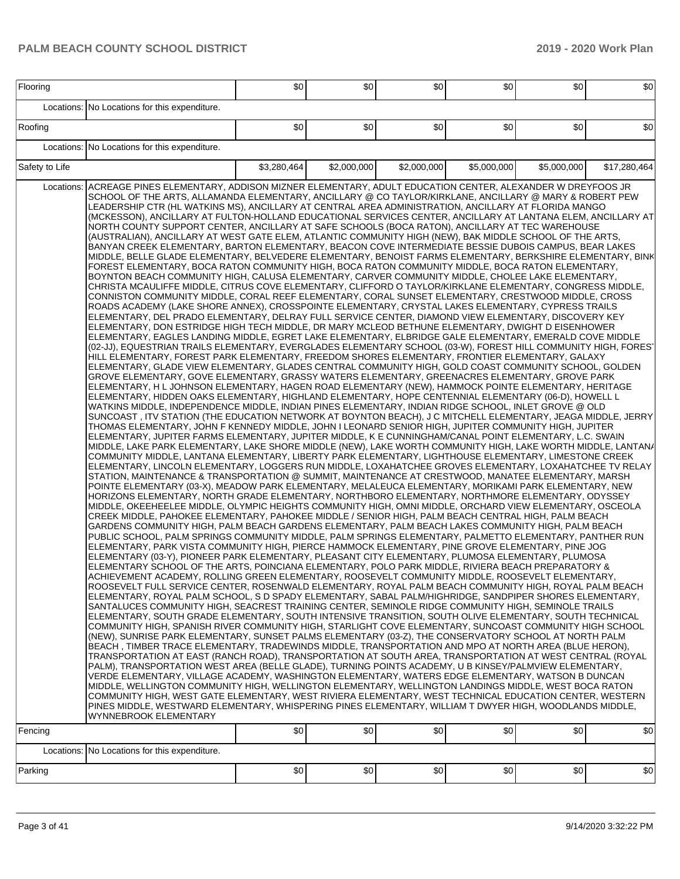| | | | | | | | |
|---|---|---|---|---|---|---|---|
| Flooring | | $0 | $0 | $0 | $0 | $0 | $0 |
| | Locations: | No Locations for this expenditure. | | | | | |
| Roofing | | $0 | $0 | $0 | $0 | $0 | $0 |
| | Locations: | No Locations for this expenditure. | | | | | |
| Safety to Life | | $3,280,464 | $2,000,000 | $2,000,000 | $5,000,000 | $5,000,000 | $17,280,464 |
| | Locations: | ACREAGE PINES ELEMENTARY, ADDISON MIZNER ELEMENTARY, ADULT EDUCATION CENTER, ALEXANDER W DREYFOOS JR SCHOOL OF THE ARTS, ALLAMANDA ELEMENTARY, ANCILLARY @ CO TAYLOR/KIRKLANE, ANCILLARY @ MARY & ROBERT PEW LEADERSHIP CTR (HL WATKINS MS), ANCILLARY AT CENTRAL AREA ADMINISTRATION, ANCILLARY AT FLORIDA MANGO (MCKESSON), ANCILLARY AT FULTON-HOLLAND EDUCATIONAL SERVICES CENTER, ANCILLARY AT LANTANA ELEM, ANCILLARY AT NORTH COUNTY SUPPORT CENTER, ANCILLARY AT SAFE SCHOOLS (BOCA RATON), ANCILLARY AT TEC WAREHOUSE (AUSTRALIAN), ANCILLARY AT WEST GATE ELEM, ATLANTIC COMMUNITY HIGH (NEW), BAK MIDDLE SCHOOL OF THE ARTS, BANYAN CREEK ELEMENTARY, BARTON ELEMENTARY, BEACON COVE INTERMEDIATE BESSIE DUBOIS CAMPUS, BEAR LAKES MIDDLE, BELLE GLADE ELEMENTARY, BELVEDERE ELEMENTARY, BENOIST FARMS ELEMENTARY, BERKSHIRE ELEMENTARY, BINKS FOREST ELEMENTARY, BOCA RATON COMMUNITY HIGH, BOCA RATON COMMUNITY MIDDLE, BOCA RATON ELEMENTARY, BOYNTON BEACH COMMUNITY HIGH, CALUSA ELEMENTARY, CARVER COMMUNITY MIDDLE, CHOLEE LAKE ELEMENTARY, CHRISTA MCAULIFFE MIDDLE, CITRUS COVE ELEMENTARY, CLIFFORD O TAYLOR/KIRKLANE ELEMENTARY, CONGRESS MIDDLE, CONNISTON COMMUNITY MIDDLE, CORAL REEF ELEMENTARY, CORAL SUNSET ELEMENTARY, CRESTWOOD MIDDLE, CROSS ROADS ACADEMY (LAKE SHORE ANNEX), CROSSPOINTE ELEMENTARY, CRYSTAL LAKES ELEMENTARY, CYPRESS TRAILS ELEMENTARY, DEL PRADO ELEMENTARY, DELRAY FULL SERVICE CENTER, DIAMOND VIEW ELEMENTARY, DISCOVERY KEY ELEMENTARY, DON ESTRIDGE HIGH TECH MIDDLE, DR MARY MCLEOD BETHUNE ELEMENTARY, DWIGHT D EISENHOWER ELEMENTARY, EAGLES LANDING MIDDLE, EGRET LAKE ELEMENTARY, ELBRIDGE GALE ELEMENTARY, EMERALD COVE MIDDLE (02-JJ), EQUESTRIAN TRAILS ELEMENTARY, EVERGLADES ELEMENTARY SCHOOL (03-W), FOREST HILL COMMUNITY HIGH, FOREST HILL ELEMENTARY, FOREST PARK ELEMENTARY, FREEDOM SHORES ELEMENTARY, FRONTIER ELEMENTARY, GALAXY ELEMENTARY, GLADE VIEW ELEMENTARY, GLADES CENTRAL COMMUNITY HIGH, GOLD COAST COMMUNITY SCHOOL, GOLDEN GROVE ELEMENTARY, GOVE ELEMENTARY, GRASSY WATERS ELEMENTARY, GREENACRES ELEMENTARY, GROVE PARK ELEMENTARY, H L JOHNSON ELEMENTARY, HAGEN ROAD ELEMENTARY (NEW), HAMMOCK POINTE ELEMENTARY, HERITAGE ELEMENTARY, HIDDEN OAKS ELEMENTARY, HIGHLAND ELEMENTARY, HOPE CENTENNIAL ELEMENTARY (06-D), HOWELL L WATKINS MIDDLE, INDEPENDENCE MIDDLE, INDIAN PINES ELEMENTARY, INDIAN RIDGE SCHOOL, INLET GROVE @ OLD SUNCOAST , ITV STATION (THE EDUCATION NETWORK AT BOYNTON BEACH), J C MITCHELL ELEMENTARY, JEAGA MIDDLE, JERRY THOMAS ELEMENTARY, JOHN F KENNEDY MIDDLE, JOHN I LEONARD SENIOR HIGH, JUPITER COMMUNITY HIGH, JUPITER ELEMENTARY, JUPITER FARMS ELEMENTARY, JUPITER MIDDLE, K E CUNNINGHAM/CANAL POINT ELEMENTARY, L.C. SWAIN MIDDLE, LAKE PARK ELEMENTARY, LAKE SHORE MIDDLE (NEW), LAKE WORTH COMMUNITY HIGH, LAKE WORTH MIDDLE, LANTANA COMMUNITY MIDDLE, LANTANA ELEMENTARY, LIBERTY PARK ELEMENTARY, LIGHTHOUSE ELEMENTARY, LIMESTONE CREEK ELEMENTARY, LINCOLN ELEMENTARY, LOGGERS RUN MIDDLE, LOXAHATCHEE GROVES ELEMENTARY, LOXAHATCHEE TV RELAY STATION, MAINTENANCE & TRANSPORTATION @ SUMMIT, MAINTENANCE AT CRESTWOOD, MANATEE ELEMENTARY, MARSH POINTE ELEMENTARY (03-X), MEADOW PARK ELEMENTARY, MELALEUCA ELEMENTARY, MORIKAMI PARK ELEMENTARY, NEW HORIZONS ELEMENTARY, NORTH GRADE ELEMENTARY, NORTHBORO ELEMENTARY, NORTHMORE ELEMENTARY, ODYSSEY MIDDLE, OKEEHEELEE MIDDLE, OLYMPIC HEIGHTS COMMUNITY HIGH, OMNI MIDDLE, ORCHARD VIEW ELEMENTARY, OSCEOLA CREEK MIDDLE, PAHOKEE ELEMENTARY, PAHOKEE MIDDLE / SENIOR HIGH, PALM BEACH CENTRAL HIGH, PALM BEACH GARDENS COMMUNITY HIGH, PALM BEACH GARDENS ELEMENTARY, PALM BEACH LAKES COMMUNITY HIGH, PALM BEACH PUBLIC SCHOOL, PALM SPRINGS COMMUNITY MIDDLE, PALM SPRINGS ELEMENTARY, PALMETTO ELEMENTARY, PANTHER RUN ELEMENTARY, PARK VISTA COMMUNITY HIGH, PIERCE HAMMOCK ELEMENTARY, PINE GROVE ELEMENTARY, PINE JOG ELEMENTARY (03-Y), PIONEER PARK ELEMENTARY, PLEASANT CITY ELEMENTARY, PLUMOSA ELEMENTARY, PLUMOSA ELEMENTARY SCHOOL OF THE ARTS, POINCIANA ELEMENTARY, POLO PARK MIDDLE, RIVIERA BEACH PREPARATORY & ACHIEVEMENT ACADEMY, ROLLING GREEN ELEMENTARY, ROOSEVELT COMMUNITY MIDDLE, ROOSEVELT ELEMENTARY, ROOSEVELT FULL SERVICE CENTER, ROSENWALD ELEMENTARY, ROYAL PALM BEACH COMMUNITY HIGH, ROYAL PALM BEACH ELEMENTARY, ROYAL PALM SCHOOL, S D SPADY ELEMENTARY, SABAL PALM/HIGHRIDGE, SANDPIPER SHORES ELEMENTARY, SANTALUCES COMMUNITY HIGH, SEACREST TRAINING CENTER, SEMINOLE RIDGE COMMUNITY HIGH, SEMINOLE TRAILS ELEMENTARY, SOUTH GRADE ELEMENTARY, SOUTH INTENSIVE TRANSITION, SOUTH OLIVE ELEMENTARY, SOUTH TECHNICAL COMMUNITY HIGH, SPANISH RIVER COMMUNITY HIGH, STARLIGHT COVE ELEMENTARY, SUNCOAST COMMUNITY HIGH SCHOOL (NEW), SUNRISE PARK ELEMENTARY, SUNSET PALMS ELEMENTARY (03-Z), THE CONSERVATORY SCHOOL AT NORTH PALM BEACH , TIMBER TRACE ELEMENTARY, TRADEWINDS MIDDLE, TRANSPORTATION AND MPO AT NORTH AREA (BLUE HERON), TRANSPORTATION AT EAST (RANCH ROAD), TRANSPORTATION AT SOUTH AREA, TRANSPORTATION AT WEST CENTRAL (ROYAL PALM), TRANSPORTATION WEST AREA (BELLE GLADE), TURNING POINTS ACADEMY, U B KINSEY/PALMVIEW ELEMENTARY, VERDE ELEMENTARY, VILLAGE ACADEMY, WASHINGTON ELEMENTARY, WATERS EDGE ELEMENTARY, WATSON B DUNCAN MIDDLE, WELLINGTON COMMUNITY HIGH, WELLINGTON ELEMENTARY, WELLINGTON LANDINGS MIDDLE, WEST BOCA RATON COMMUNITY HIGH, WEST GATE ELEMENTARY, WEST RIVIERA ELEMENTARY, WEST TECHNICAL EDUCATION CENTER, WESTERN PINES MIDDLE, WESTWARD ELEMENTARY, WHISPERING PINES ELEMENTARY, WILLIAM T DWYER HIGH, WOODLANDS MIDDLE, WYNNEBROOK ELEMENTARY | | | | | |
| Fencing | | $0 | $0 | $0 | $0 | $0 | $0 |
| | Locations: | No Locations for this expenditure. | | | | | |
| Parking | | $0 | $0 | $0 | $0 | $0 | $0 |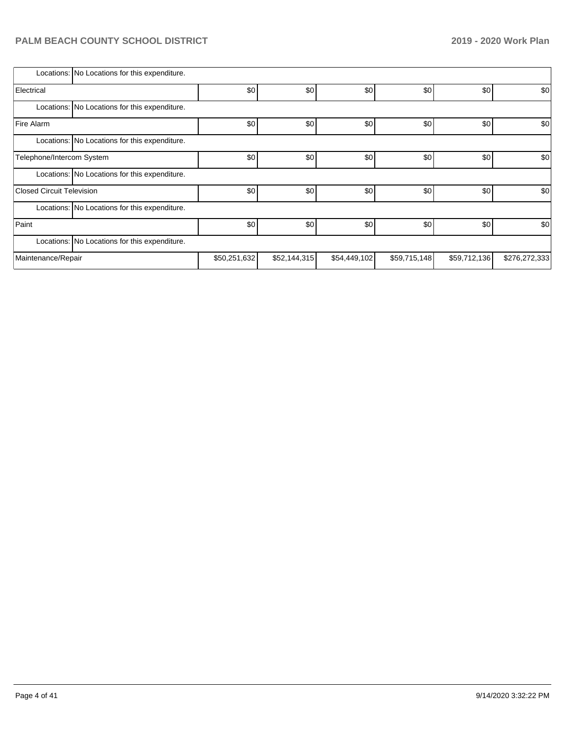| | | | | | | |
|---|---|---|---|---|---|---|
| Locations: No Locations for this expenditure. | | | | | | |
| Electrical | $0 | $0 | $0 | $0 | $0 | $0 |
| Locations: No Locations for this expenditure. | | | | | | |
| Fire Alarm | $0 | $0 | $0 | $0 | $0 | $0 |
| Locations: No Locations for this expenditure. | | | | | | |
| Telephone/Intercom System | $0 | $0 | $0 | $0 | $0 | $0 |
| Locations: No Locations for this expenditure. | | | | | | |
| Closed Circuit Television | $0 | $0 | $0 | $0 | $0 | $0 |
| Locations: No Locations for this expenditure. | | | | | | |
| Paint | $0 | $0 | $0 | $0 | $0 | $0 |
| Locations: No Locations for this expenditure. | | | | | | |
| Maintenance/Repair | $50,251,632 | $52,144,315 | $54,449,102 | $59,715,148 | $59,712,136 | $276,272,333 |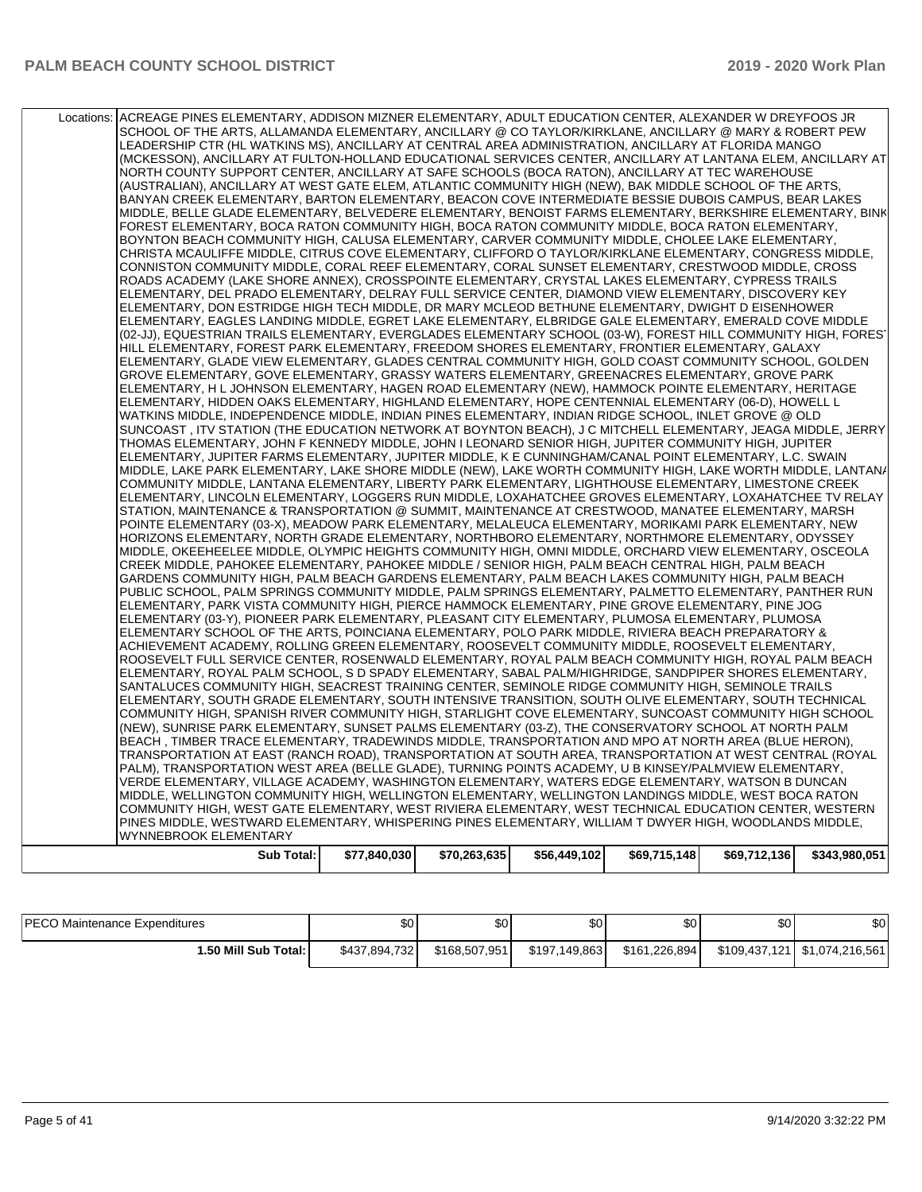| | | | | | | |
|---|---|---|---|---|---|---|
| Locations: | ACREAGE PINES ELEMENTARY, ADDISON MIZNER ELEMENTARY, ADULT EDUCATION CENTER, ALEXANDER W DREYFOOS JR SCHOOL OF THE ARTS, ALLAMANDA ELEMENTARY, ANCILLARY @ CO TAYLOR/KIRKLANE, ANCILLARY @ MARY & ROBERT PEW LEADERSHIP CTR (HL WATKINS MS), ANCILLARY AT CENTRAL AREA ADMINISTRATION, ANCILLARY AT FLORIDA MANGO (MCKESSON), ANCILLARY AT FULTON-HOLLAND EDUCATIONAL SERVICES CENTER, ANCILLARY AT LANTANA ELEM, ANCILLARY AT NORTH COUNTY SUPPORT CENTER, ANCILLARY AT SAFE SCHOOLS (BOCA RATON), ANCILLARY AT TEC WAREHOUSE (AUSTRALIAN), ANCILLARY AT WEST GATE ELEM, ATLANTIC COMMUNITY HIGH (NEW), BAK MIDDLE SCHOOL OF THE ARTS, BANYAN CREEK ELEMENTARY, BARTON ELEMENTARY, BEACON COVE INTERMEDIATE BESSIE DUBOIS CAMPUS, BEAR LAKES MIDDLE, BELLE GLADE ELEMENTARY, BELVEDERE ELEMENTARY, BENOIST FARMS ELEMENTARY, BERKSHIRE ELEMENTARY, BINK FOREST ELEMENTARY, BOCA RATON COMMUNITY HIGH, BOCA RATON COMMUNITY MIDDLE, BOCA RATON ELEMENTARY, BOYNTON BEACH COMMUNITY HIGH, CALUSA ELEMENTARY, CARVER COMMUNITY MIDDLE, CHOLEE LAKE ELEMENTARY, CHRISTA MCAULIFFE MIDDLE, CITRUS COVE ELEMENTARY, CLIFFORD O TAYLOR/KIRKLANE ELEMENTARY, CONGRESS MIDDLE, CONNISTON COMMUNITY MIDDLE, CORAL REEF ELEMENTARY, CORAL SUNSET ELEMENTARY, CRESTWOOD MIDDLE, CROSS ROADS ACADEMY (LAKE SHORE ANNEX), CROSSPOINTE ELEMENTARY, CRYSTAL LAKES ELEMENTARY, CYPRESS TRAILS ELEMENTARY, DEL PRADO ELEMENTARY, DELRAY FULL SERVICE CENTER, DIAMOND VIEW ELEMENTARY, DISCOVERY KEY ELEMENTARY, DON ESTRIDGE HIGH TECH MIDDLE, DR MARY MCLEOD BETHUNE ELEMENTARY, DWIGHT D EISENHOWER ELEMENTARY, EAGLES LANDING MIDDLE, EGRET LAKE ELEMENTARY, ELBRIDGE GALE ELEMENTARY, EMERALD COVE MIDDLE (02-JJ), EQUESTRIAN TRAILS ELEMENTARY, EVERGLADES ELEMENTARY SCHOOL (03-W), FOREST HILL COMMUNITY HIGH, FOREST HILL ELEMENTARY, FOREST PARK ELEMENTARY, FREEDOM SHORES ELEMENTARY, FRONTIER ELEMENTARY, GALAXY ELEMENTARY, GLADE VIEW ELEMENTARY, GLADES CENTRAL COMMUNITY HIGH, GOLD COAST COMMUNITY SCHOOL, GOLDEN GROVE ELEMENTARY, GOVE ELEMENTARY, GRASSY WATERS ELEMENTARY, GREENACRES ELEMENTARY, GROVE PARK ELEMENTARY, H L JOHNSON ELEMENTARY, HAGEN ROAD ELEMENTARY (NEW), HAMMOCK POINTE ELEMENTARY, HERITAGE ELEMENTARY, HIDDEN OAKS ELEMENTARY, HIGHLAND ELEMENTARY, HOPE CENTENNIAL ELEMENTARY (06-D), HOWELL L WATKINS MIDDLE, INDEPENDENCE MIDDLE, INDIAN PINES ELEMENTARY, INDIAN RIDGE SCHOOL, INLET GROVE @ OLD SUNCOAST , ITV STATION (THE EDUCATION NETWORK AT BOYNTON BEACH), J C MITCHELL ELEMENTARY, JEAGA MIDDLE, JERRY THOMAS ELEMENTARY, JOHN F KENNEDY MIDDLE, JOHN I LEONARD SENIOR HIGH, JUPITER COMMUNITY HIGH, JUPITER ELEMENTARY, JUPITER FARMS ELEMENTARY, JUPITER MIDDLE, K E CUNNINGHAM/CANAL POINT ELEMENTARY, L.C. SWAIN MIDDLE, LAKE PARK ELEMENTARY, LAKE SHORE MIDDLE (NEW), LAKE WORTH COMMUNITY HIGH, LAKE WORTH MIDDLE, LANTANA COMMUNITY MIDDLE, LANTANA ELEMENTARY, LIBERTY PARK ELEMENTARY, LIGHTHOUSE ELEMENTARY, LIMESTONE CREEK ELEMENTARY, LINCOLN ELEMENTARY, LOGGERS RUN MIDDLE, LOXAHATCHEE GROVES ELEMENTARY, LOXAHATCHEE TV RELAY STATION, MAINTENANCE & TRANSPORTATION @ SUMMIT, MAINTENANCE AT CRESTWOOD, MANATEE ELEMENTARY, MARSH POINTE ELEMENTARY (03-X), MEADOW PARK ELEMENTARY, MELALEUCA ELEMENTARY, MORIKAMI PARK ELEMENTARY, NEW HORIZONS ELEMENTARY, NORTH GRADE ELEMENTARY, NORTHBORO ELEMENTARY, NORTHMORE ELEMENTARY, ODYSSEY MIDDLE, OKEEHEELEE MIDDLE, OLYMPIC HEIGHTS COMMUNITY HIGH, OMNI MIDDLE, ORCHARD VIEW ELEMENTARY, OSCEOLA CREEK MIDDLE, PAHOKEE ELEMENTARY, PAHOKEE MIDDLE / SENIOR HIGH, PALM BEACH CENTRAL HIGH, PALM BEACH GARDENS COMMUNITY HIGH, PALM BEACH GARDENS ELEMENTARY, PALM BEACH LAKES COMMUNITY HIGH, PALM BEACH PUBLIC SCHOOL, PALM SPRINGS COMMUNITY MIDDLE, PALM SPRINGS ELEMENTARY, PALMETTO ELEMENTARY, PANTHER RUN ELEMENTARY, PARK VISTA COMMUNITY HIGH, PIERCE HAMMOCK ELEMENTARY, PINE GROVE ELEMENTARY, PINE JOG ELEMENTARY (03-Y), PIONEER PARK ELEMENTARY, PLEASANT CITY ELEMENTARY, PLUMOSA ELEMENTARY, PLUMOSA ELEMENTARY SCHOOL OF THE ARTS, POINCIANA ELEMENTARY, POLO PARK MIDDLE, RIVIERA BEACH PREPARATORY & ACHIEVEMENT ACADEMY, ROLLING GREEN ELEMENTARY, ROOSEVELT COMMUNITY MIDDLE, ROOSEVELT ELEMENTARY, ROOSEVELT FULL SERVICE CENTER, ROSENWALD ELEMENTARY, ROYAL PALM BEACH COMMUNITY HIGH, ROYAL PALM BEACH ELEMENTARY, ROYAL PALM SCHOOL, S D SPADY ELEMENTARY, SABAL PALM/HIGHRIDGE, SANDPIPER SHORES ELEMENTARY, SANTALUCES COMMUNITY HIGH, SEACREST TRAINING CENTER, SEMINOLE RIDGE COMMUNITY HIGH, SEMINOLE TRAILS ELEMENTARY, SOUTH GRADE ELEMENTARY, SOUTH INTENSIVE TRANSITION, SOUTH OLIVE ELEMENTARY, SOUTH TECHNICAL COMMUNITY HIGH, SPANISH RIVER COMMUNITY HIGH, STARLIGHT COVE ELEMENTARY, SUNCOAST COMMUNITY HIGH SCHOOL (NEW), SUNRISE PARK ELEMENTARY, SUNSET PALMS ELEMENTARY (03-Z), THE CONSERVATORY SCHOOL AT NORTH PALM BEACH , TIMBER TRACE ELEMENTARY, TRADEWINDS MIDDLE, TRANSPORTATION AND MPO AT NORTH AREA (BLUE HERON), TRANSPORTATION AT EAST (RANCH ROAD), TRANSPORTATION AT SOUTH AREA, TRANSPORTATION AT WEST CENTRAL (ROYAL PALM), TRANSPORTATION WEST AREA (BELLE GLADE), TURNING POINTS ACADEMY, U B KINSEY/PALMVIEW ELEMENTARY, VERDE ELEMENTARY, VILLAGE ACADEMY, WASHINGTON ELEMENTARY, WATERS EDGE ELEMENTARY, WATSON B DUNCAN MIDDLE, WELLINGTON COMMUNITY HIGH, WELLINGTON ELEMENTARY, WELLINGTON LANDINGS MIDDLE, WEST BOCA RATON COMMUNITY HIGH, WEST GATE ELEMENTARY, WEST RIVIERA ELEMENTARY, WEST TECHNICAL EDUCATION CENTER, WESTERN PINES MIDDLE, WESTWARD ELEMENTARY, WHISPERING PINES ELEMENTARY, WILLIAM T DWYER HIGH, WOODLANDS MIDDLE, WYNNEBROOK ELEMENTARY | | | | | |
| **Sub Total:** | | $77,840,030 | $70,263,635 | $56,449,102 | $69,715,148 | $69,712,136 | $343,980,051 |

| | | | | | | |
|---|---|---|---|---|---|---|
| PECO Maintenance Expenditures | $0 | $0 | $0 | $0 | $0 | $0 |
| **1.50 Mill Sub Total:** | $437,894,732 | $168,507,951 | $197,149,863 | $161,226,894 | $109,437,121 | $1,074,216,561 |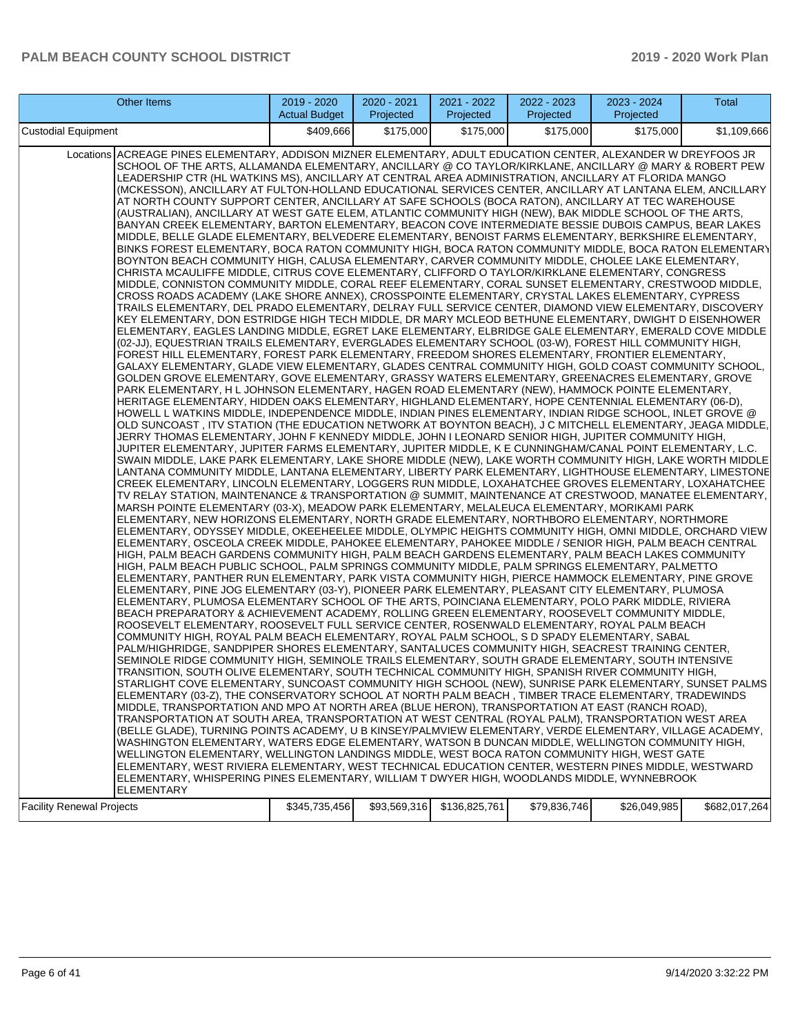| Other Items | 2019 - 2020 Actual Budget | 2020 - 2021 Projected | 2021 - 2022 Projected | 2022 - 2023 Projected | 2023 - 2024 Projected | Total |
|---|---|---|---|---|---|---|
| Custodial Equipment | $409,666 | $175,000 | $175,000 | $175,000 | $175,000 | $1,109,666 |
| Locations ACREAGE PINES ELEMENTARY, ADDISON MIZNER ELEMENTARY, ADULT EDUCATION CENTER, ALEXANDER W DREYFOOS JR SCHOOL OF THE ARTS, ALLAMANDA ELEMENTARY, ANCILLARY @ CO TAYLOR/KIRKLANE, ANCILLARY @ MARY & ROBERT PEW LEADERSHIP CTR (HL WATKINS MS), ANCILLARY AT CENTRAL AREA ADMINISTRATION, ANCILLARY AT FLORIDA MANGO (MCKESSON), ANCILLARY AT FULTON-HOLLAND EDUCATIONAL SERVICES CENTER, ANCILLARY AT LANTANA ELEM, ANCILLARY AT NORTH COUNTY SUPPORT CENTER, ANCILLARY AT SAFE SCHOOLS (BOCA RATON), ANCILLARY AT TEC WAREHOUSE (AUSTRALIAN), ANCILLARY AT WEST GATE ELEM, ATLANTIC COMMUNITY HIGH (NEW), BAK MIDDLE SCHOOL OF THE ARTS, BANYAN CREEK ELEMENTARY, BARTON ELEMENTARY, BEACON COVE INTERMEDIATE BESSIE DUBOIS CAMPUS, BEAR LAKES MIDDLE, BELLE GLADE ELEMENTARY, BELVEDERE ELEMENTARY, BENOIST FARMS ELEMENTARY, BERKSHIRE ELEMENTARY, BINKS FOREST ELEMENTARY, BOCA RATON COMMUNITY HIGH, BOCA RATON COMMUNITY MIDDLE, BOCA RATON ELEMENTARY, BOYNTON BEACH COMMUNITY HIGH, CALUSA ELEMENTARY, CARVER COMMUNITY MIDDLE, CHOLEE LAKE ELEMENTARY, CHRISTA MCAULIFFE MIDDLE, CITRUS COVE ELEMENTARY, CLIFFORD O TAYLOR/KIRKLANE ELEMENTARY, CONGRESS MIDDLE, CONNISTON COMMUNITY MIDDLE, CORAL REEF ELEMENTARY, CORAL SUNSET ELEMENTARY, CRESTWOOD MIDDLE, CROSS ROADS ACADEMY (LAKE SHORE ANNEX), CROSSPOINTE ELEMENTARY, CRYSTAL LAKES ELEMENTARY, CYPRESS TRAILS ELEMENTARY, DEL PRADO ELEMENTARY, DELRAY FULL SERVICE CENTER, DIAMOND VIEW ELEMENTARY, DISCOVERY KEY ELEMENTARY, DON ESTRIDGE HIGH TECH MIDDLE, DR MARY MCLEOD BETHUNE ELEMENTARY, DWIGHT D EISENHOWER ELEMENTARY, EAGLES LANDING MIDDLE, EGRET LAKE ELEMENTARY, ELBRIDGE GALE ELEMENTARY, EMERALD COVE MIDDLE (02-JJ), EQUESTRIAN TRAILS ELEMENTARY, EVERGLADES ELEMENTARY SCHOOL (03-W), FOREST HILL COMMUNITY HIGH, FOREST HILL ELEMENTARY, FOREST PARK ELEMENTARY, FREEDOM SHORES ELEMENTARY, FRONTIER ELEMENTARY, GALAXY ELEMENTARY, GLADE VIEW ELEMENTARY, GLADES CENTRAL COMMUNITY HIGH, GOLD COAST COMMUNITY SCHOOL, GOLDEN GROVE ELEMENTARY, GOVE ELEMENTARY, GRASSY WATERS ELEMENTARY, GREENACRES ELEMENTARY, GROVE PARK ELEMENTARY, H L JOHNSON ELEMENTARY, HAGEN ROAD ELEMENTARY (NEW), HAMMOCK POINTE ELEMENTARY, HERITAGE ELEMENTARY, HIDDEN OAKS ELEMENTARY, HIGHLAND ELEMENTARY, HOPE CENTENNIAL ELEMENTARY (06-D), HOWELL L WATKINS MIDDLE, INDEPENDENCE MIDDLE, INDIAN PINES ELEMENTARY, INDIAN RIDGE SCHOOL, INLET GROVE @ OLD SUNCOAST , ITV STATION (THE EDUCATION NETWORK AT BOYNTON BEACH), J C MITCHELL ELEMENTARY, JEAGA MIDDLE, JERRY THOMAS ELEMENTARY, JOHN F KENNEDY MIDDLE, JOHN I LEONARD SENIOR HIGH, JUPITER COMMUNITY HIGH, JUPITER ELEMENTARY, JUPITER FARMS ELEMENTARY, JUPITER MIDDLE, K E CUNNINGHAM/CANAL POINT ELEMENTARY, L.C. SWAIN MIDDLE, LAKE PARK ELEMENTARY, LAKE SHORE MIDDLE (NEW), LAKE WORTH COMMUNITY HIGH, LAKE WORTH MIDDLE, LANTANA COMMUNITY MIDDLE, LANTANA ELEMENTARY, LIBERTY PARK ELEMENTARY, LIGHTHOUSE ELEMENTARY, LIMESTONE CREEK ELEMENTARY, LINCOLN ELEMENTARY, LOGGERS RUN MIDDLE, LOXAHATCHEE GROVES ELEMENTARY, LOXAHATCHEE TV RELAY STATION, MAINTENANCE & TRANSPORTATION @ SUMMIT, MAINTENANCE AT CRESTWOOD, MANATEE ELEMENTARY, MARSH POINTE ELEMENTARY (03-X), MEADOW PARK ELEMENTARY, MELALEUCA ELEMENTARY, MORIKAMI PARK ELEMENTARY, NEW HORIZONS ELEMENTARY, NORTH GRADE ELEMENTARY, NORTHBORO ELEMENTARY, NORTHMORE ELEMENTARY, ODYSSEY MIDDLE, OKEEHEELEE MIDDLE, OLYMPIC HEIGHTS COMMUNITY HIGH, OMNI MIDDLE, ORCHARD VIEW ELEMENTARY, OSCEOLA CREEK MIDDLE, PAHOKEE ELEMENTARY, PAHOKEE MIDDLE / SENIOR HIGH, PALM BEACH CENTRAL HIGH, PALM BEACH GARDENS COMMUNITY HIGH, PALM BEACH GARDENS ELEMENTARY, PALM BEACH LAKES COMMUNITY HIGH, PALM BEACH PUBLIC SCHOOL, PALM SPRINGS COMMUNITY MIDDLE, PALM SPRINGS ELEMENTARY, PALMETTO ELEMENTARY, PANTHER RUN ELEMENTARY, PARK VISTA COMMUNITY HIGH, PIERCE HAMMOCK ELEMENTARY, PINE GROVE ELEMENTARY, PINE JOG ELEMENTARY (03-Y), PIONEER PARK ELEMENTARY, PLEASANT CITY ELEMENTARY, PLUMOSA ELEMENTARY, PLUMOSA ELEMENTARY SCHOOL OF THE ARTS, POINCIANA ELEMENTARY, POLO PARK MIDDLE, RIVIERA BEACH PREPARATORY & ACHIEVEMENT ACADEMY, ROLLING GREEN ELEMENTARY, ROOSEVELT COMMUNITY MIDDLE, ROOSEVELT ELEMENTARY, ROOSEVELT FULL SERVICE CENTER, ROSENWALD ELEMENTARY, ROYAL PALM BEACH COMMUNITY HIGH, ROYAL PALM BEACH ELEMENTARY, ROYAL PALM SCHOOL, S D SPADY ELEMENTARY, SABAL PALM/HIGHRIDGE, SANDPIPER SHORES ELEMENTARY, SANTALUCES COMMUNITY HIGH, SEACREST TRAINING CENTER, SEMINOLE RIDGE COMMUNITY HIGH, SEMINOLE TRAILS ELEMENTARY, SOUTH GRADE ELEMENTARY, SOUTH INTENSIVE TRANSITION, SOUTH OLIVE ELEMENTARY, SOUTH TECHNICAL COMMUNITY HIGH, SPANISH RIVER COMMUNITY HIGH, STARLIGHT COVE ELEMENTARY, SUNCOAST COMMUNITY HIGH SCHOOL (NEW), SUNRISE PARK ELEMENTARY, SUNSET PALMS ELEMENTARY (03-Z), THE CONSERVATORY SCHOOL AT NORTH PALM BEACH , TIMBER TRACE ELEMENTARY, TRADEWINDS MIDDLE, TRANSPORTATION AND MPO AT NORTH AREA (BLUE HERON), TRANSPORTATION AT EAST (RANCH ROAD), TRANSPORTATION AT SOUTH AREA, TRANSPORTATION AT WEST CENTRAL (ROYAL PALM), TRANSPORTATION WEST AREA (BELLE GLADE), TURNING POINTS ACADEMY, U B KINSEY/PALMVIEW ELEMENTARY, VERDE ELEMENTARY, VILLAGE ACADEMY, WASHINGTON ELEMENTARY, WATERS EDGE ELEMENTARY, WATSON B DUNCAN MIDDLE, WELLINGTON COMMUNITY HIGH, WELLINGTON ELEMENTARY, WELLINGTON LANDINGS MIDDLE, WEST BOCA RATON COMMUNITY HIGH, WEST GATE ELEMENTARY, WEST RIVIERA ELEMENTARY, WEST TECHNICAL EDUCATION CENTER, WESTERN PINES MIDDLE, WESTWARD ELEMENTARY, WHISPERING PINES ELEMENTARY, WILLIAM T DWYER HIGH, WOODLANDS MIDDLE, WYNNEBROOK ELEMENTARY | | | | | | |
| Facility Renewal Projects | $345,735,456 | $93,569,316 | $136,825,761 | $79,836,746 | $26,049,985 | $682,017,264 |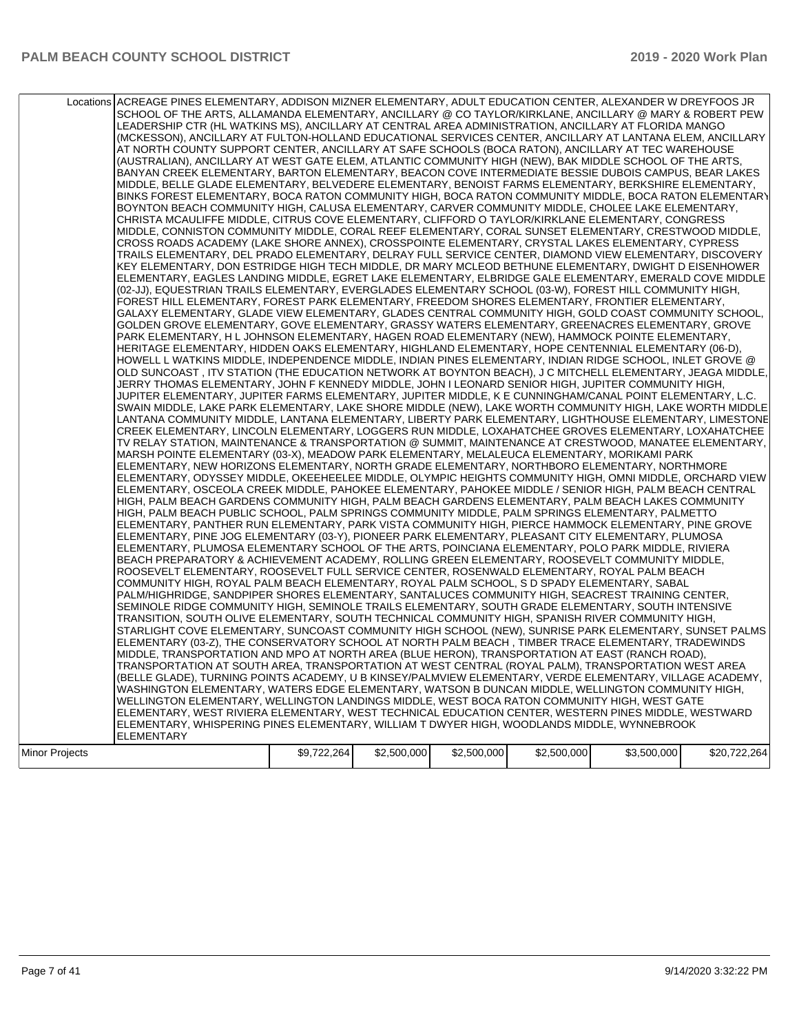| | | | | | | |
|---|---|---|---|---|---|---|
| Locations | ACREAGE PINES ELEMENTARY, ADDISON MIZNER ELEMENTARY, ADULT EDUCATION CENTER, ALEXANDER W DREYFOOS JR SCHOOL OF THE ARTS, ALLAMANDA ELEMENTARY, ANCILLARY @ CO TAYLOR/KIRKLANE, ANCILLARY @ MARY & ROBERT PEW LEADERSHIP CTR (HL WATKINS MS), ANCILLARY AT CENTRAL AREA ADMINISTRATION, ANCILLARY AT FLORIDA MANGO (MCKESSON), ANCILLARY AT FULTON-HOLLAND EDUCATIONAL SERVICES CENTER, ANCILLARY AT LANTANA ELEM, ANCILLARY AT NORTH COUNTY SUPPORT CENTER, ANCILLARY AT SAFE SCHOOLS (BOCA RATON), ANCILLARY AT TEC WAREHOUSE (AUSTRALIAN), ANCILLARY AT WEST GATE ELEM, ATLANTIC COMMUNITY HIGH (NEW), BAK MIDDLE SCHOOL OF THE ARTS, BANYAN CREEK ELEMENTARY, BARTON ELEMENTARY, BEACON COVE INTERMEDIATE BESSIE DUBOIS CAMPUS, BEAR LAKES MIDDLE, BELLE GLADE ELEMENTARY, BELVEDERE ELEMENTARY, BENOIST FARMS ELEMENTARY, BERKSHIRE ELEMENTARY, BINKS FOREST ELEMENTARY, BOCA RATON COMMUNITY HIGH, BOCA RATON COMMUNITY MIDDLE, BOCA RATON ELEMENTARY, BOYNTON BEACH COMMUNITY HIGH, CALUSA ELEMENTARY, CARVER COMMUNITY MIDDLE, CHOLEE LAKE ELEMENTARY, CHRISTA MCAULIFFE MIDDLE, CITRUS COVE ELEMENTARY, CLIFFORD O TAYLOR/KIRKLANE ELEMENTARY, CONGRESS MIDDLE, CONNISTON COMMUNITY MIDDLE, CORAL REEF ELEMENTARY, CORAL SUNSET ELEMENTARY, CRESTWOOD MIDDLE, CROSS ROADS ACADEMY (LAKE SHORE ANNEX), CROSSPOINTE ELEMENTARY, CRYSTAL LAKES ELEMENTARY, CYPRESS TRAILS ELEMENTARY, DEL PRADO ELEMENTARY, DELRAY FULL SERVICE CENTER, DIAMOND VIEW ELEMENTARY, DISCOVERY KEY ELEMENTARY, DON ESTRIDGE HIGH TECH MIDDLE, DR MARY MCLEOD BETHUNE ELEMENTARY, DWIGHT D EISENHOWER ELEMENTARY, EAGLES LANDING MIDDLE, EGRET LAKE ELEMENTARY, ELBRIDGE GALE ELEMENTARY, EMERALD COVE MIDDLE (02-JJ), EQUESTRIAN TRAILS ELEMENTARY, EVERGLADES ELEMENTARY SCHOOL (03-W), FOREST HILL COMMUNITY HIGH, FOREST HILL ELEMENTARY, FOREST PARK ELEMENTARY, FREEDOM SHORES ELEMENTARY, FRONTIER ELEMENTARY, GALAXY ELEMENTARY, GLADE VIEW ELEMENTARY, GLADES CENTRAL COMMUNITY HIGH, GOLD COAST COMMUNITY SCHOOL, GOLDEN GROVE ELEMENTARY, GOVE ELEMENTARY, GRASSY WATERS ELEMENTARY, GREENACRES ELEMENTARY, GROVE PARK ELEMENTARY, H L JOHNSON ELEMENTARY, HAGEN ROAD ELEMENTARY (NEW), HAMMOCK POINTE ELEMENTARY, HERITAGE ELEMENTARY, HIDDEN OAKS ELEMENTARY, HIGHLAND ELEMENTARY, HOPE CENTENNIAL ELEMENTARY (06-D), HOWELL L WATKINS MIDDLE, INDEPENDENCE MIDDLE, INDIAN PINES ELEMENTARY, INDIAN RIDGE SCHOOL, INLET GROVE @ OLD SUNCOAST , ITV STATION (THE EDUCATION NETWORK AT BOYNTON BEACH), J C MITCHELL ELEMENTARY, JEAGA MIDDLE, JERRY THOMAS ELEMENTARY, JOHN F KENNEDY MIDDLE, JOHN I LEONARD SENIOR HIGH, JUPITER COMMUNITY HIGH, JUPITER ELEMENTARY, JUPITER FARMS ELEMENTARY, JUPITER MIDDLE, K E CUNNINGHAM/CANAL POINT ELEMENTARY, L.C. SWAIN MIDDLE, LAKE PARK ELEMENTARY, LAKE SHORE MIDDLE (NEW), LAKE WORTH COMMUNITY HIGH, LAKE WORTH MIDDLE, LANTANA COMMUNITY MIDDLE, LANTANA ELEMENTARY, LIBERTY PARK ELEMENTARY, LIGHTHOUSE ELEMENTARY, LIMESTONE CREEK ELEMENTARY, LINCOLN ELEMENTARY, LOGGERS RUN MIDDLE, LOXAHATCHEE GROVES ELEMENTARY, LOXAHATCHEE TV RELAY STATION, MAINTENANCE & TRANSPORTATION @ SUMMIT, MAINTENANCE AT CRESTWOOD, MANATEE ELEMENTARY, MARSH POINTE ELEMENTARY (03-X), MEADOW PARK ELEMENTARY, MELALEUCA ELEMENTARY, MORIKAMI PARK ELEMENTARY, NEW HORIZONS ELEMENTARY, NORTH GRADE ELEMENTARY, NORTHBORO ELEMENTARY, NORTHMORE ELEMENTARY, ODYSSEY MIDDLE, OKEEHEELEE MIDDLE, OLYMPIC HEIGHTS COMMUNITY HIGH, OMNI MIDDLE, ORCHARD VIEW ELEMENTARY, OSCEOLA CREEK MIDDLE, PAHOKEE ELEMENTARY, PAHOKEE MIDDLE / SENIOR HIGH, PALM BEACH CENTRAL HIGH, PALM BEACH GARDENS COMMUNITY HIGH, PALM BEACH GARDENS ELEMENTARY, PALM BEACH LAKES COMMUNITY HIGH, PALM BEACH PUBLIC SCHOOL, PALM SPRINGS COMMUNITY MIDDLE, PALM SPRINGS ELEMENTARY, PALMETTO ELEMENTARY, PANTHER RUN ELEMENTARY, PARK VISTA COMMUNITY HIGH, PIERCE HAMMOCK ELEMENTARY, PINE GROVE ELEMENTARY, PINE JOG ELEMENTARY (03-Y), PIONEER PARK ELEMENTARY, PLEASANT CITY ELEMENTARY, PLUMOSA ELEMENTARY, PLUMOSA ELEMENTARY SCHOOL OF THE ARTS, POINCIANA ELEMENTARY, POLO PARK MIDDLE, RIVIERA BEACH PREPARATORY & ACHIEVEMENT ACADEMY, ROLLING GREEN ELEMENTARY, ROOSEVELT COMMUNITY MIDDLE, ROOSEVELT ELEMENTARY, ROOSEVELT FULL SERVICE CENTER, ROSENWALD ELEMENTARY, ROYAL PALM BEACH COMMUNITY HIGH, ROYAL PALM BEACH ELEMENTARY, ROYAL PALM SCHOOL, S D SPADY ELEMENTARY, SABAL PALM/HIGHRIDGE, SANDPIPER SHORES ELEMENTARY, SANTALUCES COMMUNITY HIGH, SEACREST TRAINING CENTER, SEMINOLE RIDGE COMMUNITY HIGH, SEMINOLE TRAILS ELEMENTARY, SOUTH GRADE ELEMENTARY, SOUTH INTENSIVE TRANSITION, SOUTH OLIVE ELEMENTARY, SOUTH TECHNICAL COMMUNITY HIGH, SPANISH RIVER COMMUNITY HIGH, STARLIGHT COVE ELEMENTARY, SUNCOAST COMMUNITY HIGH SCHOOL (NEW), SUNRISE PARK ELEMENTARY, SUNSET PALMS ELEMENTARY (03-Z), THE CONSERVATORY SCHOOL AT NORTH PALM BEACH , TIMBER TRACE ELEMENTARY, TRADEWINDS MIDDLE, TRANSPORTATION AND MPO AT NORTH AREA (BLUE HERON), TRANSPORTATION AT EAST (RANCH ROAD), TRANSPORTATION AT SOUTH AREA, TRANSPORTATION AT WEST CENTRAL (ROYAL PALM), TRANSPORTATION WEST AREA (BELLE GLADE), TURNING POINTS ACADEMY, U B KINSEY/PALMVIEW ELEMENTARY, VERDE ELEMENTARY, VILLAGE ACADEMY, WASHINGTON ELEMENTARY, WATERS EDGE ELEMENTARY, WATSON B DUNCAN MIDDLE, WELLINGTON COMMUNITY HIGH, WELLINGTON ELEMENTARY, WELLINGTON LANDINGS MIDDLE, WEST BOCA RATON COMMUNITY HIGH, WEST GATE ELEMENTARY, WEST RIVIERA ELEMENTARY, WEST TECHNICAL EDUCATION CENTER, WESTERN PINES MIDDLE, WESTWARD ELEMENTARY, WHISPERING PINES ELEMENTARY, WILLIAM T DWYER HIGH, WOODLANDS MIDDLE, WYNNEBROOK ELEMENTARY | | | | | | |
| Minor Projects | | $9,722,264 | $2,500,000 | $2,500,000 | $2,500,000 | $3,500,000 | $20,722,264 |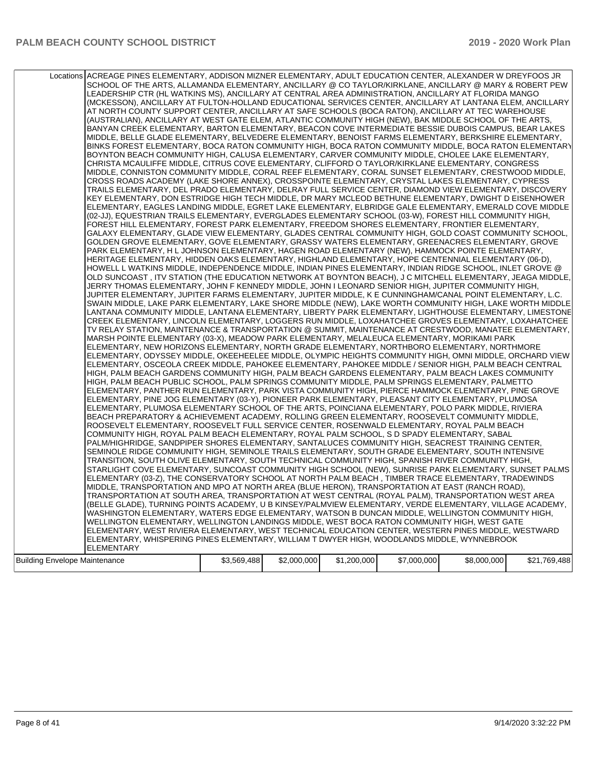| | | | | | | |
|---|---|---|---|---|---|---|
| Locations | ACREAGE PINES ELEMENTARY, ADDISON MIZNER ELEMENTARY, ADULT EDUCATION CENTER, ALEXANDER W DREYFOOS JR SCHOOL OF THE ARTS, ALLAMANDA ELEMENTARY, ANCILLARY @ CO TAYLOR/KIRKLANE, ANCILLARY @ MARY & ROBERT PEW LEADERSHIP CTR (HL WATKINS MS), ANCILLARY AT CENTRAL AREA ADMINISTRATION, ANCILLARY AT FLORIDA MANGO (MCKESSON), ANCILLARY AT FULTON-HOLLAND EDUCATIONAL SERVICES CENTER, ANCILLARY AT LANTANA ELEM, ANCILLARY AT NORTH COUNTY SUPPORT CENTER, ANCILLARY AT SAFE SCHOOLS (BOCA RATON), ANCILLARY AT TEC WAREHOUSE (AUSTRALIAN), ANCILLARY AT WEST GATE ELEM, ATLANTIC COMMUNITY HIGH (NEW), BAK MIDDLE SCHOOL OF THE ARTS, BANYAN CREEK ELEMENTARY, BARTON ELEMENTARY, BEACON COVE INTERMEDIATE BESSIE DUBOIS CAMPUS, BEAR LAKES MIDDLE, BELLE GLADE ELEMENTARY, BELVEDERE ELEMENTARY, BENOIST FARMS ELEMENTARY, BERKSHIRE ELEMENTARY, BINKS FOREST ELEMENTARY, BOCA RATON COMMUNITY HIGH, BOCA RATON COMMUNITY MIDDLE, BOCA RATON ELEMENTARY, BOYNTON BEACH COMMUNITY HIGH, CALUSA ELEMENTARY, CARVER COMMUNITY MIDDLE, CHOLEE LAKE ELEMENTARY, CHRISTA MCAULIFFE MIDDLE, CITRUS COVE ELEMENTARY, CLIFFORD O TAYLOR/KIRKLANE ELEMENTARY, CONGRESS MIDDLE, CONNISTON COMMUNITY MIDDLE, CORAL REEF ELEMENTARY, CORAL SUNSET ELEMENTARY, CRESTWOOD MIDDLE, CROSS ROADS ACADEMY (LAKE SHORE ANNEX), CROSSPOINTE ELEMENTARY, CRYSTAL LAKES ELEMENTARY, CYPRESS TRAILS ELEMENTARY, DEL PRADO ELEMENTARY, DELRAY FULL SERVICE CENTER, DIAMOND VIEW ELEMENTARY, DISCOVERY KEY ELEMENTARY, DON ESTRIDGE HIGH TECH MIDDLE, DR MARY MCLEOD BETHUNE ELEMENTARY, DWIGHT D EISENHOWER ELEMENTARY, EAGLES LANDING MIDDLE, EGRET LAKE ELEMENTARY, ELBRIDGE GALE ELEMENTARY, EMERALD COVE MIDDLE (02-JJ), EQUESTRIAN TRAILS ELEMENTARY, EVERGLADES ELEMENTARY SCHOOL (03-W), FOREST HILL COMMUNITY HIGH, FOREST HILL ELEMENTARY, FOREST PARK ELEMENTARY, FREEDOM SHORES ELEMENTARY, FRONTIER ELEMENTARY, GALAXY ELEMENTARY, GLADE VIEW ELEMENTARY, GLADES CENTRAL COMMUNITY HIGH, GOLD COAST COMMUNITY SCHOOL, GOLDEN GROVE ELEMENTARY, GOVE ELEMENTARY, GRASSY WATERS ELEMENTARY, GREENACRES ELEMENTARY, GROVE PARK ELEMENTARY, H L JOHNSON ELEMENTARY, HAGEN ROAD ELEMENTARY (NEW), HAMMOCK POINTE ELEMENTARY, HERITAGE ELEMENTARY, HIDDEN OAKS ELEMENTARY, HIGHLAND ELEMENTARY, HOPE CENTENNIAL ELEMENTARY (06-D), HOWELL L WATKINS MIDDLE, INDEPENDENCE MIDDLE, INDIAN PINES ELEMENTARY, INDIAN RIDGE SCHOOL, INLET GROVE @ OLD SUNCOAST , ITV STATION (THE EDUCATION NETWORK AT BOYNTON BEACH), J C MITCHELL ELEMENTARY, JEAGA MIDDLE, JERRY THOMAS ELEMENTARY, JOHN F KENNEDY MIDDLE, JOHN I LEONARD SENIOR HIGH, JUPITER COMMUNITY HIGH, JUPITER ELEMENTARY, JUPITER FARMS ELEMENTARY, JUPITER MIDDLE, K E CUNNINGHAM/CANAL POINT ELEMENTARY, L.C. SWAIN MIDDLE, LAKE PARK ELEMENTARY, LAKE SHORE MIDDLE (NEW), LAKE WORTH COMMUNITY HIGH, LAKE WORTH MIDDLE, LANTANA COMMUNITY MIDDLE, LANTANA ELEMENTARY, LIBERTY PARK ELEMENTARY, LIGHTHOUSE ELEMENTARY, LIMESTONE CREEK ELEMENTARY, LINCOLN ELEMENTARY, LOGGERS RUN MIDDLE, LOXAHATCHEE GROVES ELEMENTARY, LOXAHATCHEE TV RELAY STATION, MAINTENANCE & TRANSPORTATION @ SUMMIT, MAINTENANCE AT CRESTWOOD, MANATEE ELEMENTARY, MARSH POINTE ELEMENTARY (03-X), MEADOW PARK ELEMENTARY, MELALEUCA ELEMENTARY, MORIKAMI PARK ELEMENTARY, NEW HORIZONS ELEMENTARY, NORTH GRADE ELEMENTARY, NORTHBORO ELEMENTARY, NORTHMORE ELEMENTARY, ODYSSEY MIDDLE, OKEEHEELEE MIDDLE, OLYMPIC HEIGHTS COMMUNITY HIGH, OMNI MIDDLE, ORCHARD VIEW ELEMENTARY, OSCEOLA CREEK MIDDLE, PAHOKEE ELEMENTARY, PAHOKEE MIDDLE / SENIOR HIGH, PALM BEACH CENTRAL HIGH, PALM BEACH GARDENS COMMUNITY HIGH, PALM BEACH GARDENS ELEMENTARY, PALM BEACH LAKES COMMUNITY HIGH, PALM BEACH PUBLIC SCHOOL, PALM SPRINGS COMMUNITY MIDDLE, PALM SPRINGS ELEMENTARY, PALMETTO ELEMENTARY, PANTHER RUN ELEMENTARY, PARK VISTA COMMUNITY HIGH, PIERCE HAMMOCK ELEMENTARY, PINE GROVE ELEMENTARY, PINE JOG ELEMENTARY (03-Y), PIONEER PARK ELEMENTARY, PLEASANT CITY ELEMENTARY, PLUMOSA ELEMENTARY, PLUMOSA ELEMENTARY SCHOOL OF THE ARTS, POINCIANA ELEMENTARY, POLO PARK MIDDLE, RIVIERA BEACH PREPARATORY & ACHIEVEMENT ACADEMY, ROLLING GREEN ELEMENTARY, ROOSEVELT COMMUNITY MIDDLE, ROOSEVELT ELEMENTARY, ROOSEVELT FULL SERVICE CENTER, ROSENWALD ELEMENTARY, ROYAL PALM BEACH COMMUNITY HIGH, ROYAL PALM BEACH ELEMENTARY, ROYAL PALM SCHOOL, S D SPADY ELEMENTARY, SABAL PALM/HIGHRIDGE, SANDPIPER SHORES ELEMENTARY, SANTALUCES COMMUNITY HIGH, SEACREST TRAINING CENTER, SEMINOLE RIDGE COMMUNITY HIGH, SEMINOLE TRAILS ELEMENTARY, SOUTH GRADE ELEMENTARY, SOUTH INTENSIVE TRANSITION, SOUTH OLIVE ELEMENTARY, SOUTH TECHNICAL COMMUNITY HIGH, SPANISH RIVER COMMUNITY HIGH, STARLIGHT COVE ELEMENTARY, SUNCOAST COMMUNITY HIGH SCHOOL (NEW), SUNRISE PARK ELEMENTARY, SUNSET PALMS ELEMENTARY (03-Z), THE CONSERVATORY SCHOOL AT NORTH PALM BEACH , TIMBER TRACE ELEMENTARY, TRADEWINDS MIDDLE, TRANSPORTATION AND MPO AT NORTH AREA (BLUE HERON), TRANSPORTATION AT EAST (RANCH ROAD), TRANSPORTATION AT SOUTH AREA, TRANSPORTATION AT WEST CENTRAL (ROYAL PALM), TRANSPORTATION WEST AREA (BELLE GLADE), TURNING POINTS ACADEMY, U B KINSEY/PALMVIEW ELEMENTARY, VERDE ELEMENTARY, VILLAGE ACADEMY, WASHINGTON ELEMENTARY, WATERS EDGE ELEMENTARY, WATSON B DUNCAN MIDDLE, WELLINGTON COMMUNITY HIGH, WELLINGTON ELEMENTARY, WELLINGTON LANDINGS MIDDLE, WEST BOCA RATON COMMUNITY HIGH, WEST GATE ELEMENTARY, WEST RIVIERA ELEMENTARY, WEST TECHNICAL EDUCATION CENTER, WESTERN PINES MIDDLE, WESTWARD ELEMENTARY, WHISPERING PINES ELEMENTARY, WILLIAM T DWYER HIGH, WOODLANDS MIDDLE, WYNNEBROOK ELEMENTARY | | | | | |
| Building Envelope Maintenance | | $3,569,488 | $2,000,000 | $1,200,000 | $7,000,000 | $8,000,000 | $21,769,488 |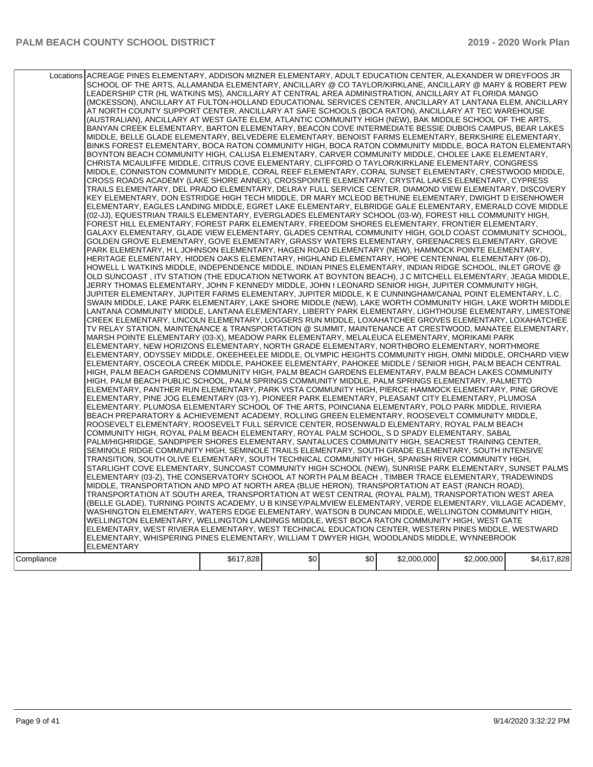| Locations | ACREAGE PINES ELEMENTARY, ADDISON MIZNER ELEMENTARY, ADULT EDUCATION CENTER, ALEXANDER W DREYFOOS JR SCHOOL OF THE ARTS, ALLAMANDA ELEMENTARY, ANCILLARY @ CO TAYLOR/KIRKLANE, ANCILLARY @ MARY & ROBERT PEW LEADERSHIP CTR (HL WATKINS MS), ANCILLARY AT CENTRAL AREA ADMINISTRATION, ANCILLARY AT FLORIDA MANGO (MCKESSON), ANCILLARY AT FULTON-HOLLAND EDUCATIONAL SERVICES CENTER, ANCILLARY AT LANTANA ELEM, ANCILLARY AT NORTH COUNTY SUPPORT CENTER, ANCILLARY AT SAFE SCHOOLS (BOCA RATON), ANCILLARY AT TEC WAREHOUSE (AUSTRALIAN), ANCILLARY AT WEST GATE ELEM, ATLANTIC COMMUNITY HIGH (NEW), BAK MIDDLE SCHOOL OF THE ARTS, BANYAN CREEK ELEMENTARY, BARTON ELEMENTARY, BEACON COVE INTERMEDIATE BESSIE DUBOIS CAMPUS, BEAR LAKES MIDDLE, BELLE GLADE ELEMENTARY, BELVEDERE ELEMENTARY, BENOIST FARMS ELEMENTARY, BERKSHIRE ELEMENTARY, BINKS FOREST ELEMENTARY, BOCA RATON COMMUNITY HIGH, BOCA RATON COMMUNITY MIDDLE, BOCA RATON ELEMENTARY, BOYNTON BEACH COMMUNITY HIGH, CALUSA ELEMENTARY, CARVER COMMUNITY MIDDLE, CHOLEE LAKE ELEMENTARY, CHRISTA MCAULIFFE MIDDLE, CITRUS COVE ELEMENTARY, CLIFFORD O TAYLOR/KIRKLANE ELEMENTARY, CONGRESS MIDDLE, CONNISTON COMMUNITY MIDDLE, CORAL REEF ELEMENTARY, CORAL SUNSET ELEMENTARY, CRESTWOOD MIDDLE, CROSS ROADS ACADEMY (LAKE SHORE ANNEX), CROSSPOINTE ELEMENTARY, CRYSTAL LAKES ELEMENTARY, CYPRESS TRAILS ELEMENTARY, DEL PRADO ELEMENTARY, DELRAY FULL SERVICE CENTER, DIAMOND VIEW ELEMENTARY, DISCOVERY KEY ELEMENTARY, DON ESTRIDGE HIGH TECH MIDDLE, DR MARY MCLEOD BETHUNE ELEMENTARY, DWIGHT D EISENHOWER ELEMENTARY, EAGLES LANDING MIDDLE, EGRET LAKE ELEMENTARY, ELBRIDGE GALE ELEMENTARY, EMERALD COVE MIDDLE (02-JJ), EQUESTRIAN TRAILS ELEMENTARY, EVERGLADES ELEMENTARY SCHOOL (03-W), FOREST HILL COMMUNITY HIGH, FOREST HILL ELEMENTARY, FOREST PARK ELEMENTARY, FREEDOM SHORES ELEMENTARY, FRONTIER ELEMENTARY, GALAXY ELEMENTARY, GLADE VIEW ELEMENTARY, GLADES CENTRAL COMMUNITY HIGH, GOLD COAST COMMUNITY SCHOOL, GOLDEN GROVE ELEMENTARY, GOVE ELEMENTARY, GRASSY WATERS ELEMENTARY, GREENACRES ELEMENTARY, GROVE PARK ELEMENTARY, H L JOHNSON ELEMENTARY, HAGEN ROAD ELEMENTARY (NEW), HAMMOCK POINTE ELEMENTARY, HERITAGE ELEMENTARY, HIDDEN OAKS ELEMENTARY, HIGHLAND ELEMENTARY, HOPE CENTENNIAL ELEMENTARY (06-D), HOWELL L WATKINS MIDDLE, INDEPENDENCE MIDDLE, INDIAN PINES ELEMENTARY, INDIAN RIDGE SCHOOL, INLET GROVE @ OLD SUNCOAST , ITV STATION (THE EDUCATION NETWORK AT BOYNTON BEACH), J C MITCHELL ELEMENTARY, JEAGA MIDDLE, JERRY THOMAS ELEMENTARY, JOHN F KENNEDY MIDDLE, JOHN I LEONARD SENIOR HIGH, JUPITER COMMUNITY HIGH, JUPITER ELEMENTARY, JUPITER FARMS ELEMENTARY, JUPITER MIDDLE, K E CUNNINGHAM/CANAL POINT ELEMENTARY, L.C. SWAIN MIDDLE, LAKE PARK ELEMENTARY, LAKE SHORE MIDDLE (NEW), LAKE WORTH COMMUNITY HIGH, LAKE WORTH MIDDLE, LANTANA COMMUNITY MIDDLE, LANTANA ELEMENTARY, LIBERTY PARK ELEMENTARY, LIGHTHOUSE ELEMENTARY, LIMESTONE CREEK ELEMENTARY, LINCOLN ELEMENTARY, LOGGERS RUN MIDDLE, LOXAHATCHEE GROVES ELEMENTARY, LOXAHATCHEE TV RELAY STATION, MAINTENANCE & TRANSPORTATION @ SUMMIT, MAINTENANCE AT CRESTWOOD, MANATEE ELEMENTARY, MARSH POINTE ELEMENTARY (03-X), MEADOW PARK ELEMENTARY, MELALEUCA ELEMENTARY, MORIKAMI PARK ELEMENTARY, NEW HORIZONS ELEMENTARY, NORTH GRADE ELEMENTARY, NORTHBORO ELEMENTARY, NORTHMORE ELEMENTARY, ODYSSEY MIDDLE, OKEEHEELEE MIDDLE, OLYMPIC HEIGHTS COMMUNITY HIGH, OMNI MIDDLE, ORCHARD VIEW ELEMENTARY, OSCEOLA CREEK MIDDLE, PAHOKEE ELEMENTARY, PAHOKEE MIDDLE / SENIOR HIGH, PALM BEACH CENTRAL HIGH, PALM BEACH GARDENS COMMUNITY HIGH, PALM BEACH GARDENS ELEMENTARY, PALM BEACH LAKES COMMUNITY HIGH, PALM BEACH PUBLIC SCHOOL, PALM SPRINGS COMMUNITY MIDDLE, PALM SPRINGS ELEMENTARY, PALMETTO ELEMENTARY, PANTHER RUN ELEMENTARY, PARK VISTA COMMUNITY HIGH, PIERCE HAMMOCK ELEMENTARY, PINE GROVE ELEMENTARY, PINE JOG ELEMENTARY (03-Y), PIONEER PARK ELEMENTARY, PLEASANT CITY ELEMENTARY, PLUMOSA ELEMENTARY, PLUMOSA ELEMENTARY SCHOOL OF THE ARTS, POINCIANA ELEMENTARY, POLO PARK MIDDLE, RIVIERA BEACH PREPARATORY & ACHIEVEMENT ACADEMY, ROLLING GREEN ELEMENTARY, ROOSEVELT COMMUNITY MIDDLE, ROOSEVELT ELEMENTARY, ROOSEVELT FULL SERVICE CENTER, ROSENWALD ELEMENTARY, ROYAL PALM BEACH COMMUNITY HIGH, ROYAL PALM BEACH ELEMENTARY, ROYAL PALM SCHOOL, S D SPADY ELEMENTARY, SABAL PALM/HIGHRIDGE, SANDPIPER SHORES ELEMENTARY, SANTALUCES COMMUNITY HIGH, SEACREST TRAINING CENTER, SEMINOLE RIDGE COMMUNITY HIGH, SEMINOLE TRAILS ELEMENTARY, SOUTH GRADE ELEMENTARY, SOUTH INTENSIVE TRANSITION, SOUTH OLIVE ELEMENTARY, SOUTH TECHNICAL COMMUNITY HIGH, SPANISH RIVER COMMUNITY HIGH, STARLIGHT COVE ELEMENTARY, SUNCOAST COMMUNITY HIGH SCHOOL (NEW), SUNRISE PARK ELEMENTARY, SUNSET PALMS ELEMENTARY (03-Z), THE CONSERVATORY SCHOOL AT NORTH PALM BEACH , TIMBER TRACE ELEMENTARY, TRADEWINDS MIDDLE, TRANSPORTATION AND MPO AT NORTH AREA (BLUE HERON), TRANSPORTATION AT EAST (RANCH ROAD), TRANSPORTATION AT SOUTH AREA, TRANSPORTATION AT WEST CENTRAL (ROYAL PALM), TRANSPORTATION WEST AREA (BELLE GLADE), TURNING POINTS ACADEMY, U B KINSEY/PALMVIEW ELEMENTARY, VERDE ELEMENTARY, VILLAGE ACADEMY, WASHINGTON ELEMENTARY, WATERS EDGE ELEMENTARY, WATSON B DUNCAN MIDDLE, WELLINGTON COMMUNITY HIGH, WELLINGTON ELEMENTARY, WELLINGTON LANDINGS MIDDLE, WEST BOCA RATON COMMUNITY HIGH, WEST GATE ELEMENTARY, WEST RIVIERA ELEMENTARY, WEST TECHNICAL EDUCATION CENTER, WESTERN PINES MIDDLE, WESTWARD ELEMENTARY, WHISPERING PINES ELEMENTARY, WILLIAM T DWYER HIGH, WOODLANDS MIDDLE, WYNNEBROOK ELEMENTARY | | | | | |
|---|---|---|---|---|---|---|
| Compliance | $617,828 | $0 | $0 | $2,000,000 | $2,000,000 | $4,617,828 |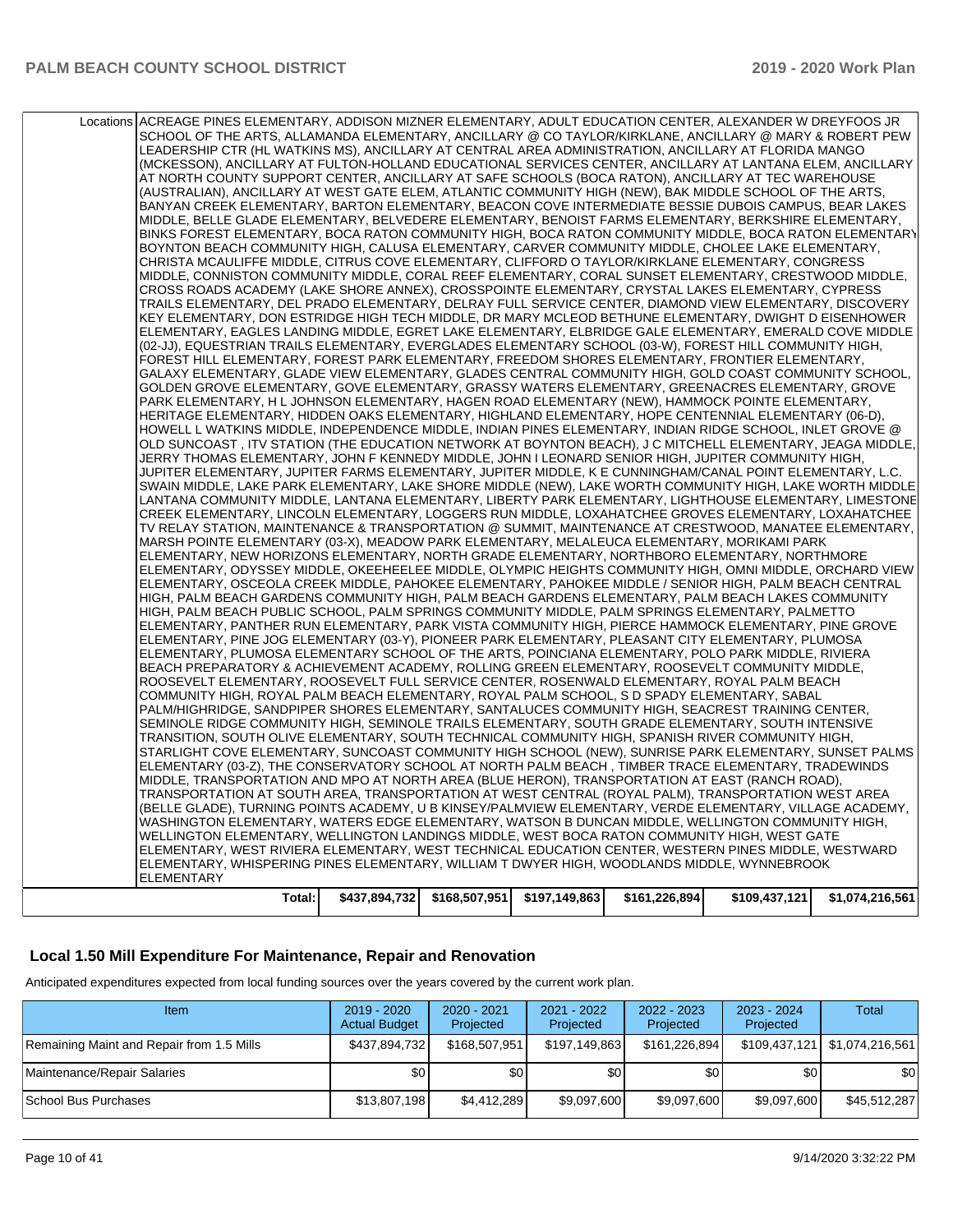| | | | | | | |
|---|---|---|---|---|---|---|
| Locations | ACREAGE PINES ELEMENTARY, ADDISON MIZNER ELEMENTARY, ADULT EDUCATION CENTER, ALEXANDER W DREYFOOS JR SCHOOL OF THE ARTS, ALLAMANDA ELEMENTARY, ANCILLARY @ CO TAYLOR/KIRKLANE, ANCILLARY @ MARY & ROBERT PEW LEADERSHIP CTR (HL WATKINS MS), ANCILLARY AT CENTRAL AREA ADMINISTRATION, ANCILLARY AT FLORIDA MANGO (MCKESSON), ANCILLARY AT FULTON-HOLLAND EDUCATIONAL SERVICES CENTER, ANCILLARY AT LANTANA ELEM, ANCILLARY AT NORTH COUNTY SUPPORT CENTER, ANCILLARY AT SAFE SCHOOLS (BOCA RATON), ANCILLARY AT TEC WAREHOUSE (AUSTRALIAN), ANCILLARY AT WEST GATE ELEM, ATLANTIC COMMUNITY HIGH (NEW), BAK MIDDLE SCHOOL OF THE ARTS, BANYAN CREEK ELEMENTARY, BARTON ELEMENTARY, BEACON COVE INTERMEDIATE BESSIE DUBOIS CAMPUS, BEAR LAKES MIDDLE, BELLE GLADE ELEMENTARY, BELVEDERE ELEMENTARY, BENOIST FARMS ELEMENTARY, BERKSHIRE ELEMENTARY, BINKS FOREST ELEMENTARY, BOCA RATON COMMUNITY HIGH, BOCA RATON COMMUNITY MIDDLE, BOCA RATON ELEMENTARY, BOYNTON BEACH COMMUNITY HIGH, CALUSA ELEMENTARY, CARVER COMMUNITY MIDDLE, CHOLEE LAKE ELEMENTARY, CHRISTA MCAULIFFE MIDDLE, CITRUS COVE ELEMENTARY, CLIFFORD O TAYLOR/KIRKLANE ELEMENTARY, CONGRESS MIDDLE, CONNISTON COMMUNITY MIDDLE, CORAL REEF ELEMENTARY, CORAL SUNSET ELEMENTARY, CRESTWOOD MIDDLE, CROSS ROADS ACADEMY (LAKE SHORE ANNEX), CROSSPOINTE ELEMENTARY, CRYSTAL LAKES ELEMENTARY, CYPRESS TRAILS ELEMENTARY, DEL PRADO ELEMENTARY, DELRAY FULL SERVICE CENTER, DIAMOND VIEW ELEMENTARY, DISCOVERY KEY ELEMENTARY, DON ESTRIDGE HIGH TECH MIDDLE, DR MARY MCLEOD BETHUNE ELEMENTARY, DWIGHT D EISENHOWER ELEMENTARY, EAGLES LANDING MIDDLE, EGRET LAKE ELEMENTARY, ELBRIDGE GALE ELEMENTARY, EMERALD COVE MIDDLE (02-JJ), EQUESTRIAN TRAILS ELEMENTARY, EVERGLADES ELEMENTARY SCHOOL (03-W), FOREST HILL COMMUNITY HIGH, FOREST HILL ELEMENTARY, FOREST PARK ELEMENTARY, FREEDOM SHORES ELEMENTARY, FRONTIER ELEMENTARY, GALAXY ELEMENTARY, GLADE VIEW ELEMENTARY, GLADES CENTRAL COMMUNITY HIGH, GOLD COAST COMMUNITY SCHOOL, GOLDEN GROVE ELEMENTARY, GOVE ELEMENTARY, GRASSY WATERS ELEMENTARY, GREENACRES ELEMENTARY, GROVE PARK ELEMENTARY, H L JOHNSON ELEMENTARY, HAGEN ROAD ELEMENTARY (NEW), HAMMOCK POINTE ELEMENTARY, HERITAGE ELEMENTARY, HIDDEN OAKS ELEMENTARY, HIGHLAND ELEMENTARY, HOPE CENTENNIAL ELEMENTARY (06-D), HOWELL L WATKINS MIDDLE, INDEPENDENCE MIDDLE, INDIAN PINES ELEMENTARY, INDIAN RIDGE SCHOOL, INLET GROVE @ OLD SUNCOAST , ITV STATION (THE EDUCATION NETWORK AT BOYNTON BEACH), J C MITCHELL ELEMENTARY, JEAGA MIDDLE, JERRY THOMAS ELEMENTARY, JOHN F KENNEDY MIDDLE, JOHN I LEONARD SENIOR HIGH, JUPITER COMMUNITY HIGH, JUPITER ELEMENTARY, JUPITER FARMS ELEMENTARY, JUPITER MIDDLE, K E CUNNINGHAM/CANAL POINT ELEMENTARY, L.C. SWAIN MIDDLE, LAKE PARK ELEMENTARY, LAKE SHORE MIDDLE (NEW), LAKE WORTH COMMUNITY HIGH, LAKE WORTH MIDDLE, LANTANA COMMUNITY MIDDLE, LANTANA ELEMENTARY, LIBERTY PARK ELEMENTARY, LIGHTHOUSE ELEMENTARY, LIMESTONE CREEK ELEMENTARY, LINCOLN ELEMENTARY, LOGGERS RUN MIDDLE, LOXAHATCHEE GROVES ELEMENTARY, LOXAHATCHEE TV RELAY STATION, MAINTENANCE & TRANSPORTATION @ SUMMIT, MAINTENANCE AT CRESTWOOD, MANATEE ELEMENTARY, MARSH POINTE ELEMENTARY (03-X), MEADOW PARK ELEMENTARY, MELALEUCA ELEMENTARY, MORIKAMI PARK ELEMENTARY, NEW HORIZONS ELEMENTARY, NORTH GRADE ELEMENTARY, NORTHBORO ELEMENTARY, NORTHMORE ELEMENTARY, ODYSSEY MIDDLE, OKEEHEELEE MIDDLE, OLYMPIC HEIGHTS COMMUNITY HIGH, OMNI MIDDLE, ORCHARD VIEW ELEMENTARY, OSCEOLA CREEK MIDDLE, PAHOKEE ELEMENTARY, PAHOKEE MIDDLE / SENIOR HIGH, PALM BEACH CENTRAL HIGH, PALM BEACH GARDENS COMMUNITY HIGH, PALM BEACH GARDENS ELEMENTARY, PALM BEACH LAKES COMMUNITY HIGH, PALM BEACH PUBLIC SCHOOL, PALM SPRINGS COMMUNITY MIDDLE, PALM SPRINGS ELEMENTARY, PALMETTO ELEMENTARY, PANTHER RUN ELEMENTARY, PARK VISTA COMMUNITY HIGH, PIERCE HAMMOCK ELEMENTARY, PINE GROVE ELEMENTARY, PINE JOG ELEMENTARY (03-Y), PIONEER PARK ELEMENTARY, PLEASANT CITY ELEMENTARY, PLUMOSA ELEMENTARY, PLUMOSA ELEMENTARY SCHOOL OF THE ARTS, POINCIANA ELEMENTARY, POLO PARK MIDDLE, RIVIERA BEACH PREPARATORY & ACHIEVEMENT ACADEMY, ROLLING GREEN ELEMENTARY, ROOSEVELT COMMUNITY MIDDLE, ROOSEVELT ELEMENTARY, ROOSEVELT FULL SERVICE CENTER, ROSENWALD ELEMENTARY, ROYAL PALM BEACH COMMUNITY HIGH, ROYAL PALM BEACH ELEMENTARY, ROYAL PALM SCHOOL, S D SPADY ELEMENTARY, SABAL PALM/HIGHRIDGE, SANDPIPER SHORES ELEMENTARY, SANTALUCES COMMUNITY HIGH, SEACREST TRAINING CENTER, SEMINOLE RIDGE COMMUNITY HIGH, SEMINOLE TRAILS ELEMENTARY, SOUTH GRADE ELEMENTARY, SOUTH INTENSIVE TRANSITION, SOUTH OLIVE ELEMENTARY, SOUTH TECHNICAL COMMUNITY HIGH, SPANISH RIVER COMMUNITY HIGH, STARLIGHT COVE ELEMENTARY, SUNCOAST COMMUNITY HIGH SCHOOL (NEW), SUNRISE PARK ELEMENTARY, SUNSET PALMS ELEMENTARY (03-Z), THE CONSERVATORY SCHOOL AT NORTH PALM BEACH , TIMBER TRACE ELEMENTARY, TRADEWINDS MIDDLE, TRANSPORTATION AND MPO AT NORTH AREA (BLUE HERON), TRANSPORTATION AT EAST (RANCH ROAD), TRANSPORTATION AT SOUTH AREA, TRANSPORTATION AT WEST CENTRAL (ROYAL PALM), TRANSPORTATION WEST AREA (BELLE GLADE), TURNING POINTS ACADEMY, U B KINSEY/PALMVIEW ELEMENTARY, VERDE ELEMENTARY, VILLAGE ACADEMY, WASHINGTON ELEMENTARY, WATERS EDGE ELEMENTARY, WATSON B DUNCAN MIDDLE, WELLINGTON COMMUNITY HIGH, WELLINGTON ELEMENTARY, WELLINGTON LANDINGS MIDDLE, WEST BOCA RATON COMMUNITY HIGH, WEST GATE ELEMENTARY, WEST RIVIERA ELEMENTARY, WEST TECHNICAL EDUCATION CENTER, WESTERN PINES MIDDLE, WESTWARD ELEMENTARY, WHISPERING PINES ELEMENTARY, WILLIAM T DWYER HIGH, WOODLANDS MIDDLE, WYNNEBROOK ELEMENTARY | | | | | |
| | Total: | $437,894,732 | $168,507,951 | $197,149,863 | $161,226,894 | $109,437,121 | $1,074,216,561 |

## Local 1.50 Mill Expenditure For Maintenance, Repair and Renovation

Anticipated expenditures expected from local funding sources over the years covered by the current work plan.

| Item | 2019 - 2020 Actual Budget | 2020 - 2021 Projected | 2021 - 2022 Projected | 2022 - 2023 Projected | 2023 - 2024 Projected | Total |
|---|---|---|---|---|---|---|
| Remaining Maint and Repair from 1.5 Mills | $437,894,732 | $168,507,951 | $197,149,863 | $161,226,894 | $109,437,121 | $1,074,216,561 |
| Maintenance/Repair Salaries | $0 | $0 | $0 | $0 | $0 | $0 |
| School Bus Purchases | $13,807,198 | $4,412,289 | $9,097,600 | $9,097,600 | $9,097,600 | $45,512,287 |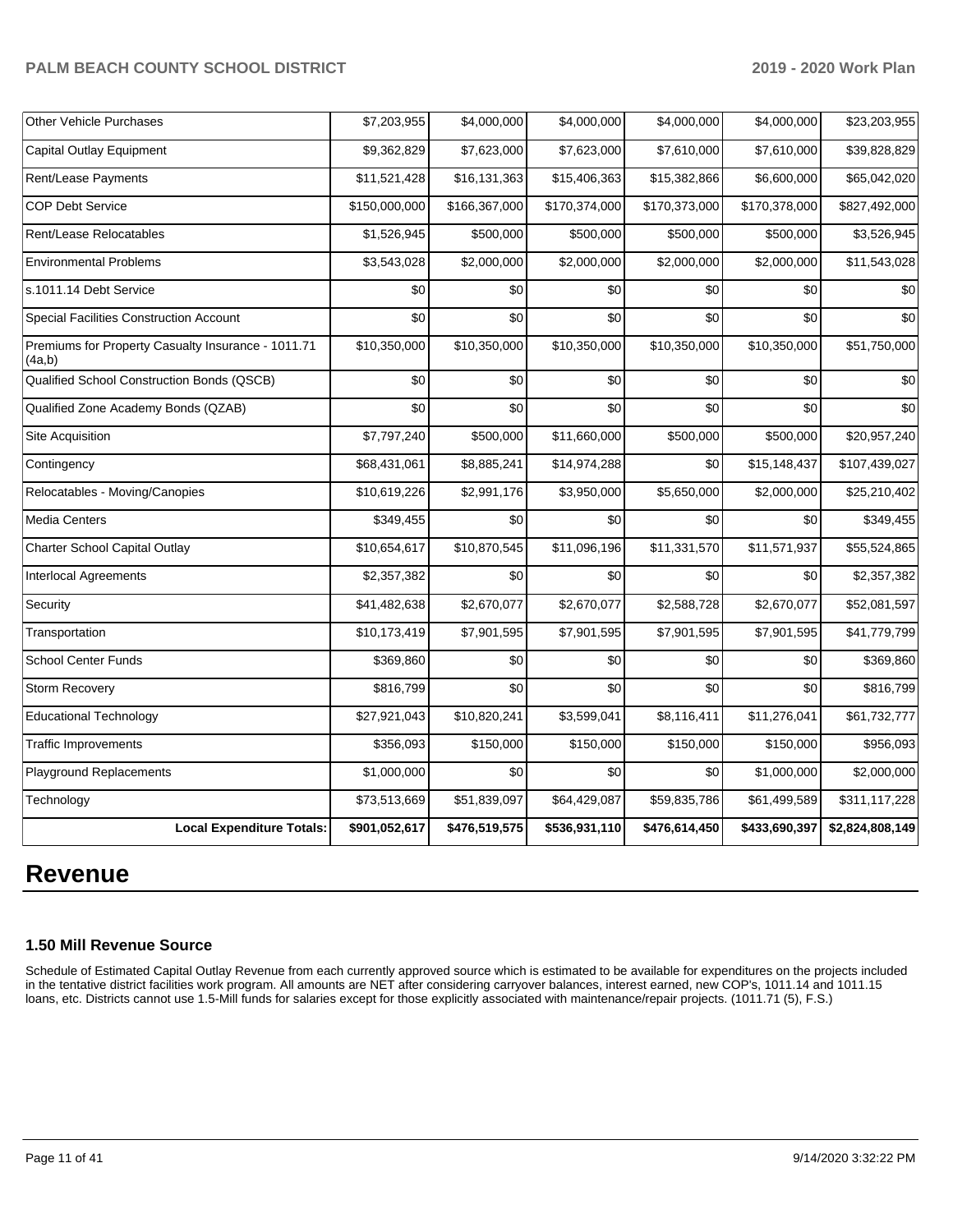| Other Vehicle Purchases | $7,203,955 | $4,000,000 | $4,000,000 | $4,000,000 | $4,000,000 | $23,203,955 |
|---|---|---|---|---|---|---|
| Capital Outlay Equipment | $9,362,829 | $7,623,000 | $7,623,000 | $7,610,000 | $7,610,000 | $39,828,829 |
| Rent/Lease Payments | $11,521,428 | $16,131,363 | $15,406,363 | $15,382,866 | $6,600,000 | $65,042,020 |
| COP Debt Service | $150,000,000 | $166,367,000 | $170,374,000 | $170,373,000 | $170,378,000 | $827,492,000 |
| Rent/Lease Relocatables | $1,526,945 | $500,000 | $500,000 | $500,000 | $500,000 | $3,526,945 |
| Environmental Problems | $3,543,028 | $2,000,000 | $2,000,000 | $2,000,000 | $2,000,000 | $11,543,028 |
| s.1011.14 Debt Service | $0 | $0 | $0 | $0 | $0 | $0 |
| Special Facilities Construction Account | $0 | $0 | $0 | $0 | $0 | $0 |
| Premiums for Property Casualty Insurance - 1011.71 (4a,b) | $10,350,000 | $10,350,000 | $10,350,000 | $10,350,000 | $10,350,000 | $51,750,000 |
| Qualified School Construction Bonds (QSCB) | $0 | $0 | $0 | $0 | $0 | $0 |
| Qualified Zone Academy Bonds (QZAB) | $0 | $0 | $0 | $0 | $0 | $0 |
| Site Acquisition | $7,797,240 | $500,000 | $11,660,000 | $500,000 | $500,000 | $20,957,240 |
| Contingency | $68,431,061 | $8,885,241 | $14,974,288 | $0 | $15,148,437 | $107,439,027 |
| Relocatables - Moving/Canopies | $10,619,226 | $2,991,176 | $3,950,000 | $5,650,000 | $2,000,000 | $25,210,402 |
| Media Centers | $349,455 | $0 | $0 | $0 | $0 | $349,455 |
| Charter School Capital Outlay | $10,654,617 | $10,870,545 | $11,096,196 | $11,331,570 | $11,571,937 | $55,524,865 |
| Interlocal Agreements | $2,357,382 | $0 | $0 | $0 | $0 | $2,357,382 |
| Security | $41,482,638 | $2,670,077 | $2,670,077 | $2,588,728 | $2,670,077 | $52,081,597 |
| Transportation | $10,173,419 | $7,901,595 | $7,901,595 | $7,901,595 | $7,901,595 | $41,779,799 |
| School Center Funds | $369,860 | $0 | $0 | $0 | $0 | $369,860 |
| Storm Recovery | $816,799 | $0 | $0 | $0 | $0 | $816,799 |
| Educational Technology | $27,921,043 | $10,820,241 | $3,599,041 | $8,116,411 | $11,276,041 | $61,732,777 |
| Traffic Improvements | $356,093 | $150,000 | $150,000 | $150,000 | $150,000 | $956,093 |
| Playground Replacements | $1,000,000 | $0 | $0 | $0 | $1,000,000 | $2,000,000 |
| Technology | $73,513,669 | $51,839,097 | $64,429,087 | $59,835,786 | $61,499,589 | $311,117,228 |
| **Local Expenditure Totals:** | **$901,052,617** | **$476,519,575** | **$536,931,110** | **$476,614,450** | **$433,690,397** | **$2,824,808,149** |

# Revenue

### 1.50 Mill Revenue Source

Schedule of Estimated Capital Outlay Revenue from each currently approved source which is estimated to be available for expenditures on the projects included in the tentative district facilities work program. All amounts are NET after considering carryover balances, interest earned, new COP's, 1011.14 and 1011.15 loans, etc. Districts cannot use 1.5-Mill funds for salaries except for those explicitly associated with maintenance/repair projects. (1011.71 (5), F.S.)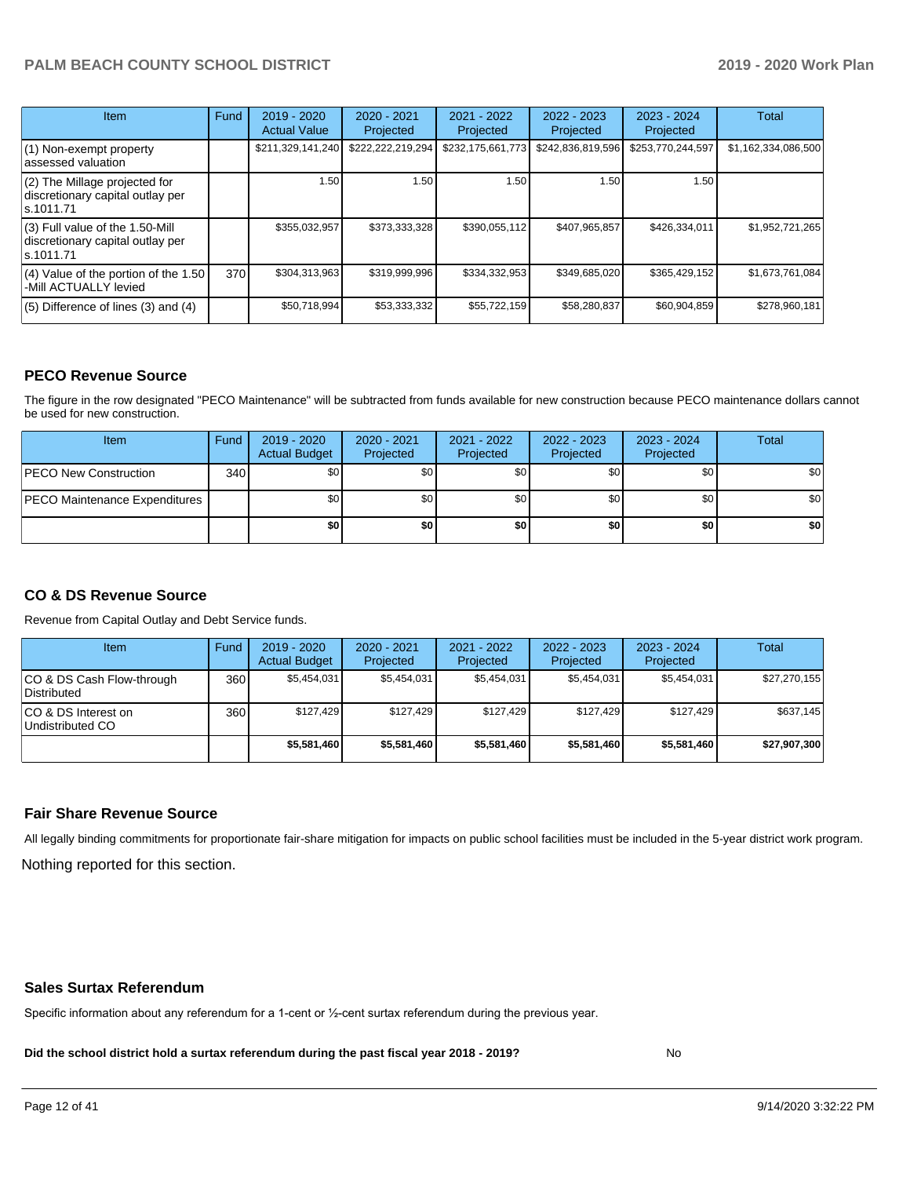| Item | Fund | 2019 - 2020 Actual Value | 2020 - 2021 Projected | 2021 - 2022 Projected | 2022 - 2023 Projected | 2023 - 2024 Projected | Total |
|---|---|---|---|---|---|---|---|
| (1) Non-exempt property assessed valuation | | $211,329,141,240 | $222,222,219,294 | $232,175,661,773 | $242,836,819,596 | $253,770,244,597 | $1,162,334,086,500 |
| (2) The Millage projected for discretionary capital outlay per s.1011.71 | | 1.50 | 1.50 | 1.50 | 1.50 | 1.50 | |
| (3) Full value of the 1.50-Mill discretionary capital outlay per s.1011.71 | | $355,032,957 | $373,333,328 | $390,055,112 | $407,965,857 | $426,334,011 | $1,952,721,265 |
| (4) Value of the portion of the 1.50 -Mill ACTUALLY levied | 370 | $304,313,963 | $319,999,996 | $334,332,953 | $349,685,020 | $365,429,152 | $1,673,761,084 |
| (5) Difference of lines (3) and (4) | | $50,718,994 | $53,333,332 | $55,722,159 | $58,280,837 | $60,904,859 | $278,960,181 |

## PECO Revenue Source

The figure in the row designated "PECO Maintenance" will be subtracted from funds available for new construction because PECO maintenance dollars cannot be used for new construction.

| Item | Fund | 2019 - 2020 Actual Budget | 2020 - 2021 Projected | 2021 - 2022 Projected | 2022 - 2023 Projected | 2023 - 2024 Projected | Total |
|---|---|---|---|---|---|---|---|
| PECO New Construction | 340 | $0 | $0 | $0 | $0 | $0 | $0 |
| PECO Maintenance Expenditures | | $0 | $0 | $0 | $0 | $0 | $0 |
| | | **$0** | **$0** | **$0** | **$0** | **$0** | **$0** |

## CO & DS Revenue Source

Revenue from Capital Outlay and Debt Service funds.

| Item | Fund | 2019 - 2020 Actual Budget | 2020 - 2021 Projected | 2021 - 2022 Projected | 2022 - 2023 Projected | 2023 - 2024 Projected | Total |
|---|---|---|---|---|---|---|---|
| CO & DS Cash Flow-through Distributed | 360 | $5,454,031 | $5,454,031 | $5,454,031 | $5,454,031 | $5,454,031 | $27,270,155 |
| CO & DS Interest on Undistributed CO | 360 | $127,429 | $127,429 | $127,429 | $127,429 | $127,429 | $637,145 |
| | | **$5,581,460** | **$5,581,460** | **$5,581,460** | **$5,581,460** | **$5,581,460** | **$27,907,300** |

## Fair Share Revenue Source

All legally binding commitments for proportionate fair-share mitigation for impacts on public school facilities must be included in the 5-year district work program.

Nothing reported for this section.

## Sales Surtax Referendum

Specific information about any referendum for a 1-cent or ½-cent surtax referendum during the previous year.

**Did the school district hold a surtax referendum during the past fiscal year 2018 - 2019?** No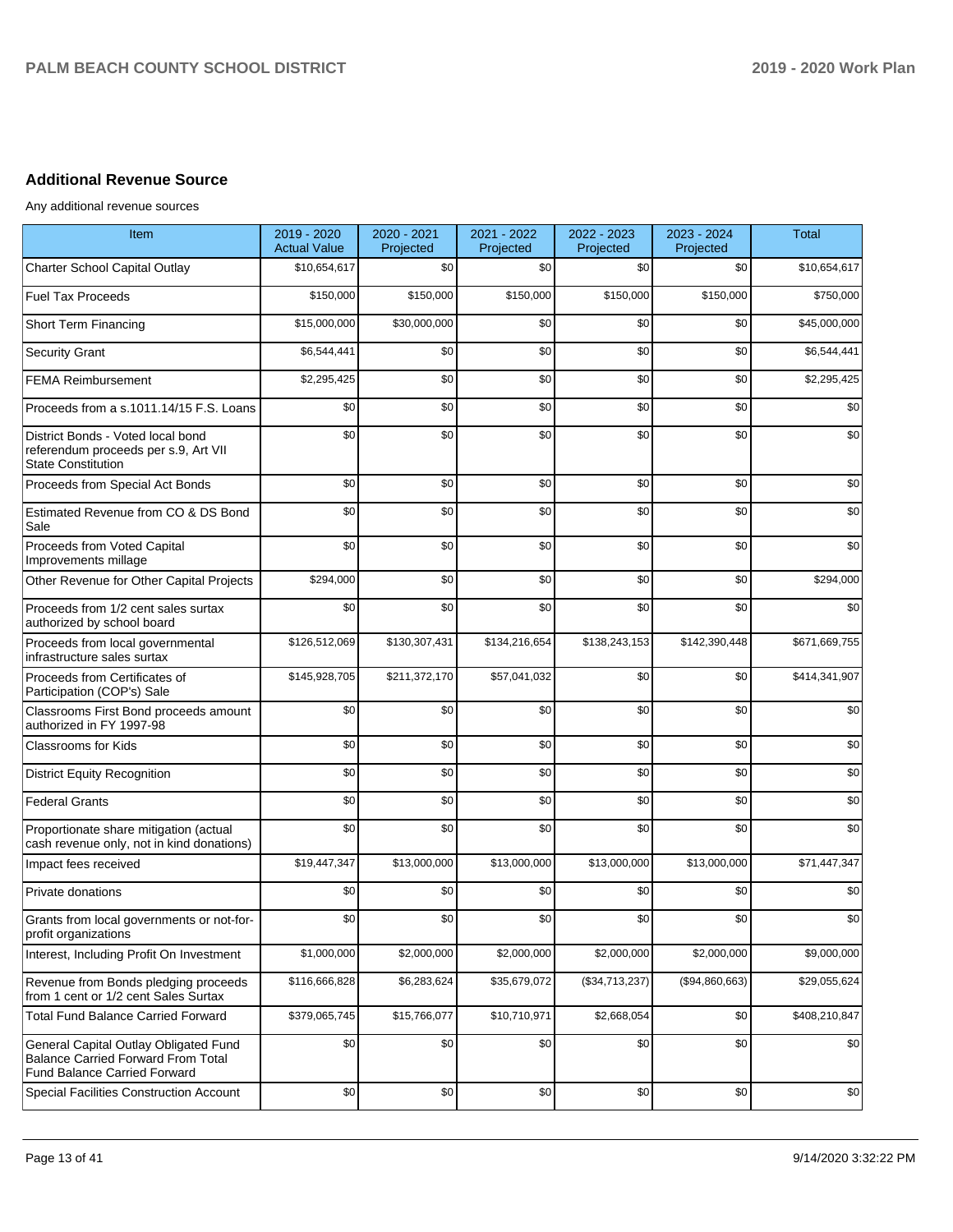## Additional Revenue Source

Any additional revenue sources

| Item | 2019 - 2020 Actual Value | 2020 - 2021 Projected | 2021 - 2022 Projected | 2022 - 2023 Projected | 2023 - 2024 Projected | Total |
|---|---|---|---|---|---|---|
| Charter School Capital Outlay | $10,654,617 | $0 | $0 | $0 | $0 | $10,654,617 |
| Fuel Tax Proceeds | $150,000 | $150,000 | $150,000 | $150,000 | $150,000 | $750,000 |
| Short Term Financing | $15,000,000 | $30,000,000 | $0 | $0 | $0 | $45,000,000 |
| Security Grant | $6,544,441 | $0 | $0 | $0 | $0 | $6,544,441 |
| FEMA Reimbursement | $2,295,425 | $0 | $0 | $0 | $0 | $2,295,425 |
| Proceeds from a s.1011.14/15 F.S. Loans | $0 | $0 | $0 | $0 | $0 | $0 |
| District Bonds - Voted local bond referendum proceeds per s.9, Art VII State Constitution | $0 | $0 | $0 | $0 | $0 | $0 |
| Proceeds from Special Act Bonds | $0 | $0 | $0 | $0 | $0 | $0 |
| Estimated Revenue from CO & DS Bond Sale | $0 | $0 | $0 | $0 | $0 | $0 |
| Proceeds from Voted Capital Improvements millage | $0 | $0 | $0 | $0 | $0 | $0 |
| Other Revenue for Other Capital Projects | $294,000 | $0 | $0 | $0 | $0 | $294,000 |
| Proceeds from 1/2 cent sales surtax authorized by school board | $0 | $0 | $0 | $0 | $0 | $0 |
| Proceeds from local governmental infrastructure sales surtax | $126,512,069 | $130,307,431 | $134,216,654 | $138,243,153 | $142,390,448 | $671,669,755 |
| Proceeds from Certificates of Participation (COP's) Sale | $145,928,705 | $211,372,170 | $57,041,032 | $0 | $0 | $414,341,907 |
| Classrooms First Bond proceeds amount authorized in FY 1997-98 | $0 | $0 | $0 | $0 | $0 | $0 |
| Classrooms for Kids | $0 | $0 | $0 | $0 | $0 | $0 |
| District Equity Recognition | $0 | $0 | $0 | $0 | $0 | $0 |
| Federal Grants | $0 | $0 | $0 | $0 | $0 | $0 |
| Proportionate share mitigation (actual cash revenue only, not in kind donations) | $0 | $0 | $0 | $0 | $0 | $0 |
| Impact fees received | $19,447,347 | $13,000,000 | $13,000,000 | $13,000,000 | $13,000,000 | $71,447,347 |
| Private donations | $0 | $0 | $0 | $0 | $0 | $0 |
| Grants from local governments or not-for-profit organizations | $0 | $0 | $0 | $0 | $0 | $0 |
| Interest, Including Profit On Investment | $1,000,000 | $2,000,000 | $2,000,000 | $2,000,000 | $2,000,000 | $9,000,000 |
| Revenue from Bonds pledging proceeds from 1 cent or 1/2 cent Sales Surtax | $116,666,828 | $6,283,624 | $35,679,072 | ($34,713,237) | ($94,860,663) | $29,055,624 |
| Total Fund Balance Carried Forward | $379,065,745 | $15,766,077 | $10,710,971 | $2,668,054 | $0 | $408,210,847 |
| General Capital Outlay Obligated Fund Balance Carried Forward From Total Fund Balance Carried Forward | $0 | $0 | $0 | $0 | $0 | $0 |
| Special Facilities Construction Account | $0 | $0 | $0 | $0 | $0 | $0 |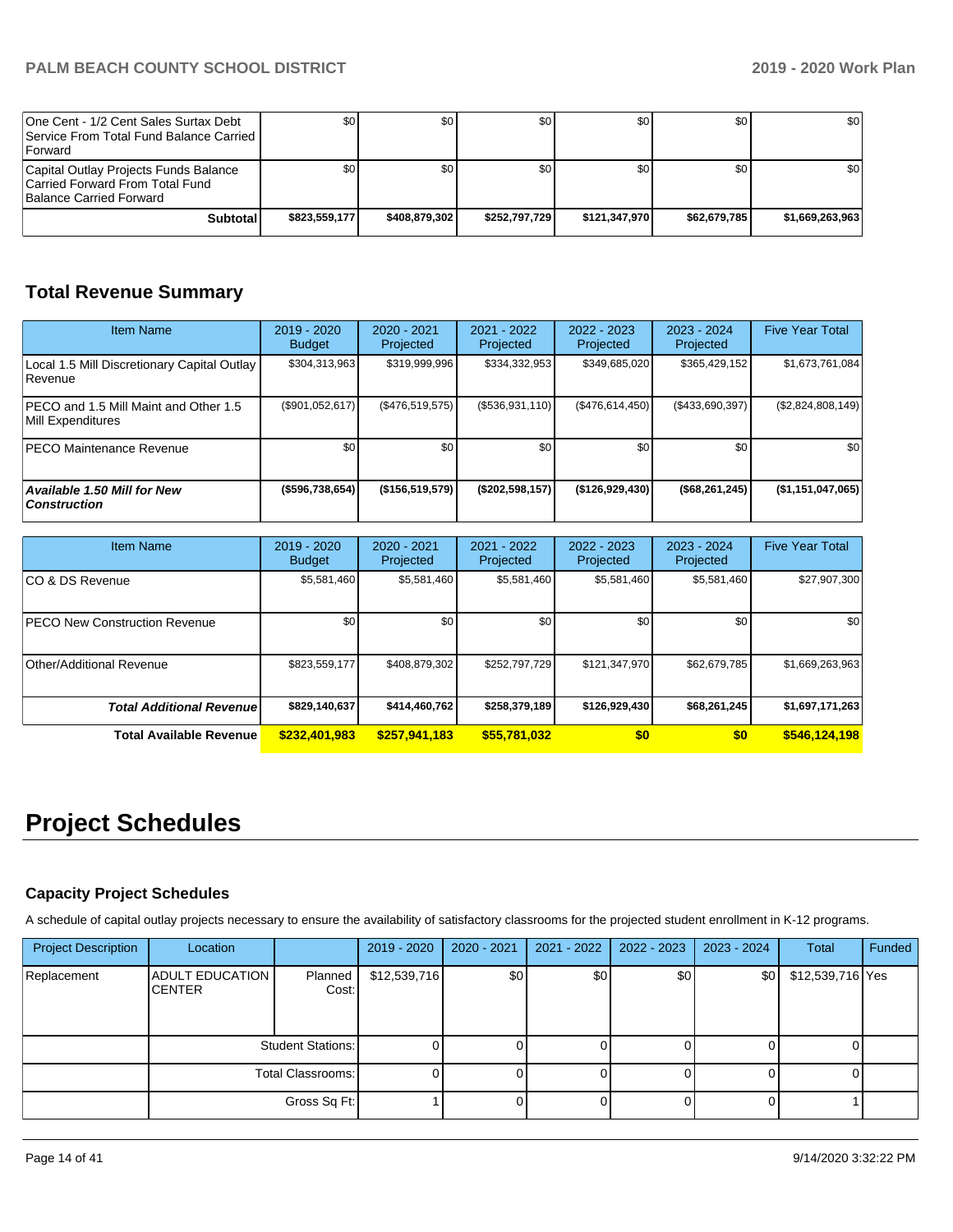| | | | | | | |
|---|---|---|---|---|---|---|
| One Cent - 1/2 Cent Sales Surtax Debt Service From Total Fund Balance Carried Forward | $0 | $0 | $0 | $0 | $0 | $0 |
| Capital Outlay Projects Funds Balance Carried Forward From Total Fund Balance Carried Forward | $0 | $0 | $0 | $0 | $0 | $0 |
| **Subtotal** | **$823,559,177** | **$408,879,302** | **$252,797,729** | **$121,347,970** | **$62,679,785** | **$1,669,263,963** |

## Total Revenue Summary

| Item Name | 2019 - 2020 Budget | 2020 - 2021 Projected | 2021 - 2022 Projected | 2022 - 2023 Projected | 2023 - 2024 Projected | Five Year Total |
|---|---|---|---|---|---|---|
| Local 1.5 Mill Discretionary Capital Outlay Revenue | $304,313,963 | $319,999,996 | $334,332,953 | $349,685,020 | $365,429,152 | $1,673,761,084 |
| PECO and 1.5 Mill Maint and Other 1.5 Mill Expenditures | ($901,052,617) | ($476,519,575) | ($536,931,110) | ($476,614,450) | ($433,690,397) | ($2,824,808,149) |
| PECO Maintenance Revenue | $0 | $0 | $0 | $0 | $0 | $0 |
| ***Available 1.50 Mill for New Construction*** | **($596,738,654)** | **($156,519,579)** | **($202,598,157)** | **($126,929,430)** | **($68,261,245)** | **($1,151,047,065)** |

| Item Name | 2019 - 2020 Budget | 2020 - 2021 Projected | 2021 - 2022 Projected | 2022 - 2023 Projected | 2023 - 2024 Projected | Five Year Total |
|---|---|---|---|---|---|---|
| CO & DS Revenue | $5,581,460 | $5,581,460 | $5,581,460 | $5,581,460 | $5,581,460 | $27,907,300 |
| PECO New Construction Revenue | $0 | $0 | $0 | $0 | $0 | $0 |
| Other/Additional Revenue | $823,559,177 | $408,879,302 | $252,797,729 | $121,347,970 | $62,679,785 | $1,669,263,963 |
| ***Total Additional Revenue*** | **$829,140,637** | **$414,460,762** | **$258,379,189** | **$126,929,430** | **$68,261,245** | **$1,697,171,263** |
| **Total Available Revenue** | **$232,401,983** | **$257,941,183** | **$55,781,032** | **$0** | **$0** | **$546,124,198** |

# Project Schedules

### Capacity Project Schedules

A schedule of capital outlay projects necessary to ensure the availability of satisfactory classrooms for the projected student enrollment in K-12 programs.

| Project Description | Location | | 2019 - 2020 | 2020 - 2021 | 2021 - 2022 | 2022 - 2023 | 2023 - 2024 | Total | Funded |
|---|---|---|---|---|---|---|---|---|---|
| Replacement | ADULT EDUCATION CENTER | Planned Cost: | $12,539,716 | $0 | $0 | $0 | $0 | $12,539,716 | Yes |
| | | Student Stations: | 0 | 0 | 0 | 0 | 0 | 0 | |
| | | Total Classrooms: | 0 | 0 | 0 | 0 | 0 | 0 | |
| | | Gross Sq Ft: | 1 | 0 | 0 | 0 | 0 | 1 | |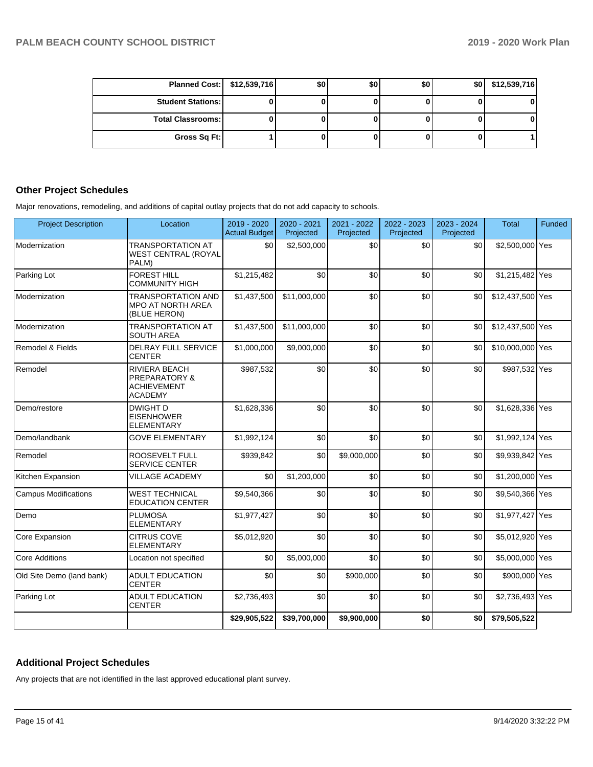| | | | | | | |
|---|---|---|---|---|---|---|
| **Planned Cost:** | **$12,539,716** | **$0** | **$0** | **$0** | **$0** | **$12,539,716** |
| **Student Stations:** | **0** | **0** | **0** | **0** | **0** | **0** |
| **Total Classrooms:** | **0** | **0** | **0** | **0** | **0** | **0** |
| **Gross Sq Ft:** | **1** | **0** | **0** | **0** | **0** | **1** |

## Other Project Schedules

Major renovations, remodeling, and additions of capital outlay projects that do not add capacity to schools.

| Project Description | Location | 2019 - 2020 Actual Budget | 2020 - 2021 Projected | 2021 - 2022 Projected | 2022 - 2023 Projected | 2023 - 2024 Projected | Total | Funded |
|---|---|---|---|---|---|---|---|---|
| Modernization | TRANSPORTATION AT WEST CENTRAL (ROYAL PALM) | $0 | $2,500,000 | $0 | $0 | $0 | $2,500,000 | Yes |
| Parking Lot | FOREST HILL COMMUNITY HIGH | $1,215,482 | $0 | $0 | $0 | $0 | $1,215,482 | Yes |
| Modernization | TRANSPORTATION AND MPO AT NORTH AREA (BLUE HERON) | $1,437,500 | $11,000,000 | $0 | $0 | $0 | $12,437,500 | Yes |
| Modernization | TRANSPORTATION AT SOUTH AREA | $1,437,500 | $11,000,000 | $0 | $0 | $0 | $12,437,500 | Yes |
| Remodel & Fields | DELRAY FULL SERVICE CENTER | $1,000,000 | $9,000,000 | $0 | $0 | $0 | $10,000,000 | Yes |
| Remodel | RIVIERA BEACH PREPARATORY & ACHIEVEMENT ACADEMY | $987,532 | $0 | $0 | $0 | $0 | $987,532 | Yes |
| Demo/restore | DWIGHT D EISENHOWER ELEMENTARY | $1,628,336 | $0 | $0 | $0 | $0 | $1,628,336 | Yes |
| Demo/landbank | GOVE ELEMENTARY | $1,992,124 | $0 | $0 | $0 | $0 | $1,992,124 | Yes |
| Remodel | ROOSEVELT FULL SERVICE CENTER | $939,842 | $0 | $9,000,000 | $0 | $0 | $9,939,842 | Yes |
| Kitchen Expansion | VILLAGE ACADEMY | $0 | $1,200,000 | $0 | $0 | $0 | $1,200,000 | Yes |
| Campus Modifications | WEST TECHNICAL EDUCATION CENTER | $9,540,366 | $0 | $0 | $0 | $0 | $9,540,366 | Yes |
| Demo | PLUMOSA ELEMENTARY | $1,977,427 | $0 | $0 | $0 | $0 | $1,977,427 | Yes |
| Core Expansion | CITRUS COVE ELEMENTARY | $5,012,920 | $0 | $0 | $0 | $0 | $5,012,920 | Yes |
| Core Additions | Location not specified | $0 | $5,000,000 | $0 | $0 | $0 | $5,000,000 | Yes |
| Old Site Demo (land bank) | ADULT EDUCATION CENTER | $0 | $0 | $900,000 | $0 | $0 | $900,000 | Yes |
| Parking Lot | ADULT EDUCATION CENTER | $2,736,493 | $0 | $0 | $0 | $0 | $2,736,493 | Yes |
| | | **$29,905,522** | **$39,700,000** | **$9,900,000** | **$0** | **$0** | **$79,505,522** | |

## Additional Project Schedules

Any projects that are not identified in the last approved educational plant survey.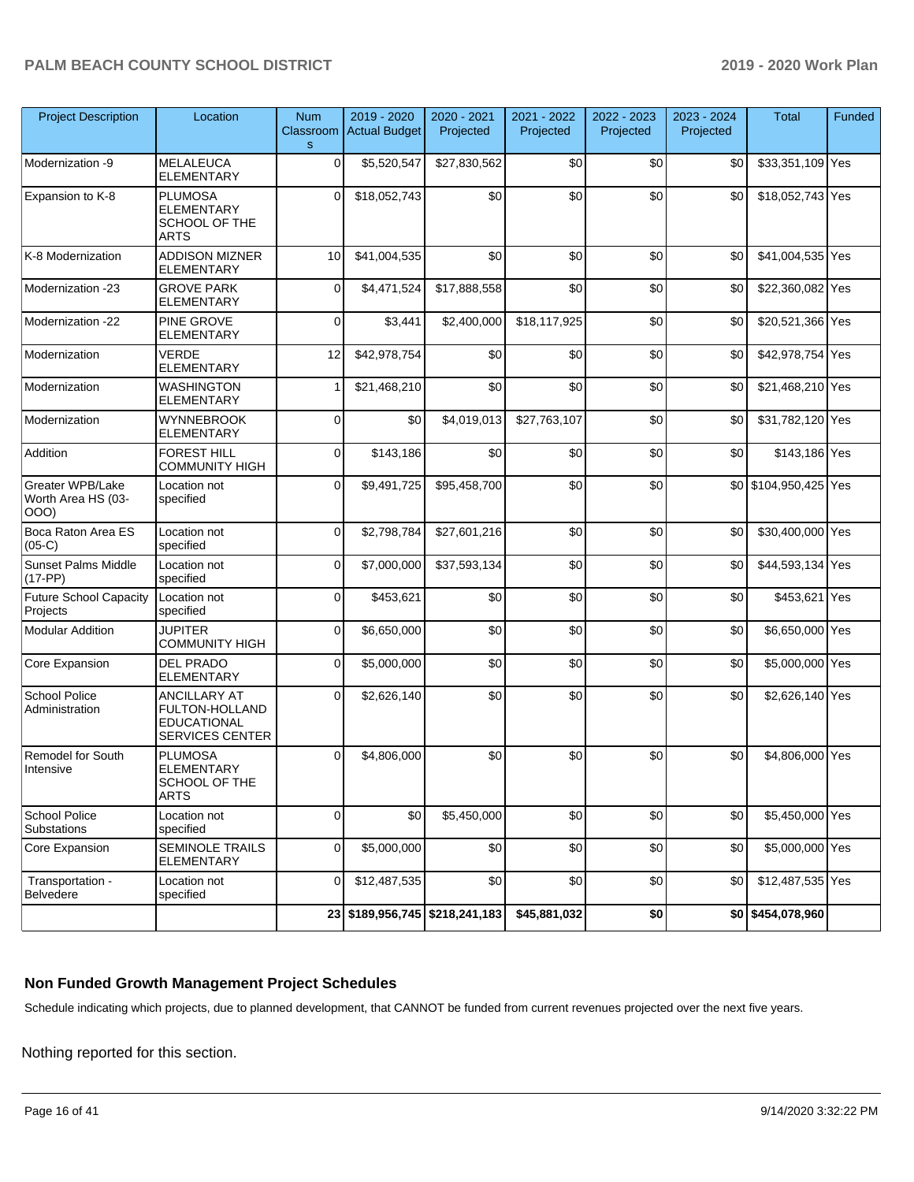| Project Description | Location | Num Classrooms | 2019 - 2020 Actual Budget | 2020 - 2021 Projected | 2021 - 2022 Projected | 2022 - 2023 Projected | 2023 - 2024 Projected | Total | Funded |
|---|---|---|---|---|---|---|---|---|---|
| Modernization -9 | MELALEUCA ELEMENTARY | 0 | $5,520,547 | $27,830,562 | $0 | $0 | $0 | $33,351,109 | Yes |
| Expansion to K-8 | PLUMOSA ELEMENTARY SCHOOL OF THE ARTS | 0 | $18,052,743 | $0 | $0 | $0 | $0 | $18,052,743 | Yes |
| K-8 Modernization | ADDISON MIZNER ELEMENTARY | 10 | $41,004,535 | $0 | $0 | $0 | $0 | $41,004,535 | Yes |
| Modernization -23 | GROVE PARK ELEMENTARY | 0 | $4,471,524 | $17,888,558 | $0 | $0 | $0 | $22,360,082 | Yes |
| Modernization -22 | PINE GROVE ELEMENTARY | 0 | $3,441 | $2,400,000 | $18,117,925 | $0 | $0 | $20,521,366 | Yes |
| Modernization | VERDE ELEMENTARY | 12 | $42,978,754 | $0 | $0 | $0 | $0 | $42,978,754 | Yes |
| Modernization | WASHINGTON ELEMENTARY | 1 | $21,468,210 | $0 | $0 | $0 | $0 | $21,468,210 | Yes |
| Modernization | WYNNEBROOK ELEMENTARY | 0 | $0 | $4,019,013 | $27,763,107 | $0 | $0 | $31,782,120 | Yes |
| Addition | FOREST HILL COMMUNITY HIGH | 0 | $143,186 | $0 | $0 | $0 | $0 | $143,186 | Yes |
| Greater WPB/Lake Worth Area HS (03-OOO) | Location not specified | 0 | $9,491,725 | $95,458,700 | $0 | $0 | $0 | $104,950,425 | Yes |
| Boca Raton Area ES (05-C) | Location not specified | 0 | $2,798,784 | $27,601,216 | $0 | $0 | $0 | $30,400,000 | Yes |
| Sunset Palms Middle (17-PP) | Location not specified | 0 | $7,000,000 | $37,593,134 | $0 | $0 | $0 | $44,593,134 | Yes |
| Future School Capacity Projects | Location not specified | 0 | $453,621 | $0 | $0 | $0 | $0 | $453,621 | Yes |
| Modular Addition | JUPITER COMMUNITY HIGH | 0 | $6,650,000 | $0 | $0 | $0 | $0 | $6,650,000 | Yes |
| Core Expansion | DEL PRADO ELEMENTARY | 0 | $5,000,000 | $0 | $0 | $0 | $0 | $5,000,000 | Yes |
| School Police Administration | ANCILLARY AT FULTON-HOLLAND EDUCATIONAL SERVICES CENTER | 0 | $2,626,140 | $0 | $0 | $0 | $0 | $2,626,140 | Yes |
| Remodel for South Intensive | PLUMOSA ELEMENTARY SCHOOL OF THE ARTS | 0 | $4,806,000 | $0 | $0 | $0 | $0 | $4,806,000 | Yes |
| School Police Substations | Location not specified | 0 | $0 | $5,450,000 | $0 | $0 | $0 | $5,450,000 | Yes |
| Core Expansion | SEMINOLE TRAILS ELEMENTARY | 0 | $5,000,000 | $0 | $0 | $0 | $0 | $5,000,000 | Yes |
| Transportation - Belvedere | Location not specified | 0 | $12,487,535 | $0 | $0 | $0 | $0 | $12,487,535 | Yes |
| | | **23** | **$189,956,745** | **$218,241,183** | **$45,881,032** | **$0** | **$0** | **$454,078,960** | |

### Non Funded Growth Management Project Schedules

Schedule indicating which projects, due to planned development, that CANNOT be funded from current revenues projected over the next five years.

Nothing reported for this section.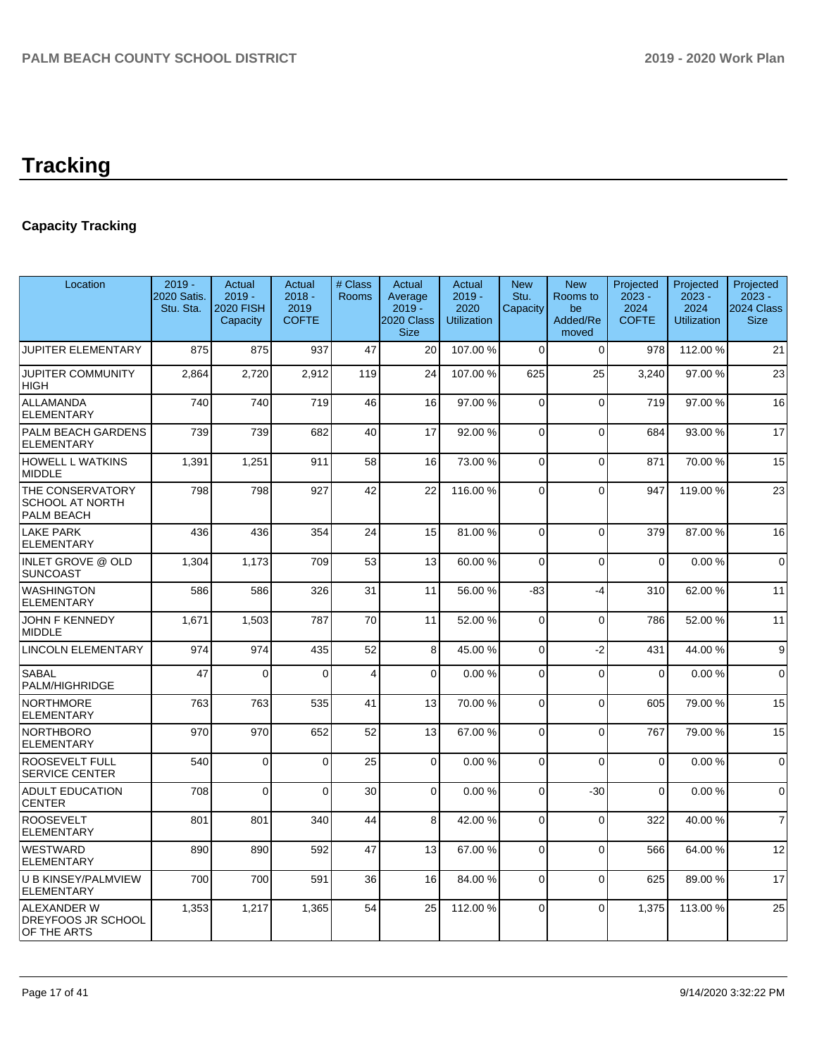# Tracking

## Capacity Tracking

| Location | 2019 - 2020 Satis. Stu. Sta. | Actual 2019 - 2020 FISH Capacity | Actual 2018 - 2019 COFTE | # Class Rooms | Actual Average 2019 - 2020 Class Size | Actual 2019 - 2020 Utilization | New Stu. Capacity | New Rooms to be Added/Removed | Projected 2023 - 2024 COFTE | Projected 2023 - 2024 Utilization | Projected 2023 - 2024 Class Size |
|---|---|---|---|---|---|---|---|---|---|---|---|
| JUPITER ELEMENTARY | 875 | 875 | 937 | 47 | 20 | 107.00 % | 0 | 0 | 978 | 112.00 % | 21 |
| JUPITER COMMUNITY HIGH | 2,864 | 2,720 | 2,912 | 119 | 24 | 107.00 % | 625 | 25 | 3,240 | 97.00 % | 23 |
| ALLAMANDA ELEMENTARY | 740 | 740 | 719 | 46 | 16 | 97.00 % | 0 | 0 | 719 | 97.00 % | 16 |
| PALM BEACH GARDENS ELEMENTARY | 739 | 739 | 682 | 40 | 17 | 92.00 % | 0 | 0 | 684 | 93.00 % | 17 |
| HOWELL L WATKINS MIDDLE | 1,391 | 1,251 | 911 | 58 | 16 | 73.00 % | 0 | 0 | 871 | 70.00 % | 15 |
| THE CONSERVATORY SCHOOL AT NORTH PALM BEACH | 798 | 798 | 927 | 42 | 22 | 116.00 % | 0 | 0 | 947 | 119.00 % | 23 |
| LAKE PARK ELEMENTARY | 436 | 436 | 354 | 24 | 15 | 81.00 % | 0 | 0 | 379 | 87.00 % | 16 |
| INLET GROVE @ OLD SUNCOAST | 1,304 | 1,173 | 709 | 53 | 13 | 60.00 % | 0 | 0 | 0 | 0.00 % | 0 |
| WASHINGTON ELEMENTARY | 586 | 586 | 326 | 31 | 11 | 56.00 % | -83 | -4 | 310 | 62.00 % | 11 |
| JOHN F KENNEDY MIDDLE | 1,671 | 1,503 | 787 | 70 | 11 | 52.00 % | 0 | 0 | 786 | 52.00 % | 11 |
| LINCOLN ELEMENTARY | 974 | 974 | 435 | 52 | 8 | 45.00 % | 0 | -2 | 431 | 44.00 % | 9 |
| SABAL PALM/HIGHRIDGE | 47 | 0 | 0 | 4 | 0 | 0.00 % | 0 | 0 | 0 | 0.00 % | 0 |
| NORTHMORE ELEMENTARY | 763 | 763 | 535 | 41 | 13 | 70.00 % | 0 | 0 | 605 | 79.00 % | 15 |
| NORTHBORO ELEMENTARY | 970 | 970 | 652 | 52 | 13 | 67.00 % | 0 | 0 | 767 | 79.00 % | 15 |
| ROOSEVELT FULL SERVICE CENTER | 540 | 0 | 0 | 25 | 0 | 0.00 % | 0 | 0 | 0 | 0.00 % | 0 |
| ADULT EDUCATION CENTER | 708 | 0 | 0 | 30 | 0 | 0.00 % | 0 | -30 | 0 | 0.00 % | 0 |
| ROOSEVELT ELEMENTARY | 801 | 801 | 340 | 44 | 8 | 42.00 % | 0 | 0 | 322 | 40.00 % | 7 |
| WESTWARD ELEMENTARY | 890 | 890 | 592 | 47 | 13 | 67.00 % | 0 | 0 | 566 | 64.00 % | 12 |
| U B KINSEY/PALMVIEW ELEMENTARY | 700 | 700 | 591 | 36 | 16 | 84.00 % | 0 | 0 | 625 | 89.00 % | 17 |
| ALEXANDER W DREYFOOS JR SCHOOL OF THE ARTS | 1,353 | 1,217 | 1,365 | 54 | 25 | 112.00 % | 0 | 0 | 1,375 | 113.00 % | 25 |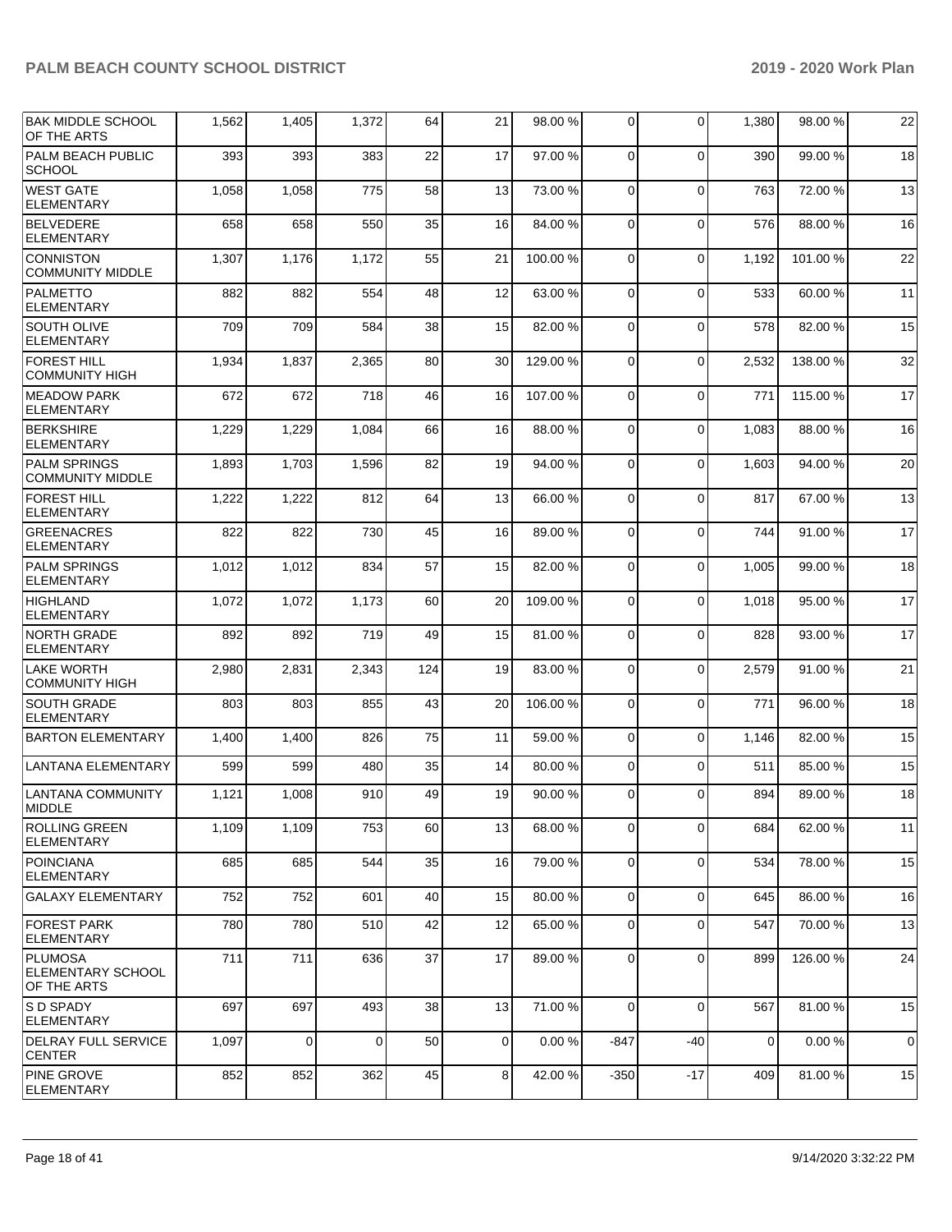| | | | | | | | | | | |
|---|---|---|---|---|---|---|---|---|---|---|
| BAK MIDDLE SCHOOL OF THE ARTS | 1,562 | 1,405 | 1,372 | 64 | 21 | 98.00 % | 0 | 0 | 1,380 | 98.00 % | 22 |
| PALM BEACH PUBLIC SCHOOL | 393 | 393 | 383 | 22 | 17 | 97.00 % | 0 | 0 | 390 | 99.00 % | 18 |
| WEST GATE ELEMENTARY | 1,058 | 1,058 | 775 | 58 | 13 | 73.00 % | 0 | 0 | 763 | 72.00 % | 13 |
| BELVEDERE ELEMENTARY | 658 | 658 | 550 | 35 | 16 | 84.00 % | 0 | 0 | 576 | 88.00 % | 16 |
| CONNISTON COMMUNITY MIDDLE | 1,307 | 1,176 | 1,172 | 55 | 21 | 100.00 % | 0 | 0 | 1,192 | 101.00 % | 22 |
| PALMETTO ELEMENTARY | 882 | 882 | 554 | 48 | 12 | 63.00 % | 0 | 0 | 533 | 60.00 % | 11 |
| SOUTH OLIVE ELEMENTARY | 709 | 709 | 584 | 38 | 15 | 82.00 % | 0 | 0 | 578 | 82.00 % | 15 |
| FOREST HILL COMMUNITY HIGH | 1,934 | 1,837 | 2,365 | 80 | 30 | 129.00 % | 0 | 0 | 2,532 | 138.00 % | 32 |
| MEADOW PARK ELEMENTARY | 672 | 672 | 718 | 46 | 16 | 107.00 % | 0 | 0 | 771 | 115.00 % | 17 |
| BERKSHIRE ELEMENTARY | 1,229 | 1,229 | 1,084 | 66 | 16 | 88.00 % | 0 | 0 | 1,083 | 88.00 % | 16 |
| PALM SPRINGS COMMUNITY MIDDLE | 1,893 | 1,703 | 1,596 | 82 | 19 | 94.00 % | 0 | 0 | 1,603 | 94.00 % | 20 |
| FOREST HILL ELEMENTARY | 1,222 | 1,222 | 812 | 64 | 13 | 66.00 % | 0 | 0 | 817 | 67.00 % | 13 |
| GREENACRES ELEMENTARY | 822 | 822 | 730 | 45 | 16 | 89.00 % | 0 | 0 | 744 | 91.00 % | 17 |
| PALM SPRINGS ELEMENTARY | 1,012 | 1,012 | 834 | 57 | 15 | 82.00 % | 0 | 0 | 1,005 | 99.00 % | 18 |
| HIGHLAND ELEMENTARY | 1,072 | 1,072 | 1,173 | 60 | 20 | 109.00 % | 0 | 0 | 1,018 | 95.00 % | 17 |
| NORTH GRADE ELEMENTARY | 892 | 892 | 719 | 49 | 15 | 81.00 % | 0 | 0 | 828 | 93.00 % | 17 |
| LAKE WORTH COMMUNITY HIGH | 2,980 | 2,831 | 2,343 | 124 | 19 | 83.00 % | 0 | 0 | 2,579 | 91.00 % | 21 |
| SOUTH GRADE ELEMENTARY | 803 | 803 | 855 | 43 | 20 | 106.00 % | 0 | 0 | 771 | 96.00 % | 18 |
| BARTON ELEMENTARY | 1,400 | 1,400 | 826 | 75 | 11 | 59.00 % | 0 | 0 | 1,146 | 82.00 % | 15 |
| LANTANA ELEMENTARY | 599 | 599 | 480 | 35 | 14 | 80.00 % | 0 | 0 | 511 | 85.00 % | 15 |
| LANTANA COMMUNITY MIDDLE | 1,121 | 1,008 | 910 | 49 | 19 | 90.00 % | 0 | 0 | 894 | 89.00 % | 18 |
| ROLLING GREEN ELEMENTARY | 1,109 | 1,109 | 753 | 60 | 13 | 68.00 % | 0 | 0 | 684 | 62.00 % | 11 |
| POINCIANA ELEMENTARY | 685 | 685 | 544 | 35 | 16 | 79.00 % | 0 | 0 | 534 | 78.00 % | 15 |
| GALAXY ELEMENTARY | 752 | 752 | 601 | 40 | 15 | 80.00 % | 0 | 0 | 645 | 86.00 % | 16 |
| FOREST PARK ELEMENTARY | 780 | 780 | 510 | 42 | 12 | 65.00 % | 0 | 0 | 547 | 70.00 % | 13 |
| PLUMOSA ELEMENTARY SCHOOL OF THE ARTS | 711 | 711 | 636 | 37 | 17 | 89.00 % | 0 | 0 | 899 | 126.00 % | 24 |
| S D SPADY ELEMENTARY | 697 | 697 | 493 | 38 | 13 | 71.00 % | 0 | 0 | 567 | 81.00 % | 15 |
| DELRAY FULL SERVICE CENTER | 1,097 | 0 | 0 | 50 | 0 | 0.00 % | -847 | -40 | 0 | 0.00 % | 0 |
| PINE GROVE ELEMENTARY | 852 | 852 | 362 | 45 | 8 | 42.00 % | -350 | -17 | 409 | 81.00 % | 15 |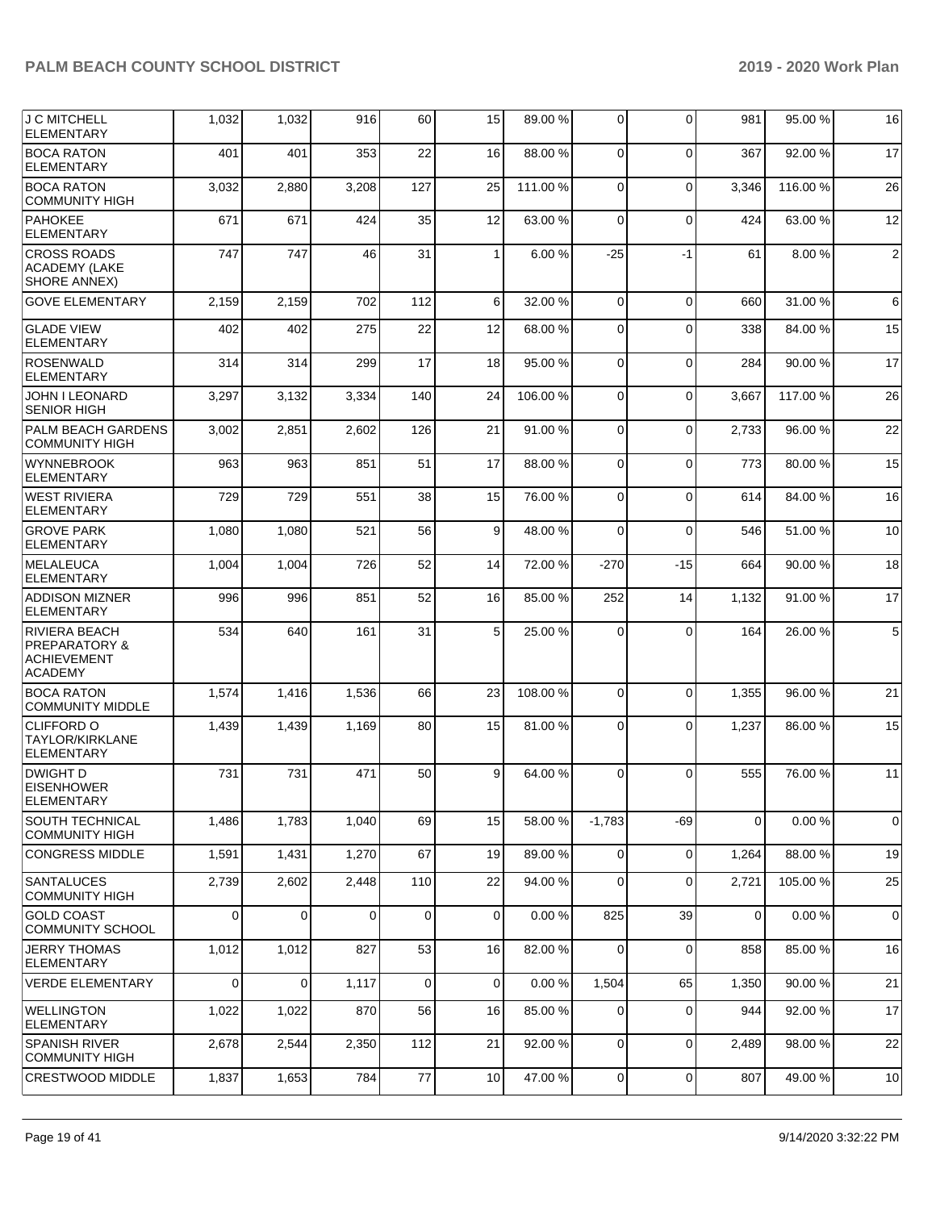| | | | | | | | | | | |
|---|---|---|---|---|---|---|---|---|---|---|
| J C MITCHELL ELEMENTARY | 1,032 | 1,032 | 916 | 60 | 15 | 89.00 % | 0 | 0 | 981 | 95.00 % | 16 |
| BOCA RATON ELEMENTARY | 401 | 401 | 353 | 22 | 16 | 88.00 % | 0 | 0 | 367 | 92.00 % | 17 |
| BOCA RATON COMMUNITY HIGH | 3,032 | 2,880 | 3,208 | 127 | 25 | 111.00 % | 0 | 0 | 3,346 | 116.00 % | 26 |
| PAHOKEE ELEMENTARY | 671 | 671 | 424 | 35 | 12 | 63.00 % | 0 | 0 | 424 | 63.00 % | 12 |
| CROSS ROADS ACADEMY (LAKE SHORE ANNEX) | 747 | 747 | 46 | 31 | 1 | 6.00 % | -25 | -1 | 61 | 8.00 % | 2 |
| GOVE ELEMENTARY | 2,159 | 2,159 | 702 | 112 | 6 | 32.00 % | 0 | 0 | 660 | 31.00 % | 6 |
| GLADE VIEW ELEMENTARY | 402 | 402 | 275 | 22 | 12 | 68.00 % | 0 | 0 | 338 | 84.00 % | 15 |
| ROSENWALD ELEMENTARY | 314 | 314 | 299 | 17 | 18 | 95.00 % | 0 | 0 | 284 | 90.00 % | 17 |
| JOHN I LEONARD SENIOR HIGH | 3,297 | 3,132 | 3,334 | 140 | 24 | 106.00 % | 0 | 0 | 3,667 | 117.00 % | 26 |
| PALM BEACH GARDENS COMMUNITY HIGH | 3,002 | 2,851 | 2,602 | 126 | 21 | 91.00 % | 0 | 0 | 2,733 | 96.00 % | 22 |
| WYNNEBROOK ELEMENTARY | 963 | 963 | 851 | 51 | 17 | 88.00 % | 0 | 0 | 773 | 80.00 % | 15 |
| WEST RIVIERA ELEMENTARY | 729 | 729 | 551 | 38 | 15 | 76.00 % | 0 | 0 | 614 | 84.00 % | 16 |
| GROVE PARK ELEMENTARY | 1,080 | 1,080 | 521 | 56 | 9 | 48.00 % | 0 | 0 | 546 | 51.00 % | 10 |
| MELALEUCA ELEMENTARY | 1,004 | 1,004 | 726 | 52 | 14 | 72.00 % | -270 | -15 | 664 | 90.00 % | 18 |
| ADDISON MIZNER ELEMENTARY | 996 | 996 | 851 | 52 | 16 | 85.00 % | 252 | 14 | 1,132 | 91.00 % | 17 |
| RIVIERA BEACH PREPARATORY & ACHIEVEMENT ACADEMY | 534 | 640 | 161 | 31 | 5 | 25.00 % | 0 | 0 | 164 | 26.00 % | 5 |
| BOCA RATON COMMUNITY MIDDLE | 1,574 | 1,416 | 1,536 | 66 | 23 | 108.00 % | 0 | 0 | 1,355 | 96.00 % | 21 |
| CLIFFORD O TAYLOR/KIRKLANE ELEMENTARY | 1,439 | 1,439 | 1,169 | 80 | 15 | 81.00 % | 0 | 0 | 1,237 | 86.00 % | 15 |
| DWIGHT D EISENHOWER ELEMENTARY | 731 | 731 | 471 | 50 | 9 | 64.00 % | 0 | 0 | 555 | 76.00 % | 11 |
| SOUTH TECHNICAL COMMUNITY HIGH | 1,486 | 1,783 | 1,040 | 69 | 15 | 58.00 % | -1,783 | -69 | 0 | 0.00 % | 0 |
| CONGRESS MIDDLE | 1,591 | 1,431 | 1,270 | 67 | 19 | 89.00 % | 0 | 0 | 1,264 | 88.00 % | 19 |
| SANTALUCES COMMUNITY HIGH | 2,739 | 2,602 | 2,448 | 110 | 22 | 94.00 % | 0 | 0 | 2,721 | 105.00 % | 25 |
| GOLD COAST COMMUNITY SCHOOL | 0 | 0 | 0 | 0 | 0 | 0.00 % | 825 | 39 | 0 | 0.00 % | 0 |
| JERRY THOMAS ELEMENTARY | 1,012 | 1,012 | 827 | 53 | 16 | 82.00 % | 0 | 0 | 858 | 85.00 % | 16 |
| VERDE ELEMENTARY | 0 | 0 | 1,117 | 0 | 0 | 0.00 % | 1,504 | 65 | 1,350 | 90.00 % | 21 |
| WELLINGTON ELEMENTARY | 1,022 | 1,022 | 870 | 56 | 16 | 85.00 % | 0 | 0 | 944 | 92.00 % | 17 |
| SPANISH RIVER COMMUNITY HIGH | 2,678 | 2,544 | 2,350 | 112 | 21 | 92.00 % | 0 | 0 | 2,489 | 98.00 % | 22 |
| CRESTWOOD MIDDLE | 1,837 | 1,653 | 784 | 77 | 10 | 47.00 % | 0 | 0 | 807 | 49.00 % | 10 |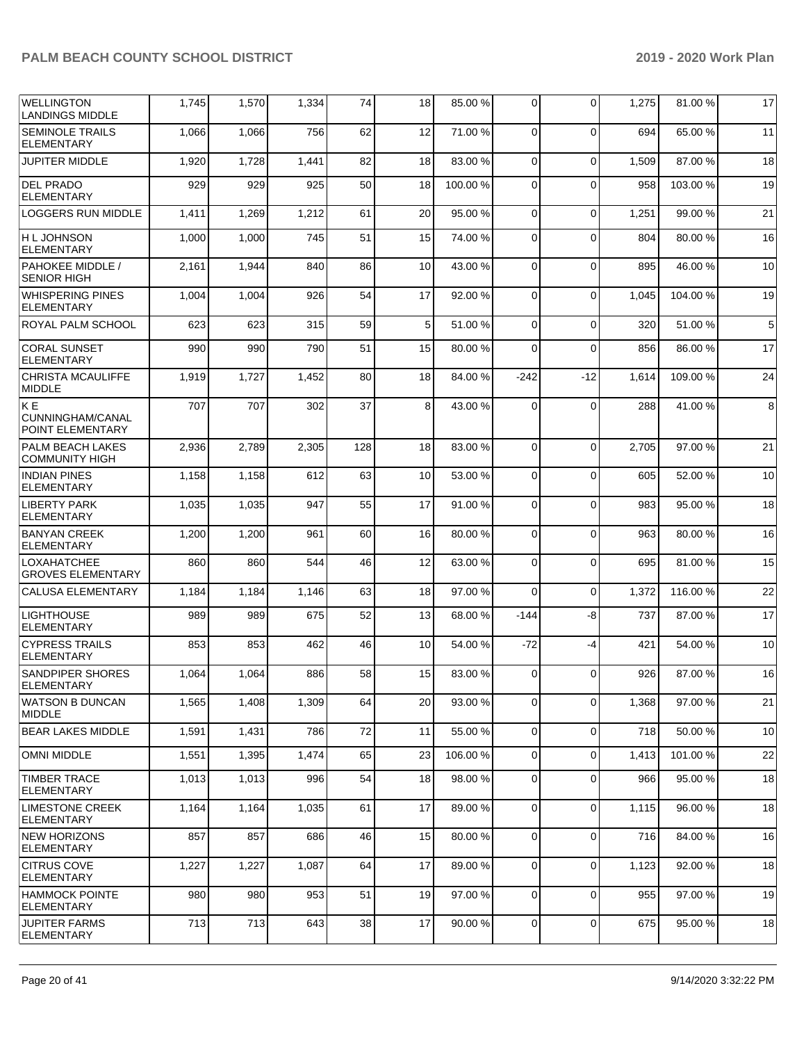| | | | | | | | | | | |
|---|---|---|---|---|---|---|---|---|---|---|
| WELLINGTON LANDINGS MIDDLE | 1,745 | 1,570 | 1,334 | 74 | 18 | 85.00 % | 0 | 0 | 1,275 | 81.00 % | 17 |
| SEMINOLE TRAILS ELEMENTARY | 1,066 | 1,066 | 756 | 62 | 12 | 71.00 % | 0 | 0 | 694 | 65.00 % | 11 |
| JUPITER MIDDLE | 1,920 | 1,728 | 1,441 | 82 | 18 | 83.00 % | 0 | 0 | 1,509 | 87.00 % | 18 |
| DEL PRADO ELEMENTARY | 929 | 929 | 925 | 50 | 18 | 100.00 % | 0 | 0 | 958 | 103.00 % | 19 |
| LOGGERS RUN MIDDLE | 1,411 | 1,269 | 1,212 | 61 | 20 | 95.00 % | 0 | 0 | 1,251 | 99.00 % | 21 |
| H L JOHNSON ELEMENTARY | 1,000 | 1,000 | 745 | 51 | 15 | 74.00 % | 0 | 0 | 804 | 80.00 % | 16 |
| PAHOKEE MIDDLE / SENIOR HIGH | 2,161 | 1,944 | 840 | 86 | 10 | 43.00 % | 0 | 0 | 895 | 46.00 % | 10 |
| WHISPERING PINES ELEMENTARY | 1,004 | 1,004 | 926 | 54 | 17 | 92.00 % | 0 | 0 | 1,045 | 104.00 % | 19 |
| ROYAL PALM SCHOOL | 623 | 623 | 315 | 59 | 5 | 51.00 % | 0 | 0 | 320 | 51.00 % | 5 |
| CORAL SUNSET ELEMENTARY | 990 | 990 | 790 | 51 | 15 | 80.00 % | 0 | 0 | 856 | 86.00 % | 17 |
| CHRISTA MCAULIFFE MIDDLE | 1,919 | 1,727 | 1,452 | 80 | 18 | 84.00 % | -242 | -12 | 1,614 | 109.00 % | 24 |
| K E CUNNINGHAM/CANAL POINT ELEMENTARY | 707 | 707 | 302 | 37 | 8 | 43.00 % | 0 | 0 | 288 | 41.00 % | 8 |
| PALM BEACH LAKES COMMUNITY HIGH | 2,936 | 2,789 | 2,305 | 128 | 18 | 83.00 % | 0 | 0 | 2,705 | 97.00 % | 21 |
| INDIAN PINES ELEMENTARY | 1,158 | 1,158 | 612 | 63 | 10 | 53.00 % | 0 | 0 | 605 | 52.00 % | 10 |
| LIBERTY PARK ELEMENTARY | 1,035 | 1,035 | 947 | 55 | 17 | 91.00 % | 0 | 0 | 983 | 95.00 % | 18 |
| BANYAN CREEK ELEMENTARY | 1,200 | 1,200 | 961 | 60 | 16 | 80.00 % | 0 | 0 | 963 | 80.00 % | 16 |
| LOXAHATCHEE GROVES ELEMENTARY | 860 | 860 | 544 | 46 | 12 | 63.00 % | 0 | 0 | 695 | 81.00 % | 15 |
| CALUSA ELEMENTARY | 1,184 | 1,184 | 1,146 | 63 | 18 | 97.00 % | 0 | 0 | 1,372 | 116.00 % | 22 |
| LIGHTHOUSE ELEMENTARY | 989 | 989 | 675 | 52 | 13 | 68.00 % | -144 | -8 | 737 | 87.00 % | 17 |
| CYPRESS TRAILS ELEMENTARY | 853 | 853 | 462 | 46 | 10 | 54.00 % | -72 | -4 | 421 | 54.00 % | 10 |
| SANDPIPER SHORES ELEMENTARY | 1,064 | 1,064 | 886 | 58 | 15 | 83.00 % | 0 | 0 | 926 | 87.00 % | 16 |
| WATSON B DUNCAN MIDDLE | 1,565 | 1,408 | 1,309 | 64 | 20 | 93.00 % | 0 | 0 | 1,368 | 97.00 % | 21 |
| BEAR LAKES MIDDLE | 1,591 | 1,431 | 786 | 72 | 11 | 55.00 % | 0 | 0 | 718 | 50.00 % | 10 |
| OMNI MIDDLE | 1,551 | 1,395 | 1,474 | 65 | 23 | 106.00 % | 0 | 0 | 1,413 | 101.00 % | 22 |
| TIMBER TRACE ELEMENTARY | 1,013 | 1,013 | 996 | 54 | 18 | 98.00 % | 0 | 0 | 966 | 95.00 % | 18 |
| LIMESTONE CREEK ELEMENTARY | 1,164 | 1,164 | 1,035 | 61 | 17 | 89.00 % | 0 | 0 | 1,115 | 96.00 % | 18 |
| NEW HORIZONS ELEMENTARY | 857 | 857 | 686 | 46 | 15 | 80.00 % | 0 | 0 | 716 | 84.00 % | 16 |
| CITRUS COVE ELEMENTARY | 1,227 | 1,227 | 1,087 | 64 | 17 | 89.00 % | 0 | 0 | 1,123 | 92.00 % | 18 |
| HAMMOCK POINTE ELEMENTARY | 980 | 980 | 953 | 51 | 19 | 97.00 % | 0 | 0 | 955 | 97.00 % | 19 |
| JUPITER FARMS ELEMENTARY | 713 | 713 | 643 | 38 | 17 | 90.00 % | 0 | 0 | 675 | 95.00 % | 18 |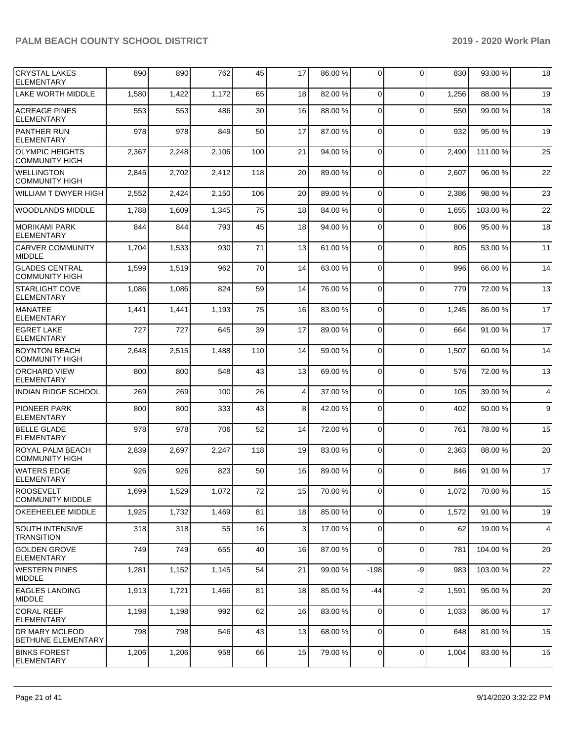| | | | | | | | | | | |
|---|---|---|---|---|---|---|---|---|---|---|
| CRYSTAL LAKES ELEMENTARY | 890 | 890 | 762 | 45 | 17 | 86.00 % | 0 | 0 | 830 | 93.00 % | 18 |
| LAKE WORTH MIDDLE | 1,580 | 1,422 | 1,172 | 65 | 18 | 82.00 % | 0 | 0 | 1,256 | 88.00 % | 19 |
| ACREAGE PINES ELEMENTARY | 553 | 553 | 486 | 30 | 16 | 88.00 % | 0 | 0 | 550 | 99.00 % | 18 |
| PANTHER RUN ELEMENTARY | 978 | 978 | 849 | 50 | 17 | 87.00 % | 0 | 0 | 932 | 95.00 % | 19 |
| OLYMPIC HEIGHTS COMMUNITY HIGH | 2,367 | 2,248 | 2,106 | 100 | 21 | 94.00 % | 0 | 0 | 2,490 | 111.00 % | 25 |
| WELLINGTON COMMUNITY HIGH | 2,845 | 2,702 | 2,412 | 118 | 20 | 89.00 % | 0 | 0 | 2,607 | 96.00 % | 22 |
| WILLIAM T DWYER HIGH | 2,552 | 2,424 | 2,150 | 106 | 20 | 89.00 % | 0 | 0 | 2,386 | 98.00 % | 23 |
| WOODLANDS MIDDLE | 1,788 | 1,609 | 1,345 | 75 | 18 | 84.00 % | 0 | 0 | 1,655 | 103.00 % | 22 |
| MORIKAMI PARK ELEMENTARY | 844 | 844 | 793 | 45 | 18 | 94.00 % | 0 | 0 | 806 | 95.00 % | 18 |
| CARVER COMMUNITY MIDDLE | 1,704 | 1,533 | 930 | 71 | 13 | 61.00 % | 0 | 0 | 805 | 53.00 % | 11 |
| GLADES CENTRAL COMMUNITY HIGH | 1,599 | 1,519 | 962 | 70 | 14 | 63.00 % | 0 | 0 | 996 | 66.00 % | 14 |
| STARLIGHT COVE ELEMENTARY | 1,086 | 1,086 | 824 | 59 | 14 | 76.00 % | 0 | 0 | 779 | 72.00 % | 13 |
| MANATEE ELEMENTARY | 1,441 | 1,441 | 1,193 | 75 | 16 | 83.00 % | 0 | 0 | 1,245 | 86.00 % | 17 |
| EGRET LAKE ELEMENTARY | 727 | 727 | 645 | 39 | 17 | 89.00 % | 0 | 0 | 664 | 91.00 % | 17 |
| BOYNTON BEACH COMMUNITY HIGH | 2,648 | 2,515 | 1,488 | 110 | 14 | 59.00 % | 0 | 0 | 1,507 | 60.00 % | 14 |
| ORCHARD VIEW ELEMENTARY | 800 | 800 | 548 | 43 | 13 | 69.00 % | 0 | 0 | 576 | 72.00 % | 13 |
| INDIAN RIDGE SCHOOL | 269 | 269 | 100 | 26 | 4 | 37.00 % | 0 | 0 | 105 | 39.00 % | 4 |
| PIONEER PARK ELEMENTARY | 800 | 800 | 333 | 43 | 8 | 42.00 % | 0 | 0 | 402 | 50.00 % | 9 |
| BELLE GLADE ELEMENTARY | 978 | 978 | 706 | 52 | 14 | 72.00 % | 0 | 0 | 761 | 78.00 % | 15 |
| ROYAL PALM BEACH COMMUNITY HIGH | 2,839 | 2,697 | 2,247 | 118 | 19 | 83.00 % | 0 | 0 | 2,363 | 88.00 % | 20 |
| WATERS EDGE ELEMENTARY | 926 | 926 | 823 | 50 | 16 | 89.00 % | 0 | 0 | 846 | 91.00 % | 17 |
| ROOSEVELT COMMUNITY MIDDLE | 1,699 | 1,529 | 1,072 | 72 | 15 | 70.00 % | 0 | 0 | 1,072 | 70.00 % | 15 |
| OKEEHEELEE MIDDLE | 1,925 | 1,732 | 1,469 | 81 | 18 | 85.00 % | 0 | 0 | 1,572 | 91.00 % | 19 |
| SOUTH INTENSIVE TRANSITION | 318 | 318 | 55 | 16 | 3 | 17.00 % | 0 | 0 | 62 | 19.00 % | 4 |
| GOLDEN GROVE ELEMENTARY | 749 | 749 | 655 | 40 | 16 | 87.00 % | 0 | 0 | 781 | 104.00 % | 20 |
| WESTERN PINES MIDDLE | 1,281 | 1,152 | 1,145 | 54 | 21 | 99.00 % | -198 | -9 | 983 | 103.00 % | 22 |
| EAGLES LANDING MIDDLE | 1,913 | 1,721 | 1,466 | 81 | 18 | 85.00 % | -44 | -2 | 1,591 | 95.00 % | 20 |
| CORAL REEF ELEMENTARY | 1,198 | 1,198 | 992 | 62 | 16 | 83.00 % | 0 | 0 | 1,033 | 86.00 % | 17 |
| DR MARY MCLEOD BETHUNE ELEMENTARY | 798 | 798 | 546 | 43 | 13 | 68.00 % | 0 | 0 | 648 | 81.00 % | 15 |
| BINKS FOREST ELEMENTARY | 1,206 | 1,206 | 958 | 66 | 15 | 79.00 % | 0 | 0 | 1,004 | 83.00 % | 15 |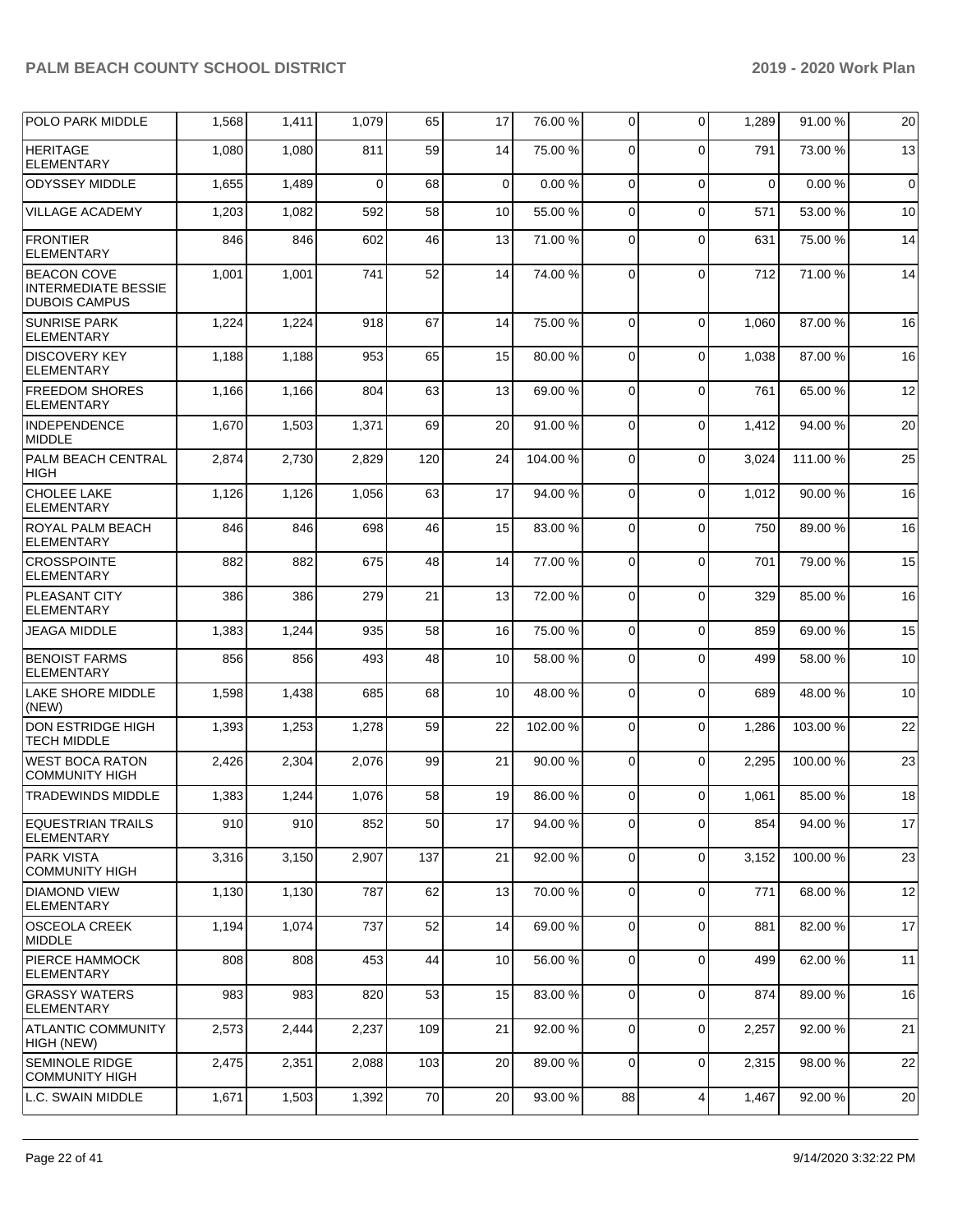| POLO PARK MIDDLE | 1,568 | 1,411 | 1,079 | 65 | 17 | 76.00 % | 0 | 0 | 1,289 | 91.00 % | 20 |
|---|---|---|---|---|---|---|---|---|---|---|---|
| HERITAGE ELEMENTARY | 1,080 | 1,080 | 811 | 59 | 14 | 75.00 % | 0 | 0 | 791 | 73.00 % | 13 |
| ODYSSEY MIDDLE | 1,655 | 1,489 | 0 | 68 | 0 | 0.00 % | 0 | 0 | 0 | 0.00 % | 0 |
| VILLAGE ACADEMY | 1,203 | 1,082 | 592 | 58 | 10 | 55.00 % | 0 | 0 | 571 | 53.00 % | 10 |
| FRONTIER ELEMENTARY | 846 | 846 | 602 | 46 | 13 | 71.00 % | 0 | 0 | 631 | 75.00 % | 14 |
| BEACON COVE INTERMEDIATE BESSIE DUBOIS CAMPUS | 1,001 | 1,001 | 741 | 52 | 14 | 74.00 % | 0 | 0 | 712 | 71.00 % | 14 |
| SUNRISE PARK ELEMENTARY | 1,224 | 1,224 | 918 | 67 | 14 | 75.00 % | 0 | 0 | 1,060 | 87.00 % | 16 |
| DISCOVERY KEY ELEMENTARY | 1,188 | 1,188 | 953 | 65 | 15 | 80.00 % | 0 | 0 | 1,038 | 87.00 % | 16 |
| FREEDOM SHORES ELEMENTARY | 1,166 | 1,166 | 804 | 63 | 13 | 69.00 % | 0 | 0 | 761 | 65.00 % | 12 |
| INDEPENDENCE MIDDLE | 1,670 | 1,503 | 1,371 | 69 | 20 | 91.00 % | 0 | 0 | 1,412 | 94.00 % | 20 |
| PALM BEACH CENTRAL HIGH | 2,874 | 2,730 | 2,829 | 120 | 24 | 104.00 % | 0 | 0 | 3,024 | 111.00 % | 25 |
| CHOLEE LAKE ELEMENTARY | 1,126 | 1,126 | 1,056 | 63 | 17 | 94.00 % | 0 | 0 | 1,012 | 90.00 % | 16 |
| ROYAL PALM BEACH ELEMENTARY | 846 | 846 | 698 | 46 | 15 | 83.00 % | 0 | 0 | 750 | 89.00 % | 16 |
| CROSSPOINTE ELEMENTARY | 882 | 882 | 675 | 48 | 14 | 77.00 % | 0 | 0 | 701 | 79.00 % | 15 |
| PLEASANT CITY ELEMENTARY | 386 | 386 | 279 | 21 | 13 | 72.00 % | 0 | 0 | 329 | 85.00 % | 16 |
| JEAGA MIDDLE | 1,383 | 1,244 | 935 | 58 | 16 | 75.00 % | 0 | 0 | 859 | 69.00 % | 15 |
| BENOIST FARMS ELEMENTARY | 856 | 856 | 493 | 48 | 10 | 58.00 % | 0 | 0 | 499 | 58.00 % | 10 |
| LAKE SHORE MIDDLE (NEW) | 1,598 | 1,438 | 685 | 68 | 10 | 48.00 % | 0 | 0 | 689 | 48.00 % | 10 |
| DON ESTRIDGE HIGH TECH MIDDLE | 1,393 | 1,253 | 1,278 | 59 | 22 | 102.00 % | 0 | 0 | 1,286 | 103.00 % | 22 |
| WEST BOCA RATON COMMUNITY HIGH | 2,426 | 2,304 | 2,076 | 99 | 21 | 90.00 % | 0 | 0 | 2,295 | 100.00 % | 23 |
| TRADEWINDS MIDDLE | 1,383 | 1,244 | 1,076 | 58 | 19 | 86.00 % | 0 | 0 | 1,061 | 85.00 % | 18 |
| EQUESTRIAN TRAILS ELEMENTARY | 910 | 910 | 852 | 50 | 17 | 94.00 % | 0 | 0 | 854 | 94.00 % | 17 |
| PARK VISTA COMMUNITY HIGH | 3,316 | 3,150 | 2,907 | 137 | 21 | 92.00 % | 0 | 0 | 3,152 | 100.00 % | 23 |
| DIAMOND VIEW ELEMENTARY | 1,130 | 1,130 | 787 | 62 | 13 | 70.00 % | 0 | 0 | 771 | 68.00 % | 12 |
| OSCEOLA CREEK MIDDLE | 1,194 | 1,074 | 737 | 52 | 14 | 69.00 % | 0 | 0 | 881 | 82.00 % | 17 |
| PIERCE HAMMOCK ELEMENTARY | 808 | 808 | 453 | 44 | 10 | 56.00 % | 0 | 0 | 499 | 62.00 % | 11 |
| GRASSY WATERS ELEMENTARY | 983 | 983 | 820 | 53 | 15 | 83.00 % | 0 | 0 | 874 | 89.00 % | 16 |
| ATLANTIC COMMUNITY HIGH (NEW) | 2,573 | 2,444 | 2,237 | 109 | 21 | 92.00 % | 0 | 0 | 2,257 | 92.00 % | 21 |
| SEMINOLE RIDGE COMMUNITY HIGH | 2,475 | 2,351 | 2,088 | 103 | 20 | 89.00 % | 0 | 0 | 2,315 | 98.00 % | 22 |
| L.C. SWAIN MIDDLE | 1,671 | 1,503 | 1,392 | 70 | 20 | 93.00 % | 88 | 4 | 1,467 | 92.00 % | 20 |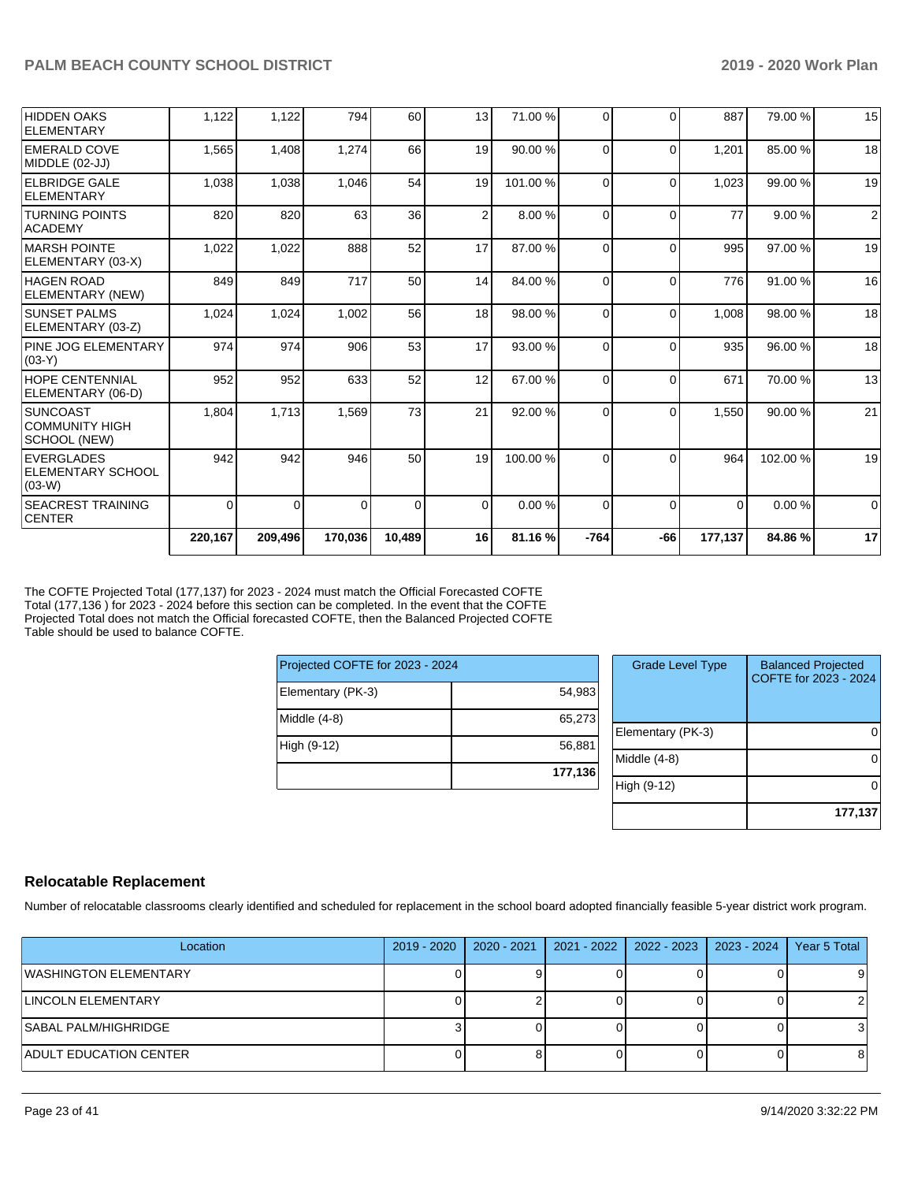| | | | | | | | | | | | |
|---|---|---|---|---|---|---|---|---|---|---|---|
| HIDDEN OAKS ELEMENTARY | 1,122 | 1,122 | 794 | 60 | 13 | 71.00 % | 0 | 0 | 887 | 79.00 % | 15 |
| EMERALD COVE MIDDLE (02-JJ) | 1,565 | 1,408 | 1,274 | 66 | 19 | 90.00 % | 0 | 0 | 1,201 | 85.00 % | 18 |
| ELBRIDGE GALE ELEMENTARY | 1,038 | 1,038 | 1,046 | 54 | 19 | 101.00 % | 0 | 0 | 1,023 | 99.00 % | 19 |
| TURNING POINTS ACADEMY | 820 | 820 | 63 | 36 | 2 | 8.00 % | 0 | 0 | 77 | 9.00 % | 2 |
| MARSH POINTE ELEMENTARY (03-X) | 1,022 | 1,022 | 888 | 52 | 17 | 87.00 % | 0 | 0 | 995 | 97.00 % | 19 |
| HAGEN ROAD ELEMENTARY (NEW) | 849 | 849 | 717 | 50 | 14 | 84.00 % | 0 | 0 | 776 | 91.00 % | 16 |
| SUNSET PALMS ELEMENTARY (03-Z) | 1,024 | 1,024 | 1,002 | 56 | 18 | 98.00 % | 0 | 0 | 1,008 | 98.00 % | 18 |
| PINE JOG ELEMENTARY (03-Y) | 974 | 974 | 906 | 53 | 17 | 93.00 % | 0 | 0 | 935 | 96.00 % | 18 |
| HOPE CENTENNIAL ELEMENTARY (06-D) | 952 | 952 | 633 | 52 | 12 | 67.00 % | 0 | 0 | 671 | 70.00 % | 13 |
| SUNCOAST COMMUNITY HIGH SCHOOL (NEW) | 1,804 | 1,713 | 1,569 | 73 | 21 | 92.00 % | 0 | 0 | 1,550 | 90.00 % | 21 |
| EVERGLADES ELEMENTARY SCHOOL (03-W) | 942 | 942 | 946 | 50 | 19 | 100.00 % | 0 | 0 | 964 | 102.00 % | 19 |
| SEACREST TRAINING CENTER | 0 | 0 | 0 | 0 | 0 | 0.00 % | 0 | 0 | 0 | 0.00 % | 0 |
| | **220,167** | **209,496** | **170,036** | **10,489** | **16** | **81.16 %** | **-764** | **-66** | **177,137** | **84.86 %** | **17** |

The COFTE Projected Total (177,137) for 2023 - 2024 must match the Official Forecasted COFTE Total (177,136 ) for 2023 - 2024 before this section can be completed. In the event that the COFTE Projected Total does not match the Official forecasted COFTE, then the Balanced Projected COFTE Table should be used to balance COFTE.

| Projected COFTE for 2023 - 2024 | |
|---|---|
| Elementary (PK-3) | 54,983 |
| Middle (4-8) | 65,273 |
| High (9-12) | 56,881 |
| | **177,136** |

| Grade Level Type | Balanced Projected COFTE for 2023 - 2024 |
|---|---|
| Elementary (PK-3) | 0 |
| Middle (4-8) | 0 |
| High (9-12) | 0 |
| | **177,137** |

## Relocatable Replacement

Number of relocatable classrooms clearly identified and scheduled for replacement in the school board adopted financially feasible 5-year district work program.

| Location | 2019 - 2020 | 2020 - 2021 | 2021 - 2022 | 2022 - 2023 | 2023 - 2024 | Year 5 Total |
|---|---|---|---|---|---|---|
| WASHINGTON ELEMENTARY | 0 | 9 | 0 | 0 | 0 | 9 |
| LINCOLN ELEMENTARY | 0 | 2 | 0 | 0 | 0 | 2 |
| SABAL PALM/HIGHRIDGE | 3 | 0 | 0 | 0 | 0 | 3 |
| ADULT EDUCATION CENTER | 0 | 8 | 0 | 0 | 0 | 8 |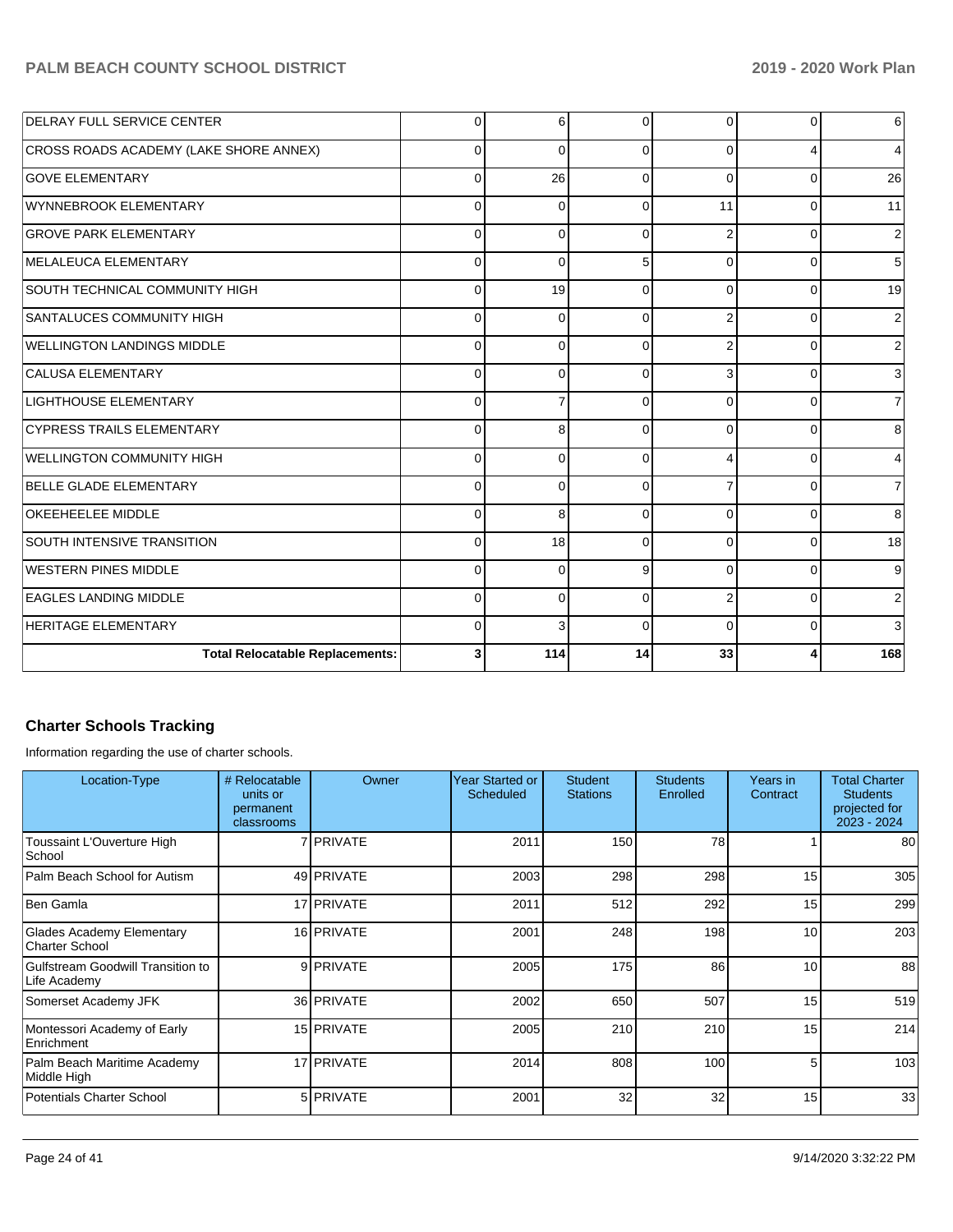| | | | | | | |
|---|---|---|---|---|---|---|
| DELRAY FULL SERVICE CENTER | 0 | 6 | 0 | 0 | 0 | 6 |
| CROSS ROADS ACADEMY (LAKE SHORE ANNEX) | 0 | 0 | 0 | 0 | 4 | 4 |
| GOVE ELEMENTARY | 0 | 26 | 0 | 0 | 0 | 26 |
| WYNNEBROOK ELEMENTARY | 0 | 0 | 0 | 11 | 0 | 11 |
| GROVE PARK ELEMENTARY | 0 | 0 | 0 | 2 | 0 | 2 |
| MELALEUCA ELEMENTARY | 0 | 0 | 5 | 0 | 0 | 5 |
| SOUTH TECHNICAL COMMUNITY HIGH | 0 | 19 | 0 | 0 | 0 | 19 |
| SANTALUCES COMMUNITY HIGH | 0 | 0 | 0 | 2 | 0 | 2 |
| WELLINGTON LANDINGS MIDDLE | 0 | 0 | 0 | 2 | 0 | 2 |
| CALUSA ELEMENTARY | 0 | 0 | 0 | 3 | 0 | 3 |
| LIGHTHOUSE ELEMENTARY | 0 | 7 | 0 | 0 | 0 | 7 |
| CYPRESS TRAILS ELEMENTARY | 0 | 8 | 0 | 0 | 0 | 8 |
| WELLINGTON COMMUNITY HIGH | 0 | 0 | 0 | 4 | 0 | 4 |
| BELLE GLADE ELEMENTARY | 0 | 0 | 0 | 7 | 0 | 7 |
| OKEEHEELEE MIDDLE | 0 | 8 | 0 | 0 | 0 | 8 |
| SOUTH INTENSIVE TRANSITION | 0 | 18 | 0 | 0 | 0 | 18 |
| WESTERN PINES MIDDLE | 0 | 0 | 9 | 0 | 0 | 9 |
| EAGLES LANDING MIDDLE | 0 | 0 | 0 | 2 | 0 | 2 |
| HERITAGE ELEMENTARY | 0 | 3 | 0 | 0 | 0 | 3 |
| **Total Relocatable Replacements:** | **3** | **114** | **14** | **33** | **4** | **168** |

## Charter Schools Tracking

Information regarding the use of charter schools.

| Location-Type | # Relocatable units or permanent classrooms | Owner | Year Started or Scheduled | Student Stations | Students Enrolled | Years in Contract | Total Charter Students projected for 2023 - 2024 |
|---|---|---|---|---|---|---|---|
| Toussaint L'Ouverture High School | 7 | PRIVATE | 2011 | 150 | 78 | 1 | 80 |
| Palm Beach School for Autism | 49 | PRIVATE | 2003 | 298 | 298 | 15 | 305 |
| Ben Gamla | 17 | PRIVATE | 2011 | 512 | 292 | 15 | 299 |
| Glades Academy Elementary Charter School | 16 | PRIVATE | 2001 | 248 | 198 | 10 | 203 |
| Gulfstream Goodwill Transition to Life Academy | 9 | PRIVATE | 2005 | 175 | 86 | 10 | 88 |
| Somerset Academy JFK | 36 | PRIVATE | 2002 | 650 | 507 | 15 | 519 |
| Montessori Academy of Early Enrichment | 15 | PRIVATE | 2005 | 210 | 210 | 15 | 214 |
| Palm Beach Maritime Academy Middle High | 17 | PRIVATE | 2014 | 808 | 100 | 5 | 103 |
| Potentials Charter School | 5 | PRIVATE | 2001 | 32 | 32 | 15 | 33 |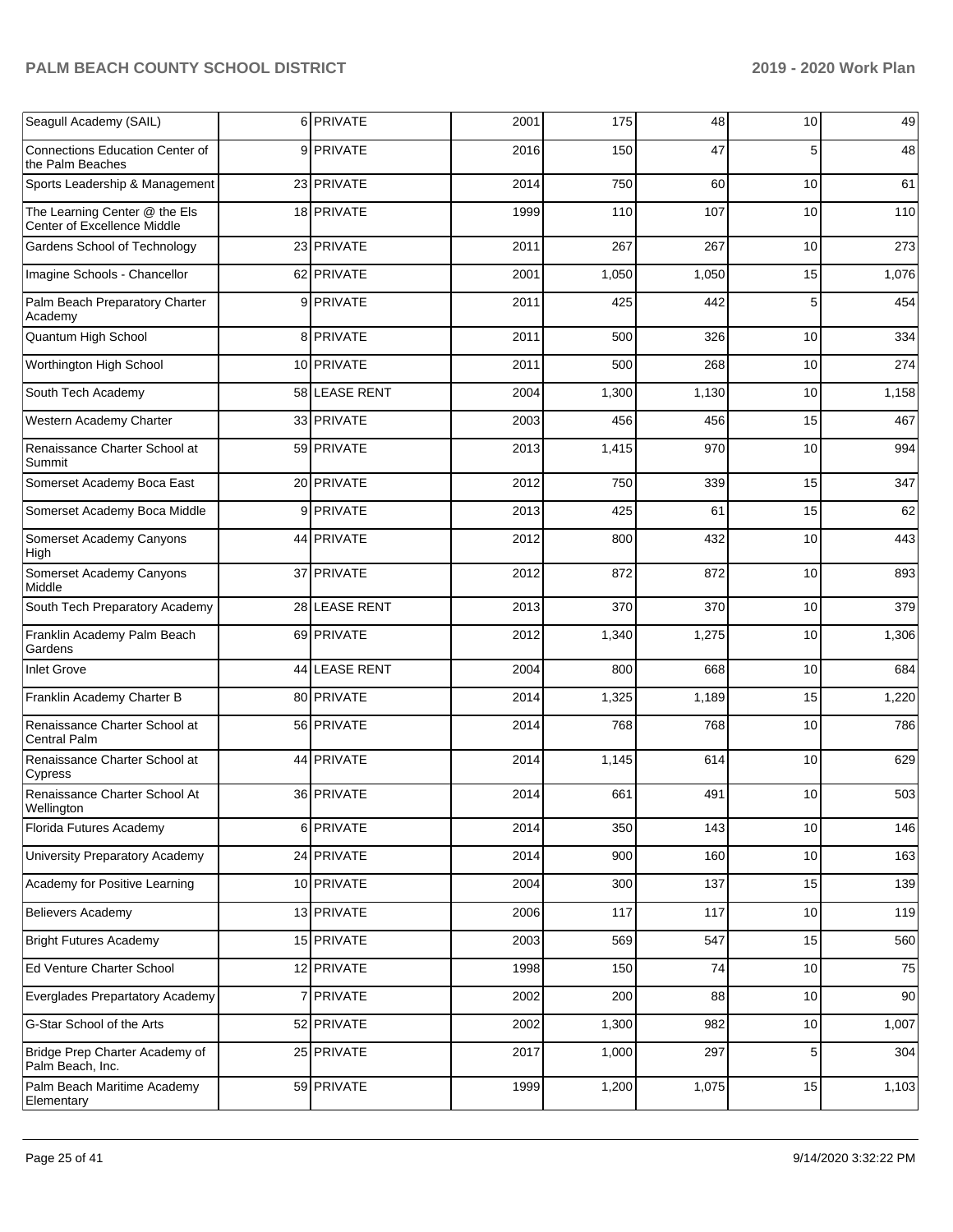| | | | | | | | |
|---|---|---|---|---|---|---|---|
| Seagull Academy (SAIL) | 6 | PRIVATE | 2001 | 175 | 48 | 10 | 49 |
| Connections Education Center of the Palm Beaches | 9 | PRIVATE | 2016 | 150 | 47 | 5 | 48 |
| Sports Leadership & Management | 23 | PRIVATE | 2014 | 750 | 60 | 10 | 61 |
| The Learning Center @ the Els Center of Excellence Middle | 18 | PRIVATE | 1999 | 110 | 107 | 10 | 110 |
| Gardens School of Technology | 23 | PRIVATE | 2011 | 267 | 267 | 10 | 273 |
| Imagine Schools - Chancellor | 62 | PRIVATE | 2001 | 1,050 | 1,050 | 15 | 1,076 |
| Palm Beach Preparatory Charter Academy | 9 | PRIVATE | 2011 | 425 | 442 | 5 | 454 |
| Quantum High School | 8 | PRIVATE | 2011 | 500 | 326 | 10 | 334 |
| Worthington High School | 10 | PRIVATE | 2011 | 500 | 268 | 10 | 274 |
| South Tech Academy | 58 | LEASE RENT | 2004 | 1,300 | 1,130 | 10 | 1,158 |
| Western Academy Charter | 33 | PRIVATE | 2003 | 456 | 456 | 15 | 467 |
| Renaissance Charter School at Summit | 59 | PRIVATE | 2013 | 1,415 | 970 | 10 | 994 |
| Somerset Academy Boca East | 20 | PRIVATE | 2012 | 750 | 339 | 15 | 347 |
| Somerset Academy Boca Middle | 9 | PRIVATE | 2013 | 425 | 61 | 15 | 62 |
| Somerset Academy Canyons High | 44 | PRIVATE | 2012 | 800 | 432 | 10 | 443 |
| Somerset Academy Canyons Middle | 37 | PRIVATE | 2012 | 872 | 872 | 10 | 893 |
| South Tech Preparatory Academy | 28 | LEASE RENT | 2013 | 370 | 370 | 10 | 379 |
| Franklin Academy Palm Beach Gardens | 69 | PRIVATE | 2012 | 1,340 | 1,275 | 10 | 1,306 |
| Inlet Grove | 44 | LEASE RENT | 2004 | 800 | 668 | 10 | 684 |
| Franklin Academy Charter B | 80 | PRIVATE | 2014 | 1,325 | 1,189 | 15 | 1,220 |
| Renaissance Charter School at Central Palm | 56 | PRIVATE | 2014 | 768 | 768 | 10 | 786 |
| Renaissance Charter School at Cypress | 44 | PRIVATE | 2014 | 1,145 | 614 | 10 | 629 |
| Renaissance Charter School At Wellington | 36 | PRIVATE | 2014 | 661 | 491 | 10 | 503 |
| Florida Futures Academy | 6 | PRIVATE | 2014 | 350 | 143 | 10 | 146 |
| University Preparatory Academy | 24 | PRIVATE | 2014 | 900 | 160 | 10 | 163 |
| Academy for Positive Learning | 10 | PRIVATE | 2004 | 300 | 137 | 15 | 139 |
| Believers Academy | 13 | PRIVATE | 2006 | 117 | 117 | 10 | 119 |
| Bright Futures Academy | 15 | PRIVATE | 2003 | 569 | 547 | 15 | 560 |
| Ed Venture Charter School | 12 | PRIVATE | 1998 | 150 | 74 | 10 | 75 |
| Everglades Prepartatory Academy | 7 | PRIVATE | 2002 | 200 | 88 | 10 | 90 |
| G-Star School of the Arts | 52 | PRIVATE | 2002 | 1,300 | 982 | 10 | 1,007 |
| Bridge Prep Charter Academy of Palm Beach, Inc. | 25 | PRIVATE | 2017 | 1,000 | 297 | 5 | 304 |
| Palm Beach Maritime Academy Elementary | 59 | PRIVATE | 1999 | 1,200 | 1,075 | 15 | 1,103 |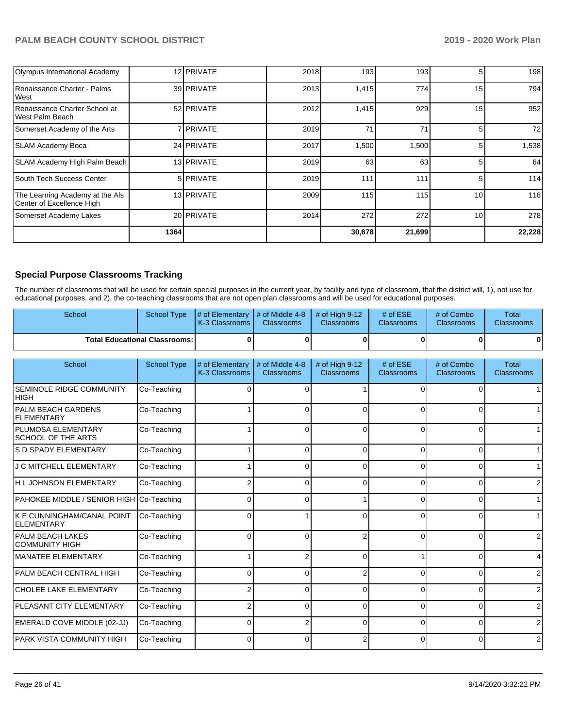| | | | | | | | |
|---|---|---|---|---|---|---|---|
| Olympus International Academy | 12 | PRIVATE | 2018 | 193 | 193 | 5 | 198 |
| Renaissance Charter - Palms West | 39 | PRIVATE | 2013 | 1,415 | 774 | 15 | 794 |
| Renaissance Charter School at West Palm Beach | 52 | PRIVATE | 2012 | 1,415 | 929 | 15 | 952 |
| Somerset Academy of the Arts | 7 | PRIVATE | 2019 | 71 | 71 | 5 | 72 |
| SLAM Academy Boca | 24 | PRIVATE | 2017 | 1,500 | 1,500 | 5 | 1,538 |
| SLAM Academy High Palm Beach | 13 | PRIVATE | 2019 | 63 | 63 | 5 | 64 |
| South Tech Success Center | 5 | PRIVATE | 2019 | 111 | 111 | 5 | 114 |
| The Learning Academy at the Als Center of Excellence High | 13 | PRIVATE | 2009 | 115 | 115 | 10 | 118 |
| Somerset Academy Lakes | 20 | PRIVATE | 2014 | 272 | 272 | 10 | 278 |
| | **1364** | | | **30,678** | **21,699** | | **22,228** |

## Special Purpose Classrooms Tracking

The number of classrooms that will be used for certain special purposes in the current year, by facility and type of classroom, that the district will, 1), not use for educational purposes, and 2), the co-teaching classrooms that are not open plan classrooms and will be used for educational purposes.

| School | School Type | # of Elementary K-3 Classrooms | # of Middle 4-8 Classrooms | # of High 9-12 Classrooms | # of ESE Classrooms | # of Combo Classrooms | Total Classrooms |
|---|---|---|---|---|---|---|---|
| **Total Educational Classrooms:** | | **0** | **0** | **0** | **0** | **0** | **0** |

| School | School Type | # of Elementary K-3 Classrooms | # of Middle 4-8 Classrooms | # of High 9-12 Classrooms | # of ESE Classrooms | # of Combo Classrooms | Total Classrooms |
|---|---|---|---|---|---|---|---|
| SEMINOLE RIDGE COMMUNITY HIGH | Co-Teaching | 0 | 0 | 1 | 0 | 0 | 1 |
| PALM BEACH GARDENS ELEMENTARY | Co-Teaching | 1 | 0 | 0 | 0 | 0 | 1 |
| PLUMOSA ELEMENTARY SCHOOL OF THE ARTS | Co-Teaching | 1 | 0 | 0 | 0 | 0 | 1 |
| S D SPADY ELEMENTARY | Co-Teaching | 1 | 0 | 0 | 0 | 0 | 1 |
| J C MITCHELL ELEMENTARY | Co-Teaching | 1 | 0 | 0 | 0 | 0 | 1 |
| H L JOHNSON ELEMENTARY | Co-Teaching | 2 | 0 | 0 | 0 | 0 | 2 |
| PAHOKEE MIDDLE / SENIOR HIGH | Co-Teaching | 0 | 0 | 1 | 0 | 0 | 1 |
| K E CUNNINGHAM/CANAL POINT ELEMENTARY | Co-Teaching | 0 | 1 | 0 | 0 | 0 | 1 |
| PALM BEACH LAKES COMMUNITY HIGH | Co-Teaching | 0 | 0 | 2 | 0 | 0 | 2 |
| MANATEE ELEMENTARY | Co-Teaching | 1 | 2 | 0 | 1 | 0 | 4 |
| PALM BEACH CENTRAL HIGH | Co-Teaching | 0 | 0 | 2 | 0 | 0 | 2 |
| CHOLEE LAKE ELEMENTARY | Co-Teaching | 2 | 0 | 0 | 0 | 0 | 2 |
| PLEASANT CITY ELEMENTARY | Co-Teaching | 2 | 0 | 0 | 0 | 0 | 2 |
| EMERALD COVE MIDDLE (02-JJ) | Co-Teaching | 0 | 2 | 0 | 0 | 0 | 2 |
| PARK VISTA COMMUNITY HIGH | Co-Teaching | 0 | 0 | 2 | 0 | 0 | 2 |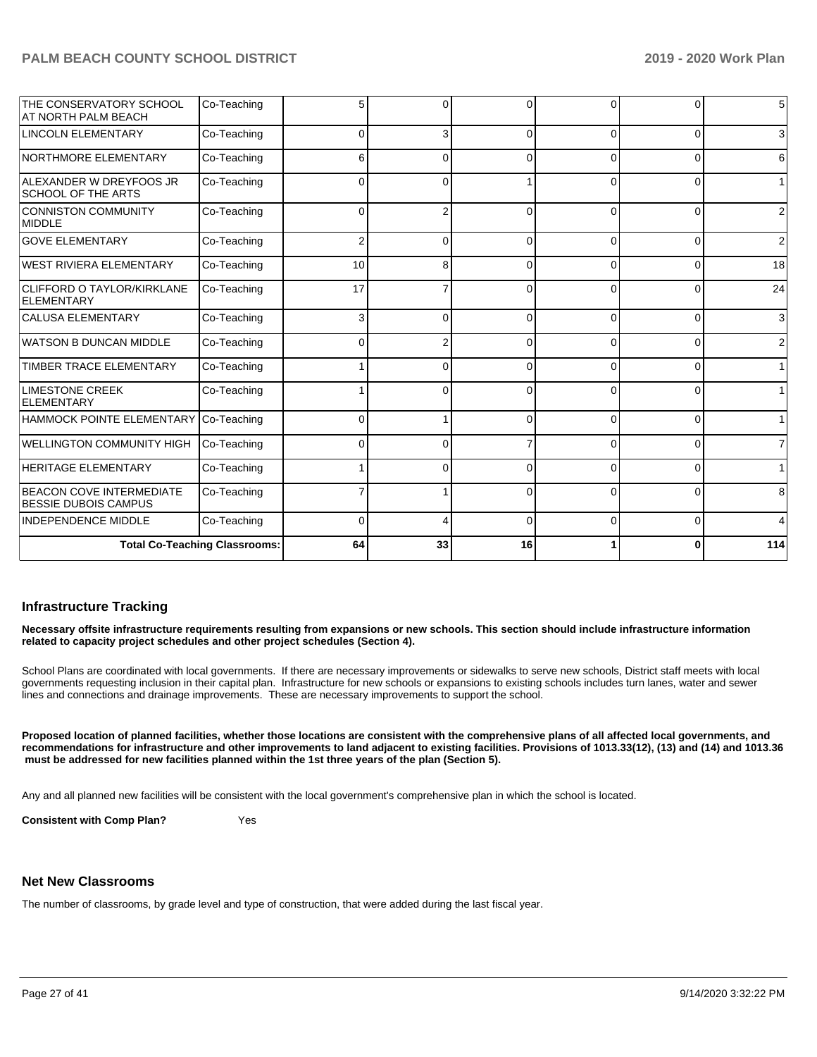| | | | | | | | |
|---|---|---|---|---|---|---|---|
| THE CONSERVATORY SCHOOL AT NORTH PALM BEACH | Co-Teaching | 5 | 0 | 0 | 0 | 0 | 5 |
| LINCOLN ELEMENTARY | Co-Teaching | 0 | 3 | 0 | 0 | 0 | 3 |
| NORTHMORE ELEMENTARY | Co-Teaching | 6 | 0 | 0 | 0 | 0 | 6 |
| ALEXANDER W DREYFOOS JR SCHOOL OF THE ARTS | Co-Teaching | 0 | 0 | 1 | 0 | 0 | 1 |
| CONNISTON COMMUNITY MIDDLE | Co-Teaching | 0 | 2 | 0 | 0 | 0 | 2 |
| GOVE ELEMENTARY | Co-Teaching | 2 | 0 | 0 | 0 | 0 | 2 |
| WEST RIVIERA ELEMENTARY | Co-Teaching | 10 | 8 | 0 | 0 | 0 | 18 |
| CLIFFORD O TAYLOR/KIRKLANE ELEMENTARY | Co-Teaching | 17 | 7 | 0 | 0 | 0 | 24 |
| CALUSA ELEMENTARY | Co-Teaching | 3 | 0 | 0 | 0 | 0 | 3 |
| WATSON B DUNCAN MIDDLE | Co-Teaching | 0 | 2 | 0 | 0 | 0 | 2 |
| TIMBER TRACE ELEMENTARY | Co-Teaching | 1 | 0 | 0 | 0 | 0 | 1 |
| LIMESTONE CREEK ELEMENTARY | Co-Teaching | 1 | 0 | 0 | 0 | 0 | 1 |
| HAMMOCK POINTE ELEMENTARY | Co-Teaching | 0 | 1 | 0 | 0 | 0 | 1 |
| WELLINGTON COMMUNITY HIGH | Co-Teaching | 0 | 0 | 7 | 0 | 0 | 7 |
| HERITAGE ELEMENTARY | Co-Teaching | 1 | 0 | 0 | 0 | 0 | 1 |
| BEACON COVE INTERMEDIATE BESSIE DUBOIS CAMPUS | Co-Teaching | 7 | 1 | 0 | 0 | 0 | 8 |
| INDEPENDENCE MIDDLE | Co-Teaching | 0 | 4 | 0 | 0 | 0 | 4 |
| **Total Co-Teaching Classrooms:** | | **64** | **33** | **16** | **1** | **0** | **114** |

## Infrastructure Tracking

**Necessary offsite infrastructure requirements resulting from expansions or new schools. This section should include infrastructure information related to capacity project schedules and other project schedules (Section 4).**

School Plans are coordinated with local governments. If there are necessary improvements or sidewalks to serve new schools, District staff meets with local governments requesting inclusion in their capital plan. Infrastructure for new schools or expansions to existing schools includes turn lanes, water and sewer lines and connections and drainage improvements. These are necessary improvements to support the school.

**Proposed location of planned facilities, whether those locations are consistent with the comprehensive plans of all affected local governments, and recommendations for infrastructure and other improvements to land adjacent to existing facilities. Provisions of 1013.33(12), (13) and (14) and 1013.36 must be addressed for new facilities planned within the 1st three years of the plan (Section 5).**

Any and all planned new facilities will be consistent with the local government's comprehensive plan in which the school is located.

**Consistent with Comp Plan?** Yes

## Net New Classrooms

The number of classrooms, by grade level and type of construction, that were added during the last fiscal year.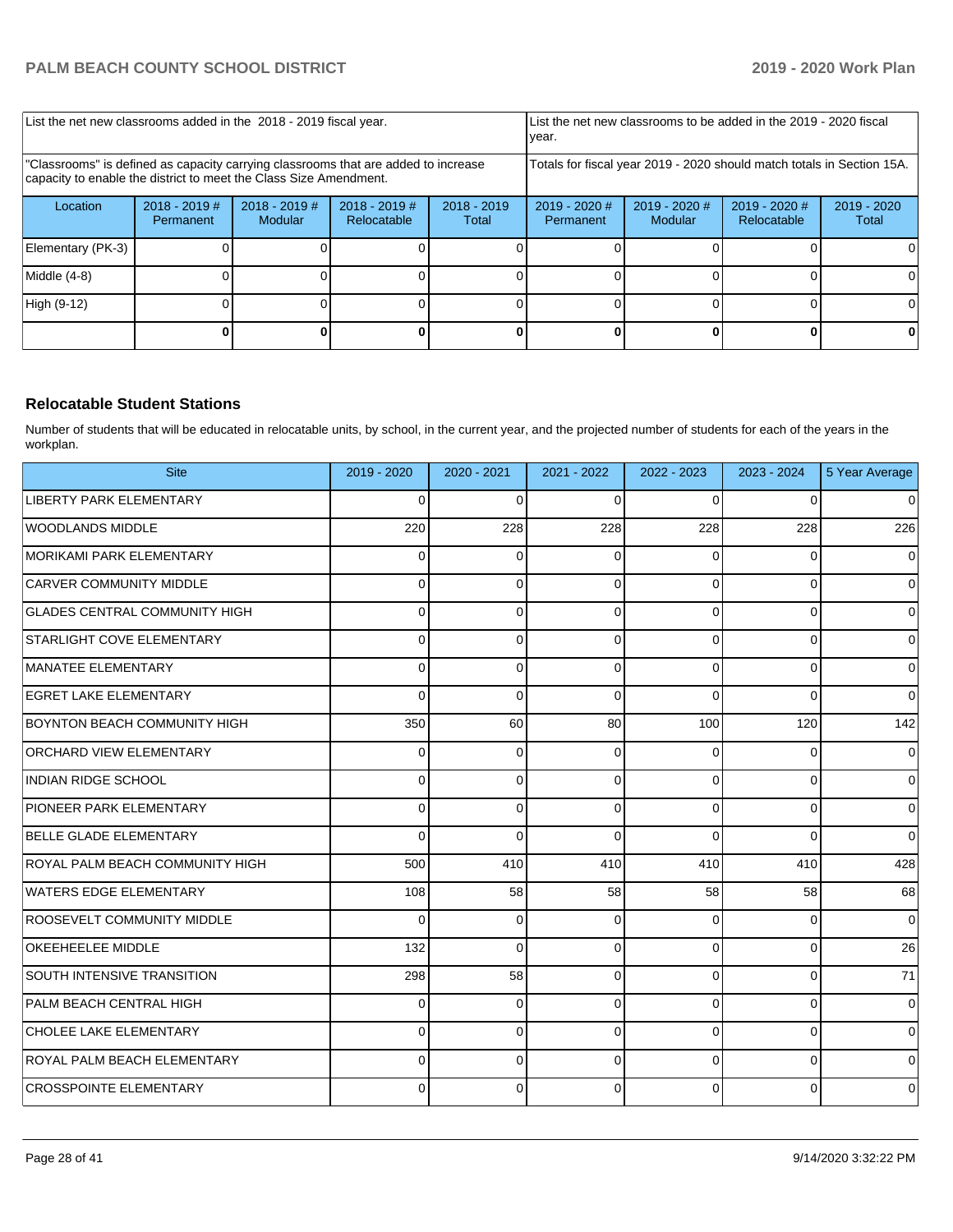| List the net new classrooms added in the 2018 - 2019 fiscal year. | | | | | List the net new classrooms to be added in the 2019 - 2020 fiscal year. | | | |
|---|---|---|---|---|---|---|---|---|
| "Classrooms" is defined as capacity carrying classrooms that are added to increase capacity to enable the district to meet the Class Size Amendment. | | | | | Totals for fiscal year 2019 - 2020 should match totals in Section 15A. | | | |
| Location | 2018 - 2019 # Permanent | 2018 - 2019 # Modular | 2018 - 2019 # Relocatable | 2018 - 2019 Total | 2019 - 2020 # Permanent | 2019 - 2020 # Modular | 2019 - 2020 # Relocatable | 2019 - 2020 Total |
| Elementary (PK-3) | 0 | 0 | 0 | 0 | 0 | 0 | 0 | 0 |
| Middle (4-8) | 0 | 0 | 0 | 0 | 0 | 0 | 0 | 0 |
| High (9-12) | 0 | 0 | 0 | 0 | 0 | 0 | 0 | 0 |
| | **0** | **0** | **0** | **0** | **0** | **0** | **0** | **0** |

## Relocatable Student Stations

Number of students that will be educated in relocatable units, by school, in the current year, and the projected number of students for each of the years in the workplan.

| Site | 2019 - 2020 | 2020 - 2021 | 2021 - 2022 | 2022 - 2023 | 2023 - 2024 | 5 Year Average |
|---|---|---|---|---|---|---|
| LIBERTY PARK ELEMENTARY | 0 | 0 | 0 | 0 | 0 | 0 |
| WOODLANDS MIDDLE | 220 | 228 | 228 | 228 | 228 | 226 |
| MORIKAMI PARK ELEMENTARY | 0 | 0 | 0 | 0 | 0 | 0 |
| CARVER COMMUNITY MIDDLE | 0 | 0 | 0 | 0 | 0 | 0 |
| GLADES CENTRAL COMMUNITY HIGH | 0 | 0 | 0 | 0 | 0 | 0 |
| STARLIGHT COVE ELEMENTARY | 0 | 0 | 0 | 0 | 0 | 0 |
| MANATEE ELEMENTARY | 0 | 0 | 0 | 0 | 0 | 0 |
| EGRET LAKE ELEMENTARY | 0 | 0 | 0 | 0 | 0 | 0 |
| BOYNTON BEACH COMMUNITY HIGH | 350 | 60 | 80 | 100 | 120 | 142 |
| ORCHARD VIEW ELEMENTARY | 0 | 0 | 0 | 0 | 0 | 0 |
| INDIAN RIDGE SCHOOL | 0 | 0 | 0 | 0 | 0 | 0 |
| PIONEER PARK ELEMENTARY | 0 | 0 | 0 | 0 | 0 | 0 |
| BELLE GLADE ELEMENTARY | 0 | 0 | 0 | 0 | 0 | 0 |
| ROYAL PALM BEACH COMMUNITY HIGH | 500 | 410 | 410 | 410 | 410 | 428 |
| WATERS EDGE ELEMENTARY | 108 | 58 | 58 | 58 | 58 | 68 |
| ROOSEVELT COMMUNITY MIDDLE | 0 | 0 | 0 | 0 | 0 | 0 |
| OKEEHEELEE MIDDLE | 132 | 0 | 0 | 0 | 0 | 26 |
| SOUTH INTENSIVE TRANSITION | 298 | 58 | 0 | 0 | 0 | 71 |
| PALM BEACH CENTRAL HIGH | 0 | 0 | 0 | 0 | 0 | 0 |
| CHOLEE LAKE ELEMENTARY | 0 | 0 | 0 | 0 | 0 | 0 |
| ROYAL PALM BEACH ELEMENTARY | 0 | 0 | 0 | 0 | 0 | 0 |
| CROSSPOINTE ELEMENTARY | 0 | 0 | 0 | 0 | 0 | 0 |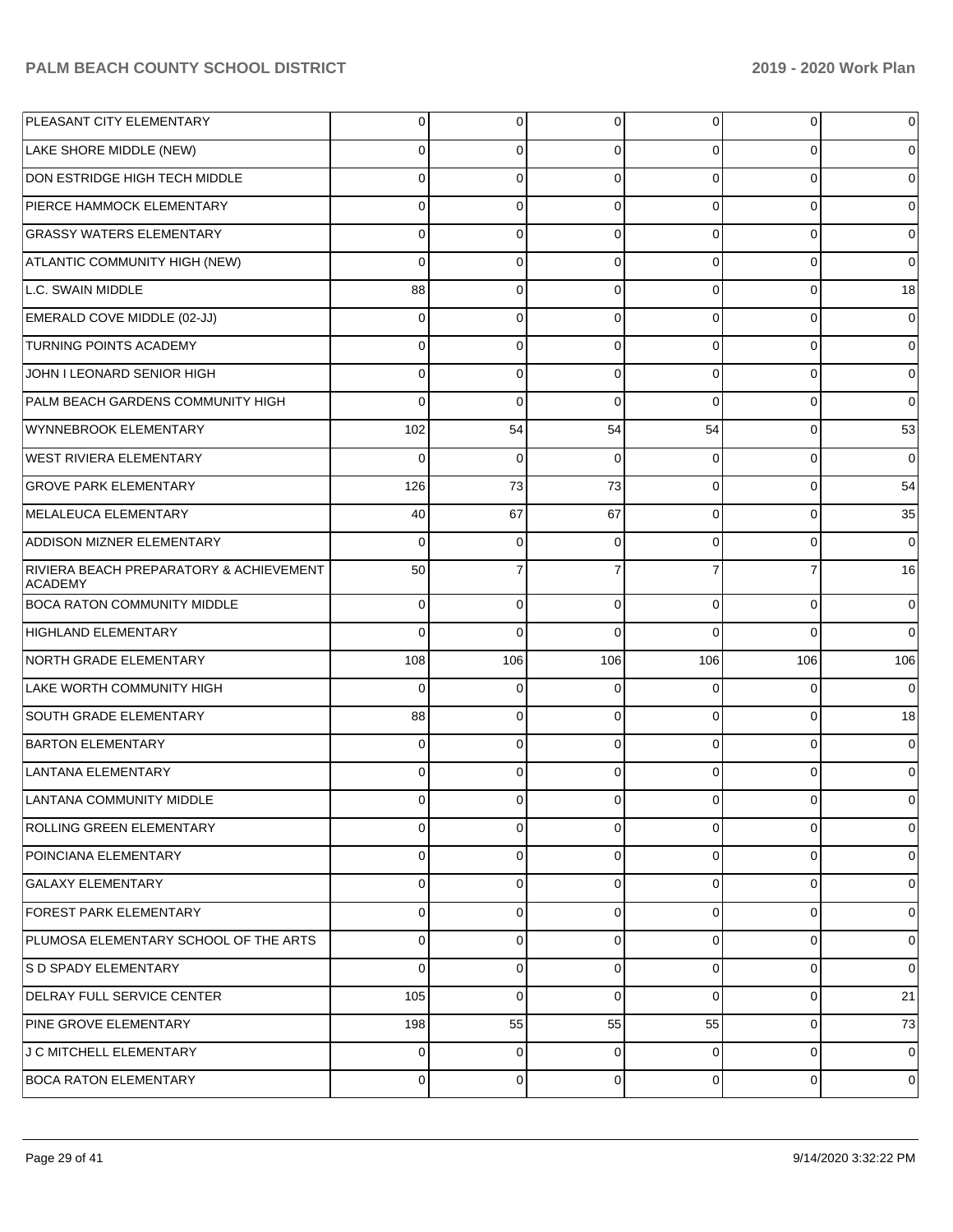| | | | | | | |
|---|---|---|---|---|---|---|
| PLEASANT CITY ELEMENTARY | 0 | 0 | 0 | 0 | 0 | 0 |
| LAKE SHORE MIDDLE (NEW) | 0 | 0 | 0 | 0 | 0 | 0 |
| DON ESTRIDGE HIGH TECH MIDDLE | 0 | 0 | 0 | 0 | 0 | 0 |
| PIERCE HAMMOCK ELEMENTARY | 0 | 0 | 0 | 0 | 0 | 0 |
| GRASSY WATERS ELEMENTARY | 0 | 0 | 0 | 0 | 0 | 0 |
| ATLANTIC COMMUNITY HIGH (NEW) | 0 | 0 | 0 | 0 | 0 | 0 |
| L.C. SWAIN MIDDLE | 88 | 0 | 0 | 0 | 0 | 18 |
| EMERALD COVE MIDDLE (02-JJ) | 0 | 0 | 0 | 0 | 0 | 0 |
| TURNING POINTS ACADEMY | 0 | 0 | 0 | 0 | 0 | 0 |
| JOHN I LEONARD SENIOR HIGH | 0 | 0 | 0 | 0 | 0 | 0 |
| PALM BEACH GARDENS COMMUNITY HIGH | 0 | 0 | 0 | 0 | 0 | 0 |
| WYNNEBROOK ELEMENTARY | 102 | 54 | 54 | 54 | 0 | 53 |
| WEST RIVIERA ELEMENTARY | 0 | 0 | 0 | 0 | 0 | 0 |
| GROVE PARK ELEMENTARY | 126 | 73 | 73 | 0 | 0 | 54 |
| MELALEUCA ELEMENTARY | 40 | 67 | 67 | 0 | 0 | 35 |
| ADDISON MIZNER ELEMENTARY | 0 | 0 | 0 | 0 | 0 | 0 |
| RIVIERA BEACH PREPARATORY & ACHIEVEMENT ACADEMY | 50 | 7 | 7 | 7 | 7 | 16 |
| BOCA RATON COMMUNITY MIDDLE | 0 | 0 | 0 | 0 | 0 | 0 |
| HIGHLAND ELEMENTARY | 0 | 0 | 0 | 0 | 0 | 0 |
| NORTH GRADE ELEMENTARY | 108 | 106 | 106 | 106 | 106 | 106 |
| LAKE WORTH COMMUNITY HIGH | 0 | 0 | 0 | 0 | 0 | 0 |
| SOUTH GRADE ELEMENTARY | 88 | 0 | 0 | 0 | 0 | 18 |
| BARTON ELEMENTARY | 0 | 0 | 0 | 0 | 0 | 0 |
| LANTANA ELEMENTARY | 0 | 0 | 0 | 0 | 0 | 0 |
| LANTANA COMMUNITY MIDDLE | 0 | 0 | 0 | 0 | 0 | 0 |
| ROLLING GREEN ELEMENTARY | 0 | 0 | 0 | 0 | 0 | 0 |
| POINCIANA ELEMENTARY | 0 | 0 | 0 | 0 | 0 | 0 |
| GALAXY ELEMENTARY | 0 | 0 | 0 | 0 | 0 | 0 |
| FOREST PARK ELEMENTARY | 0 | 0 | 0 | 0 | 0 | 0 |
| PLUMOSA ELEMENTARY SCHOOL OF THE ARTS | 0 | 0 | 0 | 0 | 0 | 0 |
| S D SPADY ELEMENTARY | 0 | 0 | 0 | 0 | 0 | 0 |
| DELRAY FULL SERVICE CENTER | 105 | 0 | 0 | 0 | 0 | 21 |
| PINE GROVE ELEMENTARY | 198 | 55 | 55 | 55 | 0 | 73 |
| J C MITCHELL ELEMENTARY | 0 | 0 | 0 | 0 | 0 | 0 |
| BOCA RATON ELEMENTARY | 0 | 0 | 0 | 0 | 0 | 0 |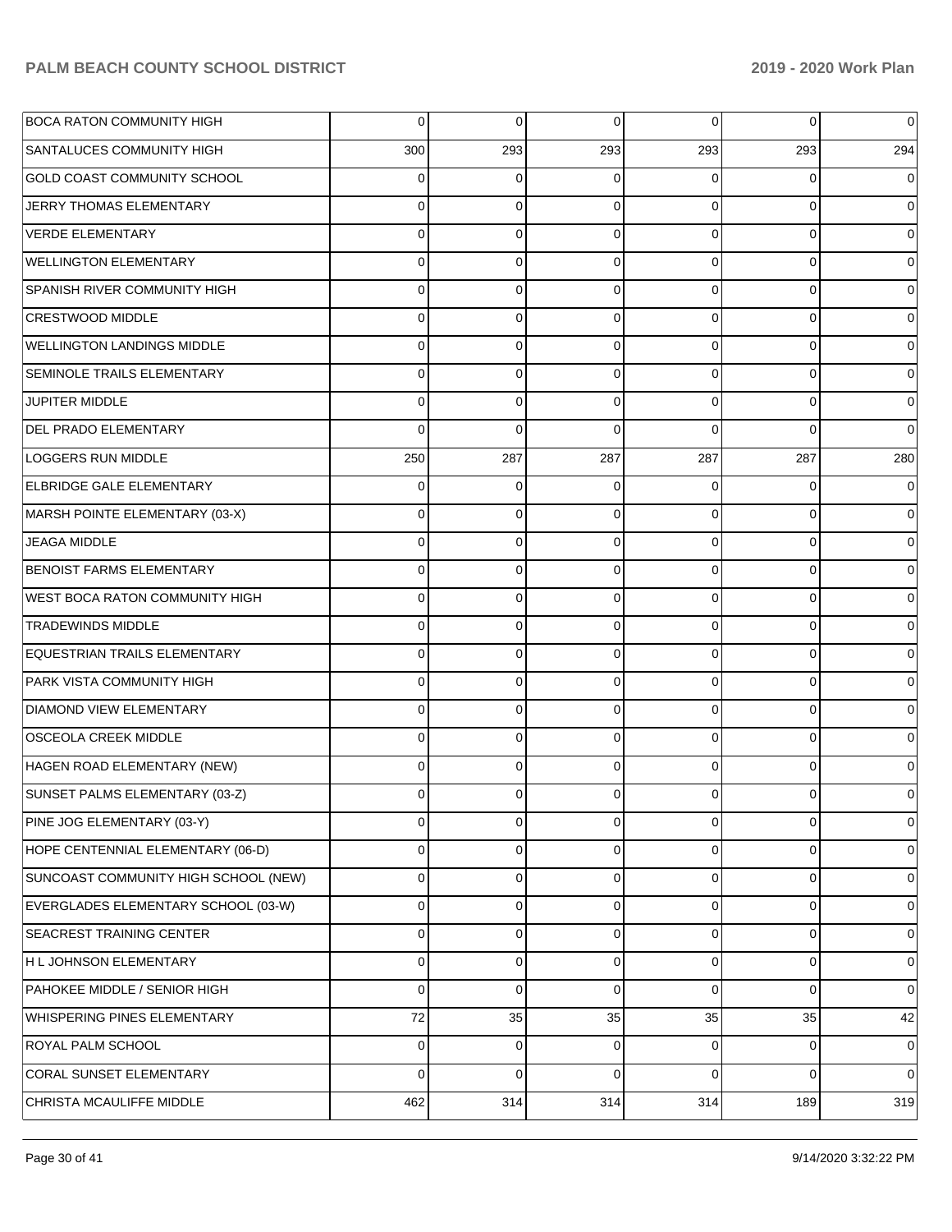| | | | | | | |
|---|---|---|---|---|---|---|
| BOCA RATON COMMUNITY HIGH | 0 | 0 | 0 | 0 | 0 | 0 |
| SANTALUCES COMMUNITY HIGH | 300 | 293 | 293 | 293 | 293 | 294 |
| GOLD COAST COMMUNITY SCHOOL | 0 | 0 | 0 | 0 | 0 | 0 |
| JERRY THOMAS ELEMENTARY | 0 | 0 | 0 | 0 | 0 | 0 |
| VERDE ELEMENTARY | 0 | 0 | 0 | 0 | 0 | 0 |
| WELLINGTON ELEMENTARY | 0 | 0 | 0 | 0 | 0 | 0 |
| SPANISH RIVER COMMUNITY HIGH | 0 | 0 | 0 | 0 | 0 | 0 |
| CRESTWOOD MIDDLE | 0 | 0 | 0 | 0 | 0 | 0 |
| WELLINGTON LANDINGS MIDDLE | 0 | 0 | 0 | 0 | 0 | 0 |
| SEMINOLE TRAILS ELEMENTARY | 0 | 0 | 0 | 0 | 0 | 0 |
| JUPITER MIDDLE | 0 | 0 | 0 | 0 | 0 | 0 |
| DEL PRADO ELEMENTARY | 0 | 0 | 0 | 0 | 0 | 0 |
| LOGGERS RUN MIDDLE | 250 | 287 | 287 | 287 | 287 | 280 |
| ELBRIDGE GALE ELEMENTARY | 0 | 0 | 0 | 0 | 0 | 0 |
| MARSH POINTE ELEMENTARY (03-X) | 0 | 0 | 0 | 0 | 0 | 0 |
| JEAGA MIDDLE | 0 | 0 | 0 | 0 | 0 | 0 |
| BENOIST FARMS ELEMENTARY | 0 | 0 | 0 | 0 | 0 | 0 |
| WEST BOCA RATON COMMUNITY HIGH | 0 | 0 | 0 | 0 | 0 | 0 |
| TRADEWINDS MIDDLE | 0 | 0 | 0 | 0 | 0 | 0 |
| EQUESTRIAN TRAILS ELEMENTARY | 0 | 0 | 0 | 0 | 0 | 0 |
| PARK VISTA COMMUNITY HIGH | 0 | 0 | 0 | 0 | 0 | 0 |
| DIAMOND VIEW ELEMENTARY | 0 | 0 | 0 | 0 | 0 | 0 |
| OSCEOLA CREEK MIDDLE | 0 | 0 | 0 | 0 | 0 | 0 |
| HAGEN ROAD ELEMENTARY (NEW) | 0 | 0 | 0 | 0 | 0 | 0 |
| SUNSET PALMS ELEMENTARY (03-Z) | 0 | 0 | 0 | 0 | 0 | 0 |
| PINE JOG ELEMENTARY (03-Y) | 0 | 0 | 0 | 0 | 0 | 0 |
| HOPE CENTENNIAL ELEMENTARY (06-D) | 0 | 0 | 0 | 0 | 0 | 0 |
| SUNCOAST COMMUNITY HIGH SCHOOL (NEW) | 0 | 0 | 0 | 0 | 0 | 0 |
| EVERGLADES ELEMENTARY SCHOOL (03-W) | 0 | 0 | 0 | 0 | 0 | 0 |
| SEACREST TRAINING CENTER | 0 | 0 | 0 | 0 | 0 | 0 |
| H L JOHNSON ELEMENTARY | 0 | 0 | 0 | 0 | 0 | 0 |
| PAHOKEE MIDDLE / SENIOR HIGH | 0 | 0 | 0 | 0 | 0 | 0 |
| WHISPERING PINES ELEMENTARY | 72 | 35 | 35 | 35 | 35 | 42 |
| ROYAL PALM SCHOOL | 0 | 0 | 0 | 0 | 0 | 0 |
| CORAL SUNSET ELEMENTARY | 0 | 0 | 0 | 0 | 0 | 0 |
| CHRISTA MCAULIFFE MIDDLE | 462 | 314 | 314 | 314 | 189 | 319 |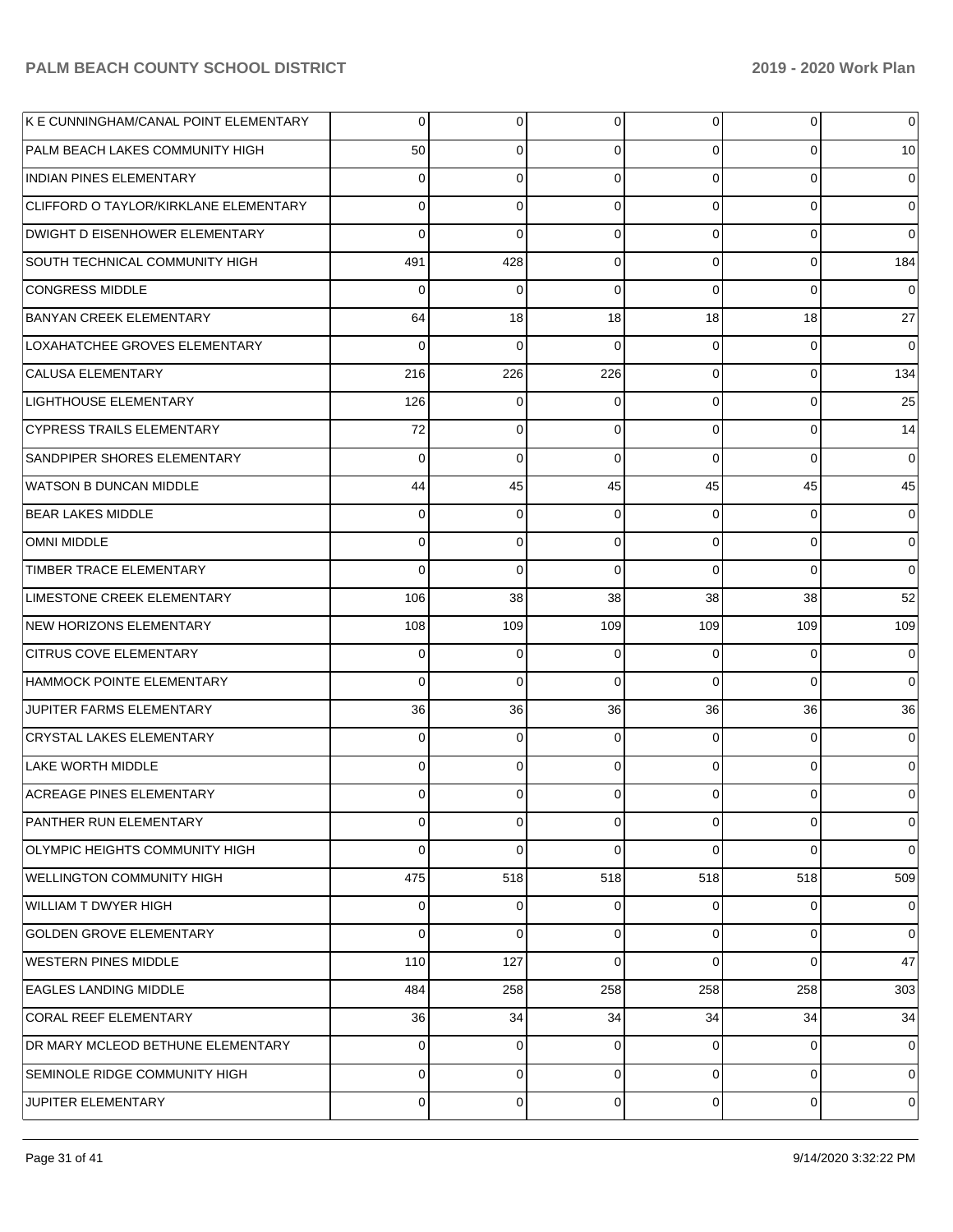| | | | | | | |
|---|---|---|---|---|---|---|
| K E CUNNINGHAM/CANAL POINT ELEMENTARY | 0 | 0 | 0 | 0 | 0 | 0 |
| PALM BEACH LAKES COMMUNITY HIGH | 50 | 0 | 0 | 0 | 0 | 10 |
| INDIAN PINES ELEMENTARY | 0 | 0 | 0 | 0 | 0 | 0 |
| CLIFFORD O TAYLOR/KIRKLANE ELEMENTARY | 0 | 0 | 0 | 0 | 0 | 0 |
| DWIGHT D EISENHOWER ELEMENTARY | 0 | 0 | 0 | 0 | 0 | 0 |
| SOUTH TECHNICAL COMMUNITY HIGH | 491 | 428 | 0 | 0 | 0 | 184 |
| CONGRESS MIDDLE | 0 | 0 | 0 | 0 | 0 | 0 |
| BANYAN CREEK ELEMENTARY | 64 | 18 | 18 | 18 | 18 | 27 |
| LOXAHATCHEE GROVES ELEMENTARY | 0 | 0 | 0 | 0 | 0 | 0 |
| CALUSA ELEMENTARY | 216 | 226 | 226 | 0 | 0 | 134 |
| LIGHTHOUSE ELEMENTARY | 126 | 0 | 0 | 0 | 0 | 25 |
| CYPRESS TRAILS ELEMENTARY | 72 | 0 | 0 | 0 | 0 | 14 |
| SANDPIPER SHORES ELEMENTARY | 0 | 0 | 0 | 0 | 0 | 0 |
| WATSON B DUNCAN MIDDLE | 44 | 45 | 45 | 45 | 45 | 45 |
| BEAR LAKES MIDDLE | 0 | 0 | 0 | 0 | 0 | 0 |
| OMNI MIDDLE | 0 | 0 | 0 | 0 | 0 | 0 |
| TIMBER TRACE ELEMENTARY | 0 | 0 | 0 | 0 | 0 | 0 |
| LIMESTONE CREEK ELEMENTARY | 106 | 38 | 38 | 38 | 38 | 52 |
| NEW HORIZONS ELEMENTARY | 108 | 109 | 109 | 109 | 109 | 109 |
| CITRUS COVE ELEMENTARY | 0 | 0 | 0 | 0 | 0 | 0 |
| HAMMOCK POINTE ELEMENTARY | 0 | 0 | 0 | 0 | 0 | 0 |
| JUPITER FARMS ELEMENTARY | 36 | 36 | 36 | 36 | 36 | 36 |
| CRYSTAL LAKES ELEMENTARY | 0 | 0 | 0 | 0 | 0 | 0 |
| LAKE WORTH MIDDLE | 0 | 0 | 0 | 0 | 0 | 0 |
| ACREAGE PINES ELEMENTARY | 0 | 0 | 0 | 0 | 0 | 0 |
| PANTHER RUN ELEMENTARY | 0 | 0 | 0 | 0 | 0 | 0 |
| OLYMPIC HEIGHTS COMMUNITY HIGH | 0 | 0 | 0 | 0 | 0 | 0 |
| WELLINGTON COMMUNITY HIGH | 475 | 518 | 518 | 518 | 518 | 509 |
| WILLIAM T DWYER HIGH | 0 | 0 | 0 | 0 | 0 | 0 |
| GOLDEN GROVE ELEMENTARY | 0 | 0 | 0 | 0 | 0 | 0 |
| WESTERN PINES MIDDLE | 110 | 127 | 0 | 0 | 0 | 47 |
| EAGLES LANDING MIDDLE | 484 | 258 | 258 | 258 | 258 | 303 |
| CORAL REEF ELEMENTARY | 36 | 34 | 34 | 34 | 34 | 34 |
| DR MARY MCLEOD BETHUNE ELEMENTARY | 0 | 0 | 0 | 0 | 0 | 0 |
| SEMINOLE RIDGE COMMUNITY HIGH | 0 | 0 | 0 | 0 | 0 | 0 |
| JUPITER ELEMENTARY | 0 | 0 | 0 | 0 | 0 | 0 |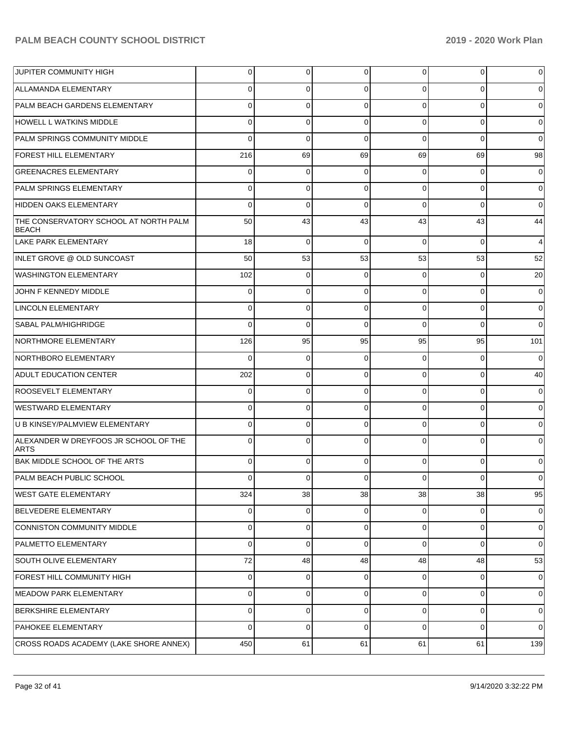| | | | | | | |
|---|---|---|---|---|---|---|
| JUPITER COMMUNITY HIGH | 0 | 0 | 0 | 0 | 0 | 0 |
| ALLAMANDA ELEMENTARY | 0 | 0 | 0 | 0 | 0 | 0 |
| PALM BEACH GARDENS ELEMENTARY | 0 | 0 | 0 | 0 | 0 | 0 |
| HOWELL L WATKINS MIDDLE | 0 | 0 | 0 | 0 | 0 | 0 |
| PALM SPRINGS COMMUNITY MIDDLE | 0 | 0 | 0 | 0 | 0 | 0 |
| FOREST HILL ELEMENTARY | 216 | 69 | 69 | 69 | 69 | 98 |
| GREENACRES ELEMENTARY | 0 | 0 | 0 | 0 | 0 | 0 |
| PALM SPRINGS ELEMENTARY | 0 | 0 | 0 | 0 | 0 | 0 |
| HIDDEN OAKS ELEMENTARY | 0 | 0 | 0 | 0 | 0 | 0 |
| THE CONSERVATORY SCHOOL AT NORTH PALM BEACH | 50 | 43 | 43 | 43 | 43 | 44 |
| LAKE PARK ELEMENTARY | 18 | 0 | 0 | 0 | 0 | 4 |
| INLET GROVE @ OLD SUNCOAST | 50 | 53 | 53 | 53 | 53 | 52 |
| WASHINGTON ELEMENTARY | 102 | 0 | 0 | 0 | 0 | 20 |
| JOHN F KENNEDY MIDDLE | 0 | 0 | 0 | 0 | 0 | 0 |
| LINCOLN ELEMENTARY | 0 | 0 | 0 | 0 | 0 | 0 |
| SABAL PALM/HIGHRIDGE | 0 | 0 | 0 | 0 | 0 | 0 |
| NORTHMORE ELEMENTARY | 126 | 95 | 95 | 95 | 95 | 101 |
| NORTHBORO ELEMENTARY | 0 | 0 | 0 | 0 | 0 | 0 |
| ADULT EDUCATION CENTER | 202 | 0 | 0 | 0 | 0 | 40 |
| ROOSEVELT ELEMENTARY | 0 | 0 | 0 | 0 | 0 | 0 |
| WESTWARD ELEMENTARY | 0 | 0 | 0 | 0 | 0 | 0 |
| U B KINSEY/PALMVIEW ELEMENTARY | 0 | 0 | 0 | 0 | 0 | 0 |
| ALEXANDER W DREYFOOS JR SCHOOL OF THE ARTS | 0 | 0 | 0 | 0 | 0 | 0 |
| BAK MIDDLE SCHOOL OF THE ARTS | 0 | 0 | 0 | 0 | 0 | 0 |
| PALM BEACH PUBLIC SCHOOL | 0 | 0 | 0 | 0 | 0 | 0 |
| WEST GATE ELEMENTARY | 324 | 38 | 38 | 38 | 38 | 95 |
| BELVEDERE ELEMENTARY | 0 | 0 | 0 | 0 | 0 | 0 |
| CONNISTON COMMUNITY MIDDLE | 0 | 0 | 0 | 0 | 0 | 0 |
| PALMETTO ELEMENTARY | 0 | 0 | 0 | 0 | 0 | 0 |
| SOUTH OLIVE ELEMENTARY | 72 | 48 | 48 | 48 | 48 | 53 |
| FOREST HILL COMMUNITY HIGH | 0 | 0 | 0 | 0 | 0 | 0 |
| MEADOW PARK ELEMENTARY | 0 | 0 | 0 | 0 | 0 | 0 |
| BERKSHIRE ELEMENTARY | 0 | 0 | 0 | 0 | 0 | 0 |
| PAHOKEE ELEMENTARY | 0 | 0 | 0 | 0 | 0 | 0 |
| CROSS ROADS ACADEMY (LAKE SHORE ANNEX) | 450 | 61 | 61 | 61 | 61 | 139 |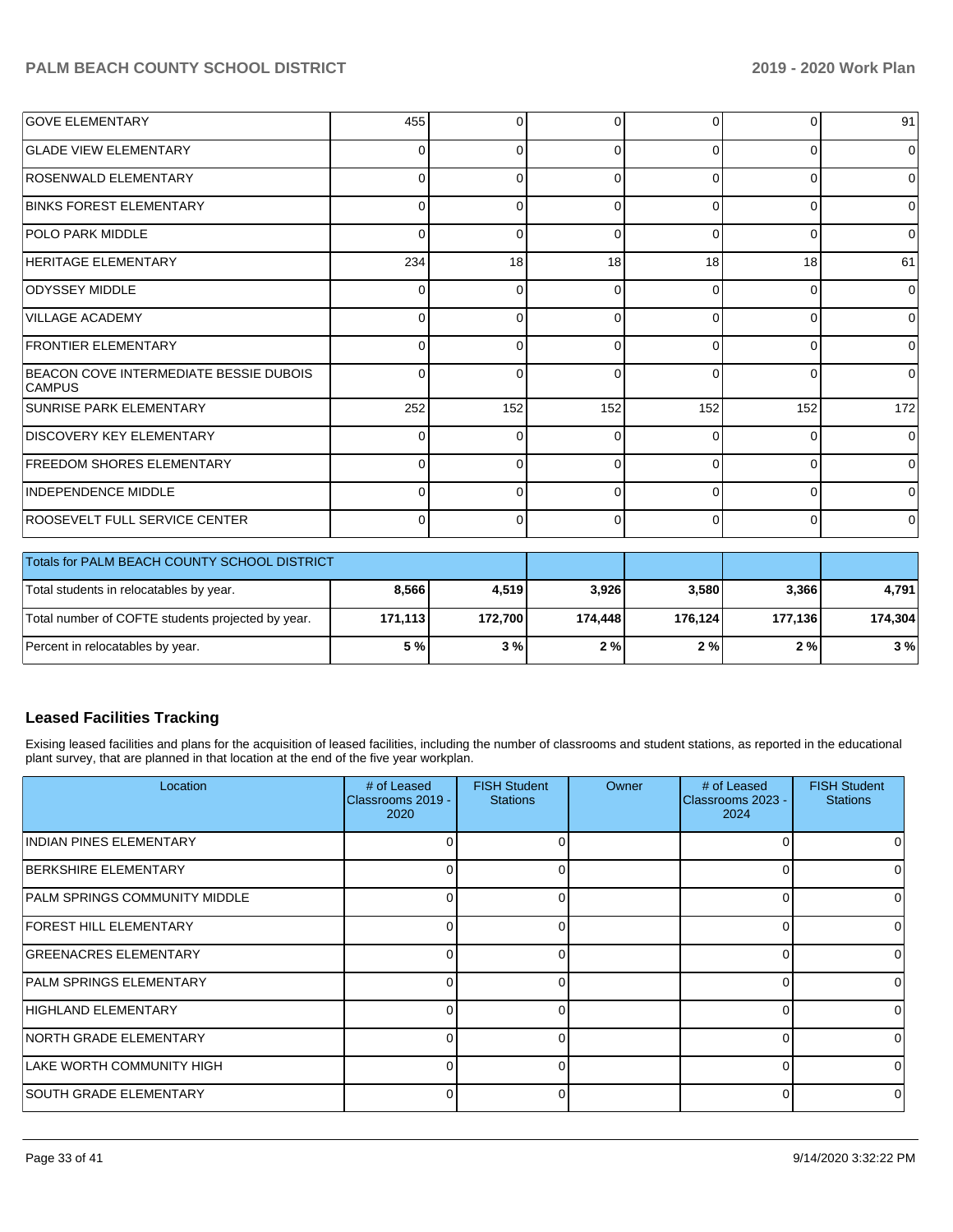| | | | | | | |
|---|---|---|---|---|---|---|
| GOVE ELEMENTARY | 455 | 0 | 0 | 0 | 0 | 91 |
| GLADE VIEW ELEMENTARY | 0 | 0 | 0 | 0 | 0 | 0 |
| ROSENWALD ELEMENTARY | 0 | 0 | 0 | 0 | 0 | 0 |
| BINKS FOREST ELEMENTARY | 0 | 0 | 0 | 0 | 0 | 0 |
| POLO PARK MIDDLE | 0 | 0 | 0 | 0 | 0 | 0 |
| HERITAGE ELEMENTARY | 234 | 18 | 18 | 18 | 18 | 61 |
| ODYSSEY MIDDLE | 0 | 0 | 0 | 0 | 0 | 0 |
| VILLAGE ACADEMY | 0 | 0 | 0 | 0 | 0 | 0 |
| FRONTIER ELEMENTARY | 0 | 0 | 0 | 0 | 0 | 0 |
| BEACON COVE INTERMEDIATE BESSIE DUBOIS CAMPUS | 0 | 0 | 0 | 0 | 0 | 0 |
| SUNRISE PARK ELEMENTARY | 252 | 152 | 152 | 152 | 152 | 172 |
| DISCOVERY KEY ELEMENTARY | 0 | 0 | 0 | 0 | 0 | 0 |
| FREEDOM SHORES ELEMENTARY | 0 | 0 | 0 | 0 | 0 | 0 |
| INDEPENDENCE MIDDLE | 0 | 0 | 0 | 0 | 0 | 0 |
| ROOSEVELT FULL SERVICE CENTER | 0 | 0 | 0 | 0 | 0 | 0 |

| Totals for PALM BEACH COUNTY SCHOOL DISTRICT | | | | | | |
|---|---|---|---|---|---|---|
| Total students in relocatables by year. | **8,566** | **4,519** | **3,926** | **3,580** | **3,366** | **4,791** |
| Total number of COFTE students projected by year. | **171,113** | **172,700** | **174,448** | **176,124** | **177,136** | **174,304** |
| Percent in relocatables by year. | **5 %** | **3 %** | **2 %** | **2 %** | **2 %** | **3 %** |

## Leased Facilities Tracking

Exising leased facilities and plans for the acquisition of leased facilities, including the number of classrooms and student stations, as reported in the educational plant survey, that are planned in that location at the end of the five year workplan.

| Location | # of Leased Classrooms 2019 - 2020 | FISH Student Stations | Owner | # of Leased Classrooms 2023 - 2024 | FISH Student Stations |
|---|---|---|---|---|---|
| INDIAN PINES ELEMENTARY | 0 | 0 | | 0 | 0 |
| BERKSHIRE ELEMENTARY | 0 | 0 | | 0 | 0 |
| PALM SPRINGS COMMUNITY MIDDLE | 0 | 0 | | 0 | 0 |
| FOREST HILL ELEMENTARY | 0 | 0 | | 0 | 0 |
| GREENACRES ELEMENTARY | 0 | 0 | | 0 | 0 |
| PALM SPRINGS ELEMENTARY | 0 | 0 | | 0 | 0 |
| HIGHLAND ELEMENTARY | 0 | 0 | | 0 | 0 |
| NORTH GRADE ELEMENTARY | 0 | 0 | | 0 | 0 |
| LAKE WORTH COMMUNITY HIGH | 0 | 0 | | 0 | 0 |
| SOUTH GRADE ELEMENTARY | 0 | 0 | | 0 | 0 |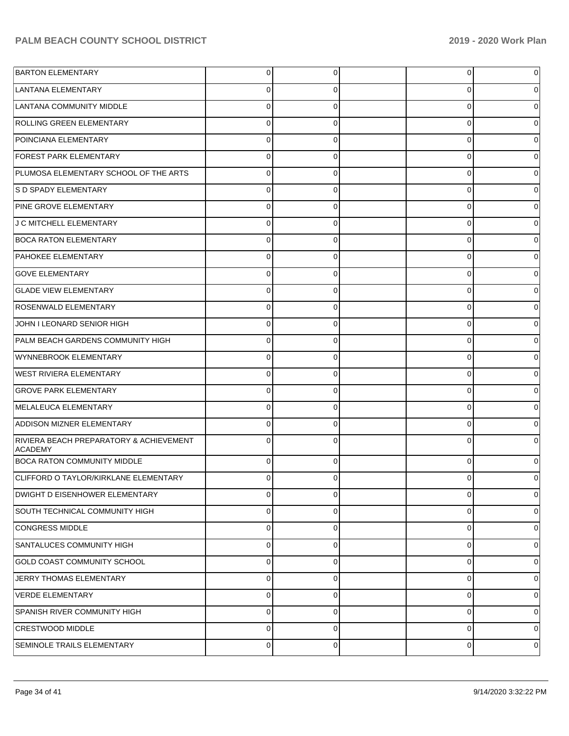| | | | | | |
|---|---|---|---|---|---|
| BARTON ELEMENTARY | 0 | 0 | | 0 | 0 |
| LANTANA ELEMENTARY | 0 | 0 | | 0 | 0 |
| LANTANA COMMUNITY MIDDLE | 0 | 0 | | 0 | 0 |
| ROLLING GREEN ELEMENTARY | 0 | 0 | | 0 | 0 |
| POINCIANA ELEMENTARY | 0 | 0 | | 0 | 0 |
| FOREST PARK ELEMENTARY | 0 | 0 | | 0 | 0 |
| PLUMOSA ELEMENTARY SCHOOL OF THE ARTS | 0 | 0 | | 0 | 0 |
| S D SPADY ELEMENTARY | 0 | 0 | | 0 | 0 |
| PINE GROVE ELEMENTARY | 0 | 0 | | 0 | 0 |
| J C MITCHELL ELEMENTARY | 0 | 0 | | 0 | 0 |
| BOCA RATON ELEMENTARY | 0 | 0 | | 0 | 0 |
| PAHOKEE ELEMENTARY | 0 | 0 | | 0 | 0 |
| GOVE ELEMENTARY | 0 | 0 | | 0 | 0 |
| GLADE VIEW ELEMENTARY | 0 | 0 | | 0 | 0 |
| ROSENWALD ELEMENTARY | 0 | 0 | | 0 | 0 |
| JOHN I LEONARD SENIOR HIGH | 0 | 0 | | 0 | 0 |
| PALM BEACH GARDENS COMMUNITY HIGH | 0 | 0 | | 0 | 0 |
| WYNNEBROOK ELEMENTARY | 0 | 0 | | 0 | 0 |
| WEST RIVIERA ELEMENTARY | 0 | 0 | | 0 | 0 |
| GROVE PARK ELEMENTARY | 0 | 0 | | 0 | 0 |
| MELALEUCA ELEMENTARY | 0 | 0 | | 0 | 0 |
| ADDISON MIZNER ELEMENTARY | 0 | 0 | | 0 | 0 |
| RIVIERA BEACH PREPARATORY & ACHIEVEMENT ACADEMY | 0 | 0 | | 0 | 0 |
| BOCA RATON COMMUNITY MIDDLE | 0 | 0 | | 0 | 0 |
| CLIFFORD O TAYLOR/KIRKLANE ELEMENTARY | 0 | 0 | | 0 | 0 |
| DWIGHT D EISENHOWER ELEMENTARY | 0 | 0 | | 0 | 0 |
| SOUTH TECHNICAL COMMUNITY HIGH | 0 | 0 | | 0 | 0 |
| CONGRESS MIDDLE | 0 | 0 | | 0 | 0 |
| SANTALUCES COMMUNITY HIGH | 0 | 0 | | 0 | 0 |
| GOLD COAST COMMUNITY SCHOOL | 0 | 0 | | 0 | 0 |
| JERRY THOMAS ELEMENTARY | 0 | 0 | | 0 | 0 |
| VERDE ELEMENTARY | 0 | 0 | | 0 | 0 |
| SPANISH RIVER COMMUNITY HIGH | 0 | 0 | | 0 | 0 |
| CRESTWOOD MIDDLE | 0 | 0 | | 0 | 0 |
| SEMINOLE TRAILS ELEMENTARY | 0 | 0 | | 0 | 0 |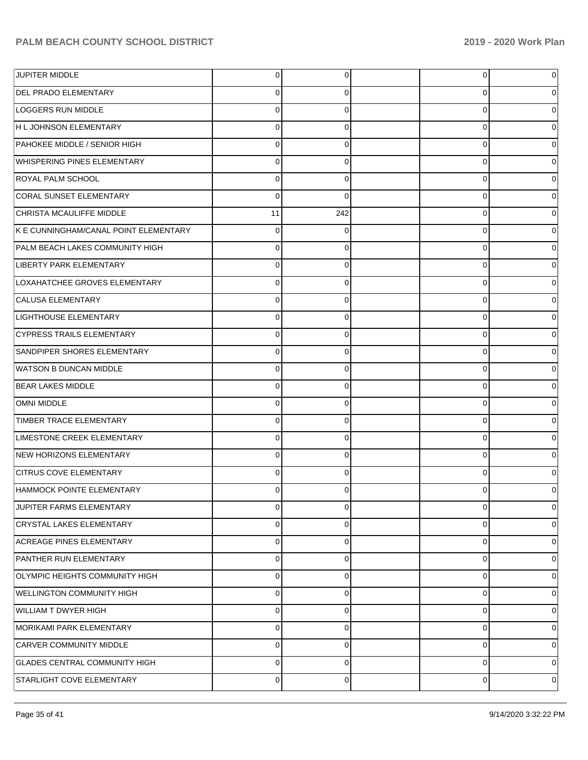| | | | | | |
|---|---|---|---|---|---|
| JUPITER MIDDLE | 0 | 0 | | 0 | 0 |
| DEL PRADO ELEMENTARY | 0 | 0 | | 0 | 0 |
| LOGGERS RUN MIDDLE | 0 | 0 | | 0 | 0 |
| H L JOHNSON ELEMENTARY | 0 | 0 | | 0 | 0 |
| PAHOKEE MIDDLE / SENIOR HIGH | 0 | 0 | | 0 | 0 |
| WHISPERING PINES ELEMENTARY | 0 | 0 | | 0 | 0 |
| ROYAL PALM SCHOOL | 0 | 0 | | 0 | 0 |
| CORAL SUNSET ELEMENTARY | 0 | 0 | | 0 | 0 |
| CHRISTA MCAULIFFE MIDDLE | 11 | 242 | | 0 | 0 |
| K E CUNNINGHAM/CANAL POINT ELEMENTARY | 0 | 0 | | 0 | 0 |
| PALM BEACH LAKES COMMUNITY HIGH | 0 | 0 | | 0 | 0 |
| LIBERTY PARK ELEMENTARY | 0 | 0 | | 0 | 0 |
| LOXAHATCHEE GROVES ELEMENTARY | 0 | 0 | | 0 | 0 |
| CALUSA ELEMENTARY | 0 | 0 | | 0 | 0 |
| LIGHTHOUSE ELEMENTARY | 0 | 0 | | 0 | 0 |
| CYPRESS TRAILS ELEMENTARY | 0 | 0 | | 0 | 0 |
| SANDPIPER SHORES ELEMENTARY | 0 | 0 | | 0 | 0 |
| WATSON B DUNCAN MIDDLE | 0 | 0 | | 0 | 0 |
| BEAR LAKES MIDDLE | 0 | 0 | | 0 | 0 |
| OMNI MIDDLE | 0 | 0 | | 0 | 0 |
| TIMBER TRACE ELEMENTARY | 0 | 0 | | 0 | 0 |
| LIMESTONE CREEK ELEMENTARY | 0 | 0 | | 0 | 0 |
| NEW HORIZONS ELEMENTARY | 0 | 0 | | 0 | 0 |
| CITRUS COVE ELEMENTARY | 0 | 0 | | 0 | 0 |
| HAMMOCK POINTE ELEMENTARY | 0 | 0 | | 0 | 0 |
| JUPITER FARMS ELEMENTARY | 0 | 0 | | 0 | 0 |
| CRYSTAL LAKES ELEMENTARY | 0 | 0 | | 0 | 0 |
| ACREAGE PINES ELEMENTARY | 0 | 0 | | 0 | 0 |
| PANTHER RUN ELEMENTARY | 0 | 0 | | 0 | 0 |
| OLYMPIC HEIGHTS COMMUNITY HIGH | 0 | 0 | | 0 | 0 |
| WELLINGTON COMMUNITY HIGH | 0 | 0 | | 0 | 0 |
| WILLIAM T DWYER HIGH | 0 | 0 | | 0 | 0 |
| MORIKAMI PARK ELEMENTARY | 0 | 0 | | 0 | 0 |
| CARVER COMMUNITY MIDDLE | 0 | 0 | | 0 | 0 |
| GLADES CENTRAL COMMUNITY HIGH | 0 | 0 | | 0 | 0 |
| STARLIGHT COVE ELEMENTARY | 0 | 0 | | 0 | 0 |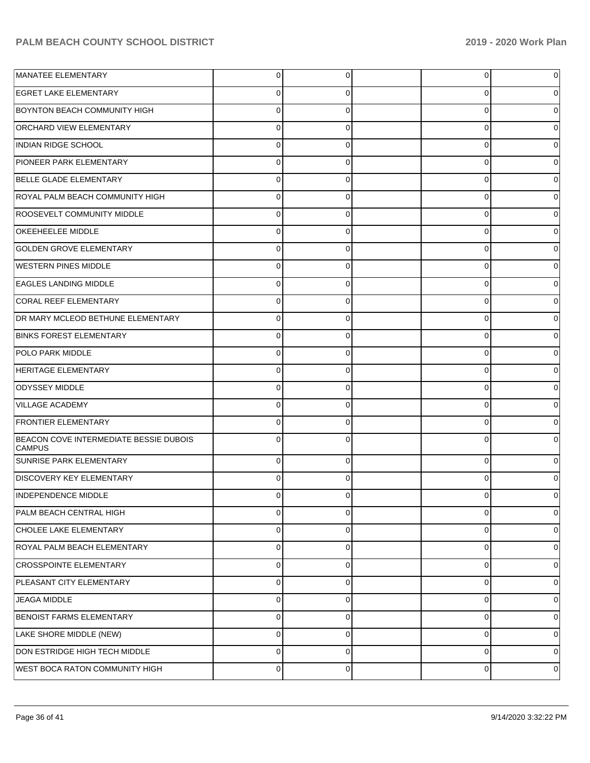| | | | | | |
|---|---|---|---|---|---|
| MANATEE ELEMENTARY | 0 | 0 | | 0 | 0 |
| EGRET LAKE ELEMENTARY | 0 | 0 | | 0 | 0 |
| BOYNTON BEACH COMMUNITY HIGH | 0 | 0 | | 0 | 0 |
| ORCHARD VIEW ELEMENTARY | 0 | 0 | | 0 | 0 |
| INDIAN RIDGE SCHOOL | 0 | 0 | | 0 | 0 |
| PIONEER PARK ELEMENTARY | 0 | 0 | | 0 | 0 |
| BELLE GLADE ELEMENTARY | 0 | 0 | | 0 | 0 |
| ROYAL PALM BEACH COMMUNITY HIGH | 0 | 0 | | 0 | 0 |
| ROOSEVELT COMMUNITY MIDDLE | 0 | 0 | | 0 | 0 |
| OKEEHEELEE MIDDLE | 0 | 0 | | 0 | 0 |
| GOLDEN GROVE ELEMENTARY | 0 | 0 | | 0 | 0 |
| WESTERN PINES MIDDLE | 0 | 0 | | 0 | 0 |
| EAGLES LANDING MIDDLE | 0 | 0 | | 0 | 0 |
| CORAL REEF ELEMENTARY | 0 | 0 | | 0 | 0 |
| DR MARY MCLEOD BETHUNE ELEMENTARY | 0 | 0 | | 0 | 0 |
| BINKS FOREST ELEMENTARY | 0 | 0 | | 0 | 0 |
| POLO PARK MIDDLE | 0 | 0 | | 0 | 0 |
| HERITAGE ELEMENTARY | 0 | 0 | | 0 | 0 |
| ODYSSEY MIDDLE | 0 | 0 | | 0 | 0 |
| VILLAGE ACADEMY | 0 | 0 | | 0 | 0 |
| FRONTIER ELEMENTARY | 0 | 0 | | 0 | 0 |
| BEACON COVE INTERMEDIATE BESSIE DUBOIS CAMPUS | 0 | 0 | | 0 | 0 |
| SUNRISE PARK ELEMENTARY | 0 | 0 | | 0 | 0 |
| DISCOVERY KEY ELEMENTARY | 0 | 0 | | 0 | 0 |
| INDEPENDENCE MIDDLE | 0 | 0 | | 0 | 0 |
| PALM BEACH CENTRAL HIGH | 0 | 0 | | 0 | 0 |
| CHOLEE LAKE ELEMENTARY | 0 | 0 | | 0 | 0 |
| ROYAL PALM BEACH ELEMENTARY | 0 | 0 | | 0 | 0 |
| CROSSPOINTE ELEMENTARY | 0 | 0 | | 0 | 0 |
| PLEASANT CITY ELEMENTARY | 0 | 0 | | 0 | 0 |
| JEAGA MIDDLE | 0 | 0 | | 0 | 0 |
| BENOIST FARMS ELEMENTARY | 0 | 0 | | 0 | 0 |
| LAKE SHORE MIDDLE (NEW) | 0 | 0 | | 0 | 0 |
| DON ESTRIDGE HIGH TECH MIDDLE | 0 | 0 | | 0 | 0 |
| WEST BOCA RATON COMMUNITY HIGH | 0 | 0 | | 0 | 0 |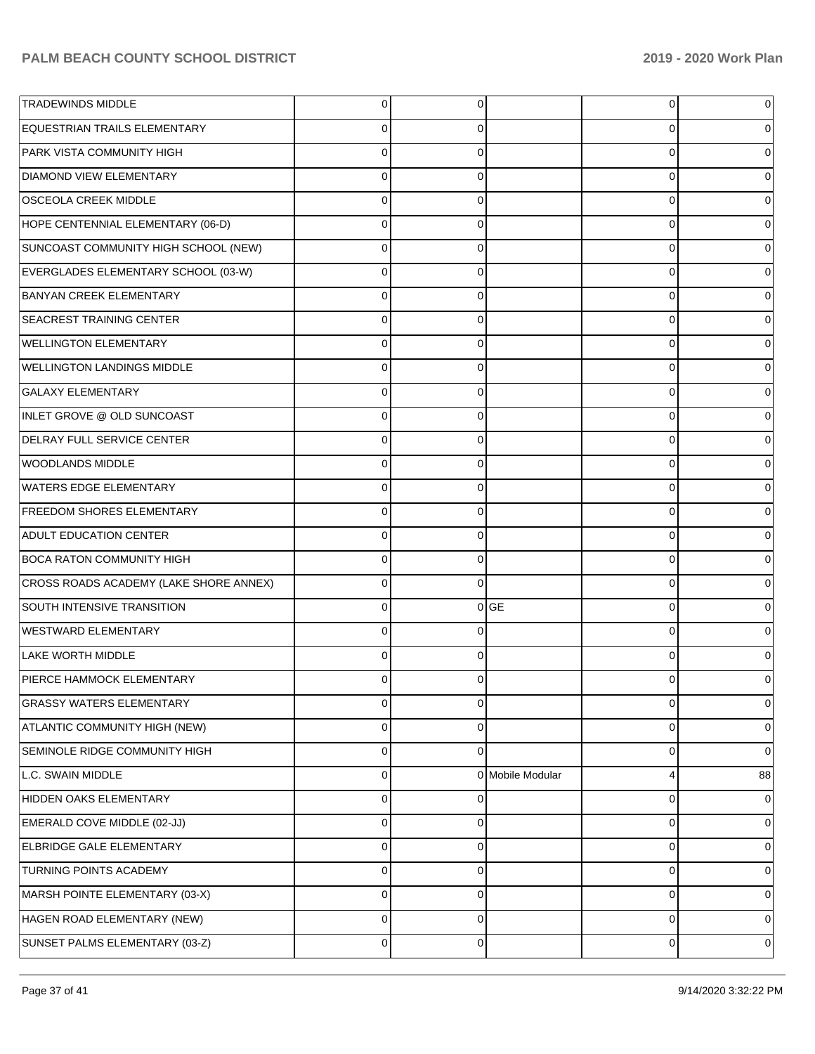| | | | | | |
|---|---|---|---|---|---|
| TRADEWINDS MIDDLE | 0 | 0 | | 0 | 0 |
| EQUESTRIAN TRAILS ELEMENTARY | 0 | 0 | | 0 | 0 |
| PARK VISTA COMMUNITY HIGH | 0 | 0 | | 0 | 0 |
| DIAMOND VIEW ELEMENTARY | 0 | 0 | | 0 | 0 |
| OSCEOLA CREEK MIDDLE | 0 | 0 | | 0 | 0 |
| HOPE CENTENNIAL ELEMENTARY (06-D) | 0 | 0 | | 0 | 0 |
| SUNCOAST COMMUNITY HIGH SCHOOL (NEW) | 0 | 0 | | 0 | 0 |
| EVERGLADES ELEMENTARY SCHOOL (03-W) | 0 | 0 | | 0 | 0 |
| BANYAN CREEK ELEMENTARY | 0 | 0 | | 0 | 0 |
| SEACREST TRAINING CENTER | 0 | 0 | | 0 | 0 |
| WELLINGTON ELEMENTARY | 0 | 0 | | 0 | 0 |
| WELLINGTON LANDINGS MIDDLE | 0 | 0 | | 0 | 0 |
| GALAXY ELEMENTARY | 0 | 0 | | 0 | 0 |
| INLET GROVE @ OLD SUNCOAST | 0 | 0 | | 0 | 0 |
| DELRAY FULL SERVICE CENTER | 0 | 0 | | 0 | 0 |
| WOODLANDS MIDDLE | 0 | 0 | | 0 | 0 |
| WATERS EDGE ELEMENTARY | 0 | 0 | | 0 | 0 |
| FREEDOM SHORES ELEMENTARY | 0 | 0 | | 0 | 0 |
| ADULT EDUCATION CENTER | 0 | 0 | | 0 | 0 |
| BOCA RATON COMMUNITY HIGH | 0 | 0 | | 0 | 0 |
| CROSS ROADS ACADEMY (LAKE SHORE ANNEX) | 0 | 0 | | 0 | 0 |
| SOUTH INTENSIVE TRANSITION | 0 | 0 | GE | 0 | 0 |
| WESTWARD ELEMENTARY | 0 | 0 | | 0 | 0 |
| LAKE WORTH MIDDLE | 0 | 0 | | 0 | 0 |
| PIERCE HAMMOCK ELEMENTARY | 0 | 0 | | 0 | 0 |
| GRASSY WATERS ELEMENTARY | 0 | 0 | | 0 | 0 |
| ATLANTIC COMMUNITY HIGH (NEW) | 0 | 0 | | 0 | 0 |
| SEMINOLE RIDGE COMMUNITY HIGH | 0 | 0 | | 0 | 0 |
| L.C. SWAIN MIDDLE | 0 | 0 | Mobile Modular | 4 | 88 |
| HIDDEN OAKS ELEMENTARY | 0 | 0 | | 0 | 0 |
| EMERALD COVE MIDDLE (02-JJ) | 0 | 0 | | 0 | 0 |
| ELBRIDGE GALE ELEMENTARY | 0 | 0 | | 0 | 0 |
| TURNING POINTS ACADEMY | 0 | 0 | | 0 | 0 |
| MARSH POINTE ELEMENTARY (03-X) | 0 | 0 | | 0 | 0 |
| HAGEN ROAD ELEMENTARY (NEW) | 0 | 0 | | 0 | 0 |
| SUNSET PALMS ELEMENTARY (03-Z) | 0 | 0 | | 0 | 0 |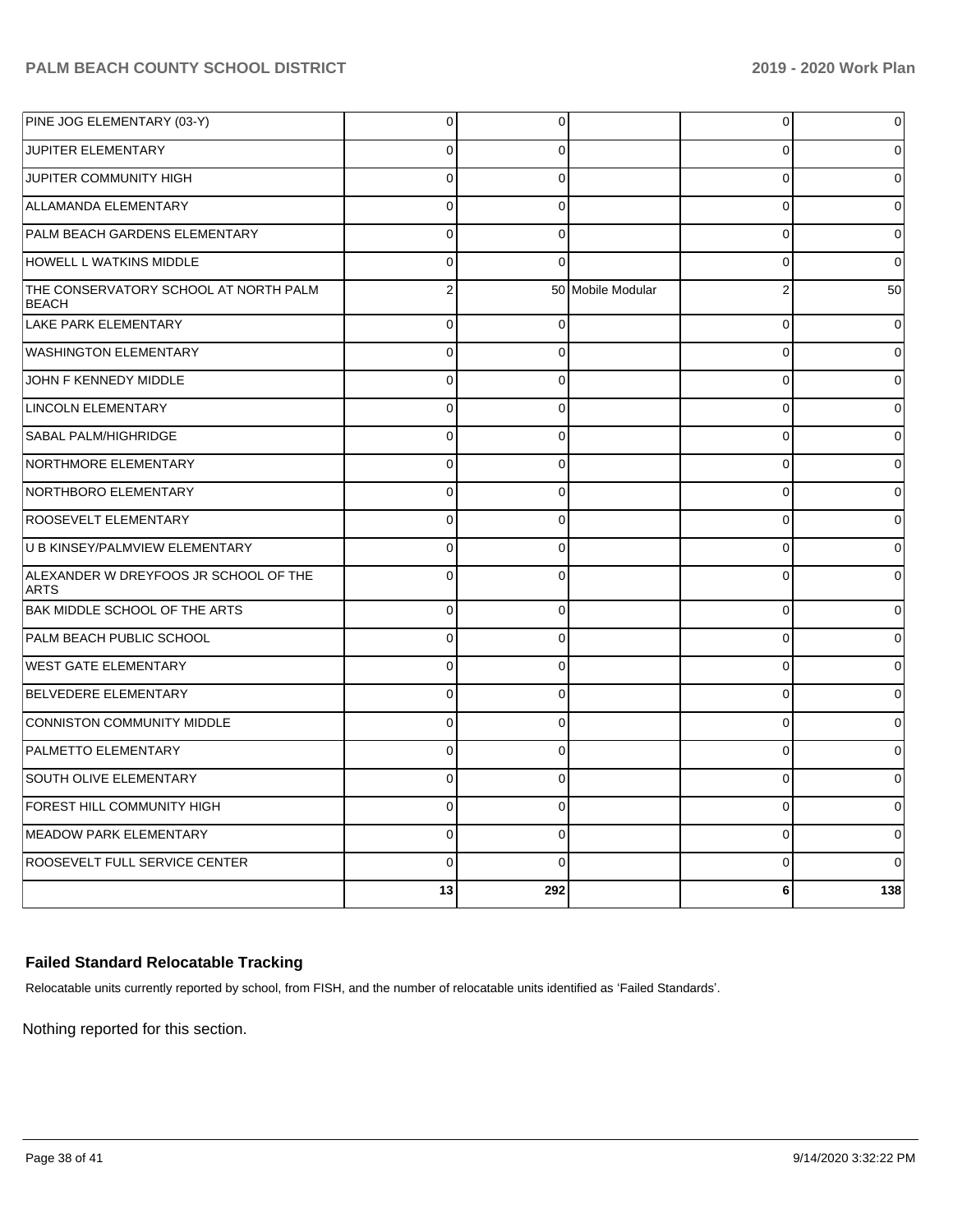| | | | | | |
|---|---|---|---|---|---|
| PINE JOG ELEMENTARY (03-Y) | 0 | 0 | | 0 | 0 |
| JUPITER ELEMENTARY | 0 | 0 | | 0 | 0 |
| JUPITER COMMUNITY HIGH | 0 | 0 | | 0 | 0 |
| ALLAMANDA ELEMENTARY | 0 | 0 | | 0 | 0 |
| PALM BEACH GARDENS ELEMENTARY | 0 | 0 | | 0 | 0 |
| HOWELL L WATKINS MIDDLE | 0 | 0 | | 0 | 0 |
| THE CONSERVATORY SCHOOL AT NORTH PALM BEACH | 2 | 50 | Mobile Modular | 2 | 50 |
| LAKE PARK ELEMENTARY | 0 | 0 | | 0 | 0 |
| WASHINGTON ELEMENTARY | 0 | 0 | | 0 | 0 |
| JOHN F KENNEDY MIDDLE | 0 | 0 | | 0 | 0 |
| LINCOLN ELEMENTARY | 0 | 0 | | 0 | 0 |
| SABAL PALM/HIGHRIDGE | 0 | 0 | | 0 | 0 |
| NORTHMORE ELEMENTARY | 0 | 0 | | 0 | 0 |
| NORTHBORO ELEMENTARY | 0 | 0 | | 0 | 0 |
| ROOSEVELT ELEMENTARY | 0 | 0 | | 0 | 0 |
| U B KINSEY/PALMVIEW ELEMENTARY | 0 | 0 | | 0 | 0 |
| ALEXANDER W DREYFOOS JR SCHOOL OF THE ARTS | 0 | 0 | | 0 | 0 |
| BAK MIDDLE SCHOOL OF THE ARTS | 0 | 0 | | 0 | 0 |
| PALM BEACH PUBLIC SCHOOL | 0 | 0 | | 0 | 0 |
| WEST GATE ELEMENTARY | 0 | 0 | | 0 | 0 |
| BELVEDERE ELEMENTARY | 0 | 0 | | 0 | 0 |
| CONNISTON COMMUNITY MIDDLE | 0 | 0 | | 0 | 0 |
| PALMETTO ELEMENTARY | 0 | 0 | | 0 | 0 |
| SOUTH OLIVE ELEMENTARY | 0 | 0 | | 0 | 0 |
| FOREST HILL COMMUNITY HIGH | 0 | 0 | | 0 | 0 |
| MEADOW PARK ELEMENTARY | 0 | 0 | | 0 | 0 |
| ROOSEVELT FULL SERVICE CENTER | 0 | 0 | | 0 | 0 |
| | **13** | **292** | | **6** | **138** |

### Failed Standard Relocatable Tracking

Relocatable units currently reported by school, from FISH, and the number of relocatable units identified as 'Failed Standards'.

Nothing reported for this section.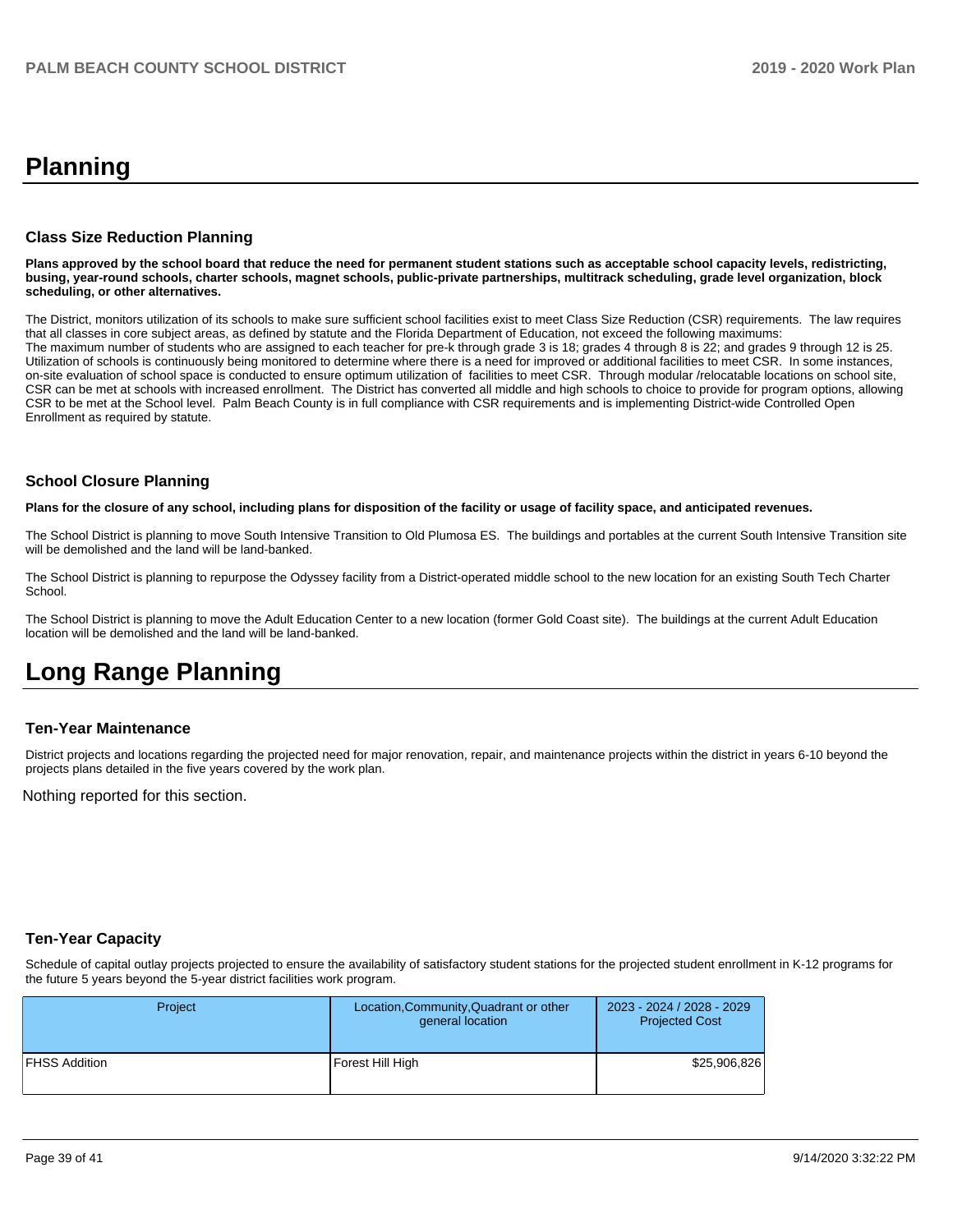# Planning

### Class Size Reduction Planning

**Plans approved by the school board that reduce the need for permanent student stations such as acceptable school capacity levels, redistricting, busing, year-round schools, charter schools, magnet schools, public-private partnerships, multitrack scheduling, grade level organization, block scheduling, or other alternatives.**

The District, monitors utilization of its schools to make sure sufficient school facilities exist to meet Class Size Reduction (CSR) requirements. The law requires that all classes in core subject areas, as defined by statute and the Florida Department of Education, not exceed the following maximums:
The maximum number of students who are assigned to each teacher for pre-k through grade 3 is 18; grades 4 through 8 is 22; and grades 9 through 12 is 25. Utilization of schools is continuously being monitored to determine where there is a need for improved or additional facilities to meet CSR. In some instances, on-site evaluation of school space is conducted to ensure optimum utilization of facilities to meet CSR. Through modular /relocatable locations on school site, CSR can be met at schools with increased enrollment. The District has converted all middle and high schools to choice to provide for program options, allowing CSR to be met at the School level. Palm Beach County is in full compliance with CSR requirements and is implementing District-wide Controlled Open Enrollment as required by statute.

### School Closure Planning

**Plans for the closure of any school, including plans for disposition of the facility or usage of facility space, and anticipated revenues.**

The School District is planning to move South Intensive Transition to Old Plumosa ES. The buildings and portables at the current South Intensive Transition site will be demolished and the land will be land-banked.

The School District is planning to repurpose the Odyssey facility from a District-operated middle school to the new location for an existing South Tech Charter School.

The School District is planning to move the Adult Education Center to a new location (former Gold Coast site). The buildings at the current Adult Education location will be demolished and the land will be land-banked.

# Long Range Planning

### Ten-Year Maintenance

District projects and locations regarding the projected need for major renovation, repair, and maintenance projects within the district in years 6-10 beyond the projects plans detailed in the five years covered by the work plan.

Nothing reported for this section.

### Ten-Year Capacity

Schedule of capital outlay projects projected to ensure the availability of satisfactory student stations for the projected student enrollment in K-12 programs for the future 5 years beyond the 5-year district facilities work program.

| Project | Location,Community,Quadrant or other general location | 2023 - 2024 / 2028 - 2029 Projected Cost |
|---|---|---|
| FHSS Addition | Forest Hill High | $25,906,826 |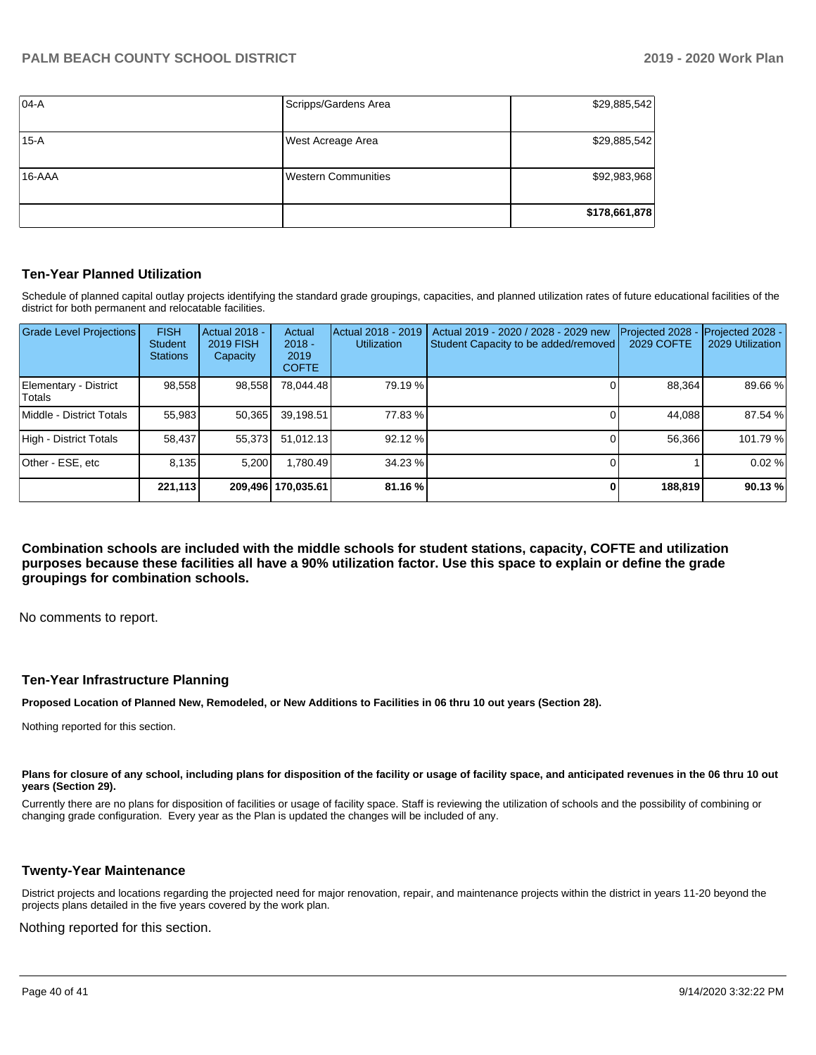| 04-A | Scripps/Gardens Area | $29,885,542 |
|---|---|---|
| 15-A | West Acreage Area | $29,885,542 |
| 16-AAA | Western Communities | $92,983,968 |
| | | **$178,661,878** |

## Ten-Year Planned Utilization

Schedule of planned capital outlay projects identifying the standard grade groupings, capacities, and planned utilization rates of future educational facilities of the district for both permanent and relocatable facilities.

| Grade Level Projections | FISH Student Stations | Actual 2018 - 2019 FISH Capacity | Actual 2018 - 2019 COFTE | Actual 2018 - 2019 Utilization | Actual 2019 - 2020 / 2028 - 2029 new Student Capacity to be added/removed | Projected 2028 - 2029 COFTE | Projected 2028 - 2029 Utilization |
|---|---|---|---|---|---|---|---|
| Elementary - District Totals | 98,558 | 98,558 | 78,044.48 | 79.19 % | 0 | 88,364 | 89.66 % |
| Middle - District Totals | 55,983 | 50,365 | 39,198.51 | 77.83 % | 0 | 44,088 | 87.54 % |
| High - District Totals | 58,437 | 55,373 | 51,012.13 | 92.12 % | 0 | 56,366 | 101.79 % |
| Other - ESE, etc | 8,135 | 5,200 | 1,780.49 | 34.23 % | 0 | 1 | 0.02 % |
| | **221,113** | **209,496** | **170,035.61** | **81.16 %** | **0** | **188,819** | **90.13 %** |

**Combination schools are included with the middle schools for student stations, capacity, COFTE and utilization purposes because these facilities all have a 90% utilization factor. Use this space to explain or define the grade groupings for combination schools.**

No comments to report.

## Ten-Year Infrastructure Planning

**Proposed Location of Planned New, Remodeled, or New Additions to Facilities in 06 thru 10 out years (Section 28).**

Nothing reported for this section.

**Plans for closure of any school, including plans for disposition of the facility or usage of facility space, and anticipated revenues in the 06 thru 10 out years (Section 29).**

Currently there are no plans for disposition of facilities or usage of facility space. Staff is reviewing the utilization of schools and the possibility of combining or changing grade configuration. Every year as the Plan is updated the changes will be included of any.

## Twenty-Year Maintenance

District projects and locations regarding the projected need for major renovation, repair, and maintenance projects within the district in years 11-20 beyond the projects plans detailed in the five years covered by the work plan.

Nothing reported for this section.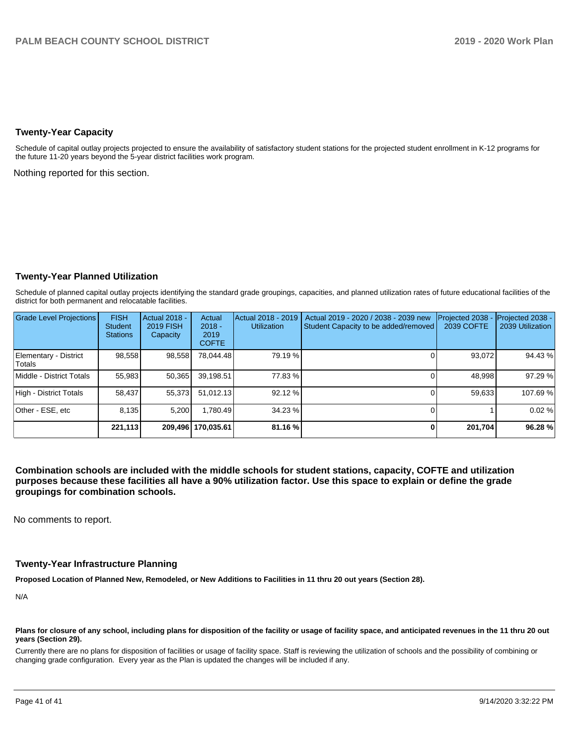## Twenty-Year Capacity

Schedule of capital outlay projects projected to ensure the availability of satisfactory student stations for the projected student enrollment in K-12 programs for the future 11-20 years beyond the 5-year district facilities work program.

Nothing reported for this section.

## Twenty-Year Planned Utilization

Schedule of planned capital outlay projects identifying the standard grade groupings, capacities, and planned utilization rates of future educational facilities of the district for both permanent and relocatable facilities.

| Grade Level Projections | FISH Student Stations | Actual 2018 - 2019 FISH Capacity | Actual 2018 - 2019 COFTE | Actual 2018 - 2019 Utilization | Actual 2019 - 2020 / 2038 - 2039 new Student Capacity to be added/removed | Projected 2038 - 2039 COFTE | Projected 2038 - 2039 Utilization |
|---|---|---|---|---|---|---|---|
| Elementary - District Totals | 98,558 | 98,558 | 78,044.48 | 79.19 % | 0 | 93,072 | 94.43 % |
| Middle - District Totals | 55,983 | 50,365 | 39,198.51 | 77.83 % | 0 | 48,998 | 97.29 % |
| High - District Totals | 58,437 | 55,373 | 51,012.13 | 92.12 % | 0 | 59,633 | 107.69 % |
| Other - ESE, etc | 8,135 | 5,200 | 1,780.49 | 34.23 % | 0 | 1 | 0.02 % |
| | **221,113** | **209,496** | **170,035.61** | **81.16 %** | **0** | **201,704** | **96.28 %** |

**Combination schools are included with the middle schools for student stations, capacity, COFTE and utilization purposes because these facilities all have a 90% utilization factor. Use this space to explain or define the grade groupings for combination schools.**

No comments to report.

## Twenty-Year Infrastructure Planning

**Proposed Location of Planned New, Remodeled, or New Additions to Facilities in 11 thru 20 out years (Section 28).**

N/A

**Plans for closure of any school, including plans for disposition of the facility or usage of facility space, and anticipated revenues in the 11 thru 20 out years (Section 29).**

Currently there are no plans for disposition of facilities or usage of facility space. Staff is reviewing the utilization of schools and the possibility of combining or changing grade configuration. Every year as the Plan is updated the changes will be included if any.